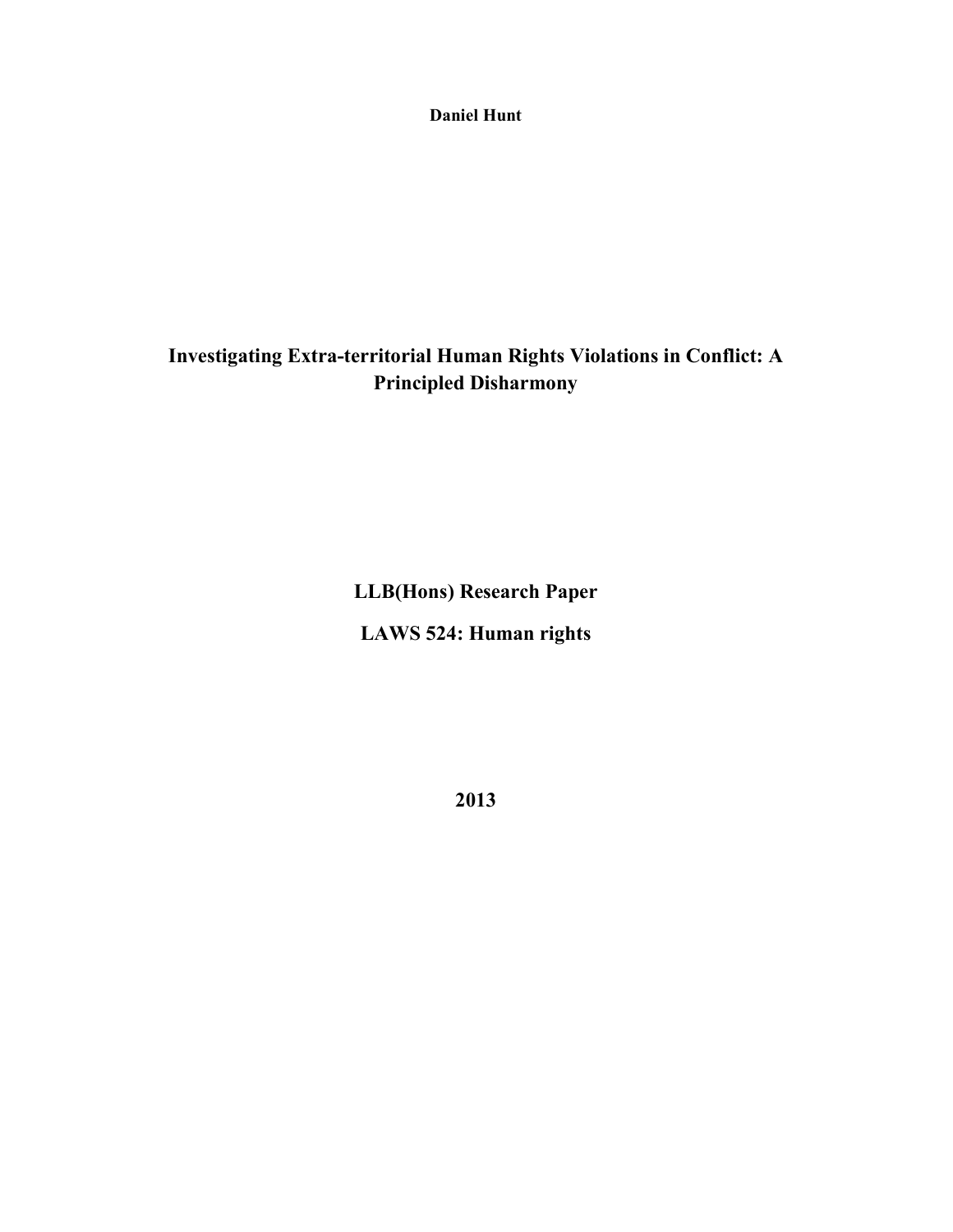**Daniel Hunt**

# Investigating Extra-territorial Human Rights Violations in Conflict: A Principled Disharmony

## LLB(Hons) Research Paper

## LAWS 524: Human rights

## 2013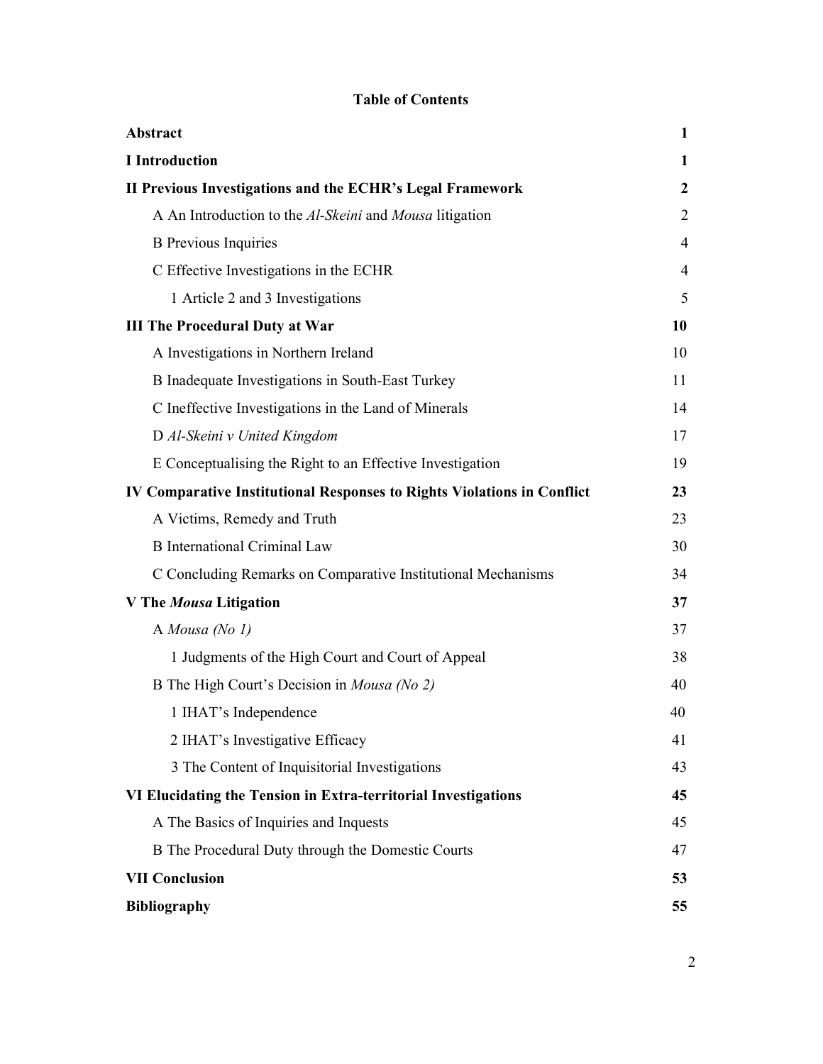# Table of Contents

| | |
|---|---|
| **Abstract** | **1** |
| **I Introduction** | **1** |
| **II Previous Investigations and the ECHR's Legal Framework** | **2** |
| A An Introduction to the *Al-Skeini* and *Mousa* litigation | 2 |
| B Previous Inquiries | 4 |
| C Effective Investigations in the ECHR | 4 |
| 1 Article 2 and 3 Investigations | 5 |
| **III The Procedural Duty at War** | **10** |
| A Investigations in Northern Ireland | 10 |
| B Inadequate Investigations in South-East Turkey | 11 |
| C Ineffective Investigations in the Land of Minerals | 14 |
| D *Al-Skeini v United Kingdom* | 17 |
| E Conceptualising the Right to an Effective Investigation | 19 |
| **IV Comparative Institutional Responses to Rights Violations in Conflict** | **23** |
| A Victims, Remedy and Truth | 23 |
| B International Criminal Law | 30 |
| C Concluding Remarks on Comparative Institutional Mechanisms | 34 |
| **V The *Mousa* Litigation** | **37** |
| A *Mousa (No 1)* | 37 |
| 1 Judgments of the High Court and Court of Appeal | 38 |
| B The High Court's Decision in *Mousa (No 2)* | 40 |
| 1 IHAT's Independence | 40 |
| 2 IHAT's Investigative Efficacy | 41 |
| 3 The Content of Inquisitorial Investigations | 43 |
| **VI Elucidating the Tension in Extra-territorial Investigations** | **45** |
| A The Basics of Inquiries and Inquests | 45 |
| B The Procedural Duty through the Domestic Courts | 47 |
| **VII Conclusion** | **53** |
| **Bibliography** | **55** |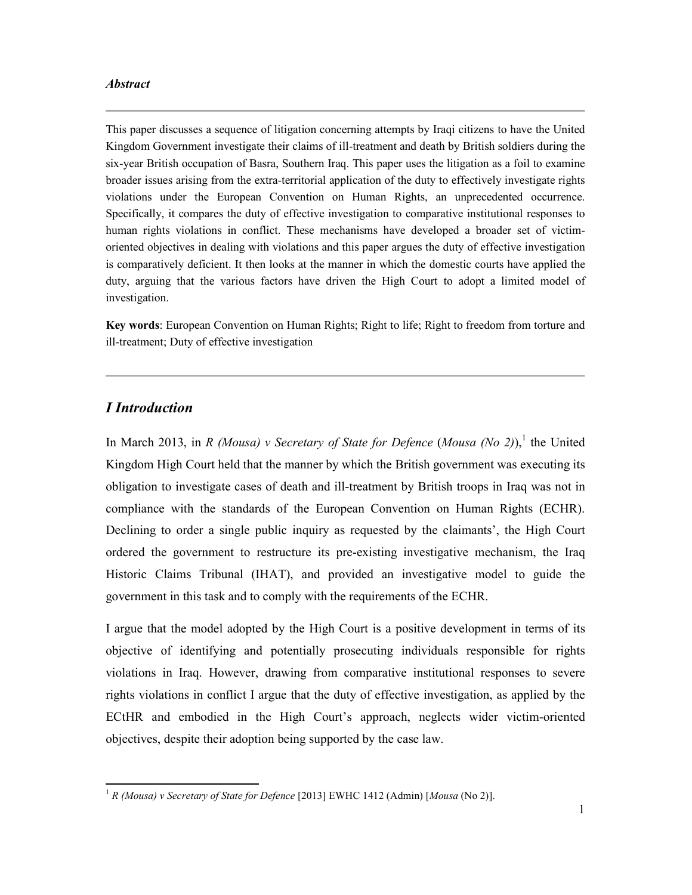***Abstract***

---

This paper discusses a sequence of litigation concerning attempts by Iraqi citizens to have the United Kingdom Government investigate their claims of ill-treatment and death by British soldiers during the six-year British occupation of Basra, Southern Iraq. This paper uses the litigation as a foil to examine broader issues arising from the extra-territorial application of the duty to effectively investigate rights violations under the European Convention on Human Rights, an unprecedented occurrence. Specifically, it compares the duty of effective investigation to comparative institutional responses to human rights violations in conflict. These mechanisms have developed a broader set of victim-oriented objectives in dealing with violations and this paper argues the duty of effective investigation is comparatively deficient. It then looks at the manner in which the domestic courts have applied the duty, arguing that the various factors have driven the High Court to adopt a limited model of investigation.

**Key words**: European Convention on Human Rights; Right to life; Right to freedom from torture and ill-treatment; Duty of effective investigation

---

## *I Introduction*

In March 2013, in *R (Mousa) v Secretary of State for Defence* (*Mousa (No 2)*),[1] the United Kingdom High Court held that the manner by which the British government was executing its obligation to investigate cases of death and ill-treatment by British troops in Iraq was not in compliance with the standards of the European Convention on Human Rights (ECHR). Declining to order a single public inquiry as requested by the claimants', the High Court ordered the government to restructure its pre-existing investigative mechanism, the Iraq Historic Claims Tribunal (IHAT), and provided an investigative model to guide the government in this task and to comply with the requirements of the ECHR.

I argue that the model adopted by the High Court is a positive development in terms of its objective of identifying and potentially prosecuting individuals responsible for rights violations in Iraq. However, drawing from comparative institutional responses to severe rights violations in conflict I argue that the duty of effective investigation, as applied by the ECtHR and embodied in the High Court's approach, neglects wider victim-oriented objectives, despite their adoption being supported by the case law.

[1] *R (Mousa) v Secretary of State for Defence* [2013] EWHC 1412 (Admin) [*Mousa* (No 2)].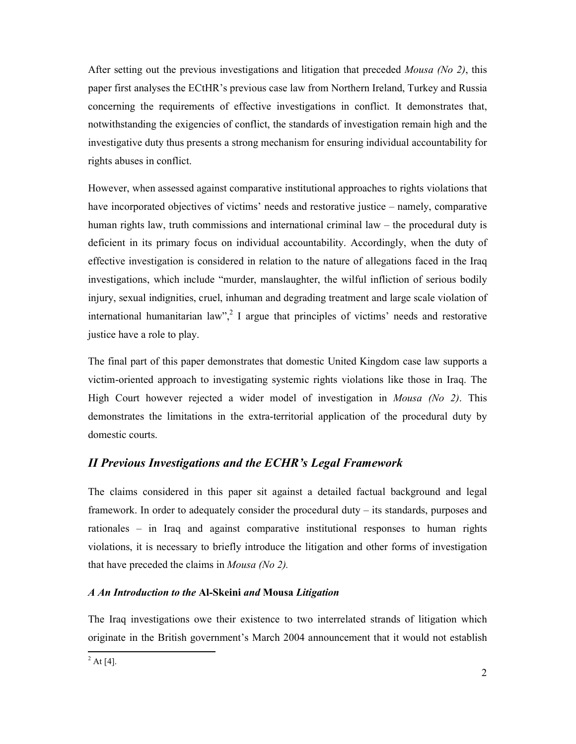After setting out the previous investigations and litigation that preceded *Mousa (No 2)*, this paper first analyses the ECtHR's previous case law from Northern Ireland, Turkey and Russia concerning the requirements of effective investigations in conflict. It demonstrates that, notwithstanding the exigencies of conflict, the standards of investigation remain high and the investigative duty thus presents a strong mechanism for ensuring individual accountability for rights abuses in conflict.

However, when assessed against comparative institutional approaches to rights violations that have incorporated objectives of victims' needs and restorative justice – namely, comparative human rights law, truth commissions and international criminal law – the procedural duty is deficient in its primary focus on individual accountability. Accordingly, when the duty of effective investigation is considered in relation to the nature of allegations faced in the Iraq investigations, which include "murder, manslaughter, the wilful infliction of serious bodily injury, sexual indignities, cruel, inhuman and degrading treatment and large scale violation of international humanitarian law",[2] I argue that principles of victims' needs and restorative justice have a role to play.

The final part of this paper demonstrates that domestic United Kingdom case law supports a victim-oriented approach to investigating systemic rights violations like those in Iraq. The High Court however rejected a wider model of investigation in *Mousa (No 2)*. This demonstrates the limitations in the extra-territorial application of the procedural duty by domestic courts.

## *II Previous Investigations and the ECHR's Legal Framework*

The claims considered in this paper sit against a detailed factual background and legal framework. In order to adequately consider the procedural duty – its standards, purposes and rationales – in Iraq and against comparative institutional responses to human rights violations, it is necessary to briefly introduce the litigation and other forms of investigation that have preceded the claims in *Mousa (No 2).*

### *A An Introduction to the* **Al-Skeini** *and* **Mousa** *Litigation*

The Iraq investigations owe their existence to two interrelated strands of litigation which originate in the British government's March 2004 announcement that it would not establish

[2] At [4].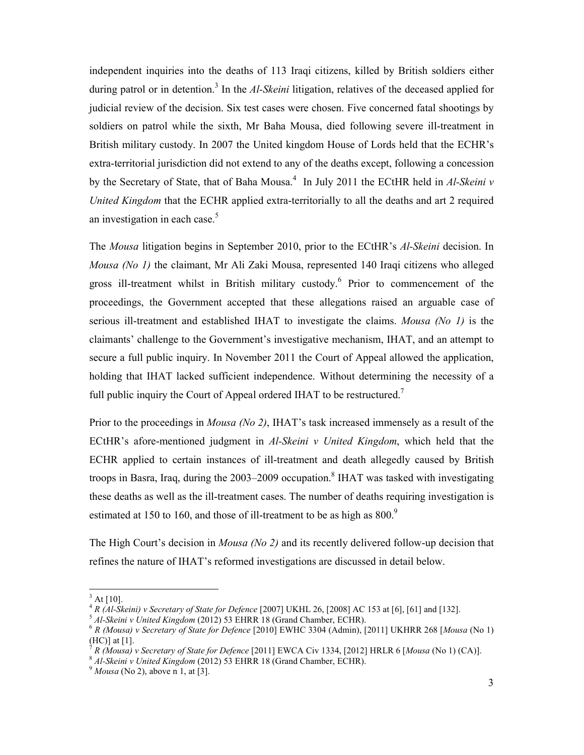independent inquiries into the deaths of 113 Iraqi citizens, killed by British soldiers either during patrol or in detention.[3] In the *Al-Skeini* litigation, relatives of the deceased applied for judicial review of the decision. Six test cases were chosen. Five concerned fatal shootings by soldiers on patrol while the sixth, Mr Baha Mousa, died following severe ill-treatment in British military custody. In 2007 the United kingdom House of Lords held that the ECHR's extra-territorial jurisdiction did not extend to any of the deaths except, following a concession by the Secretary of State, that of Baha Mousa.[4] In July 2011 the ECtHR held in *Al-Skeini v United Kingdom* that the ECHR applied extra-territorially to all the deaths and art 2 required an investigation in each case.[5]

The *Mousa* litigation begins in September 2010, prior to the ECtHR's *Al-Skeini* decision. In *Mousa (No 1)* the claimant, Mr Ali Zaki Mousa, represented 140 Iraqi citizens who alleged gross ill-treatment whilst in British military custody.[6] Prior to commencement of the proceedings, the Government accepted that these allegations raised an arguable case of serious ill-treatment and established IHAT to investigate the claims. *Mousa (No 1)* is the claimants' challenge to the Government's investigative mechanism, IHAT, and an attempt to secure a full public inquiry. In November 2011 the Court of Appeal allowed the application, holding that IHAT lacked sufficient independence. Without determining the necessity of a full public inquiry the Court of Appeal ordered IHAT to be restructured.[7]

Prior to the proceedings in *Mousa (No 2)*, IHAT's task increased immensely as a result of the ECtHR's afore-mentioned judgment in *Al-Skeini v United Kingdom*, which held that the ECHR applied to certain instances of ill-treatment and death allegedly caused by British troops in Basra, Iraq, during the 2003–2009 occupation.[8] IHAT was tasked with investigating these deaths as well as the ill-treatment cases. The number of deaths requiring investigation is estimated at 150 to 160, and those of ill-treatment to be as high as 800.[9]

The High Court's decision in *Mousa (No 2)* and its recently delivered follow-up decision that refines the nature of IHAT's reformed investigations are discussed in detail below.

---

[3] At [10].

[4] *R (Al-Skeini) v Secretary of State for Defence* [2007] UKHL 26, [2008] AC 153 at [6], [61] and [132].

[5] *Al-Skeini v United Kingdom* (2012) 53 EHRR 18 (Grand Chamber, ECHR).

[6] *R (Mousa) v Secretary of State for Defence* [2010] EWHC 3304 (Admin), [2011] UKHRR 268 [*Mousa* (No 1) (HC)] at [1].

[7] *R (Mousa) v Secretary of State for Defence* [2011] EWCA Civ 1334, [2012] HRLR 6 [*Mousa* (No 1) (CA)].

[8] *Al-Skeini v United Kingdom* (2012) 53 EHRR 18 (Grand Chamber, ECHR).

[9] *Mousa* (No 2), above n 1, at [3].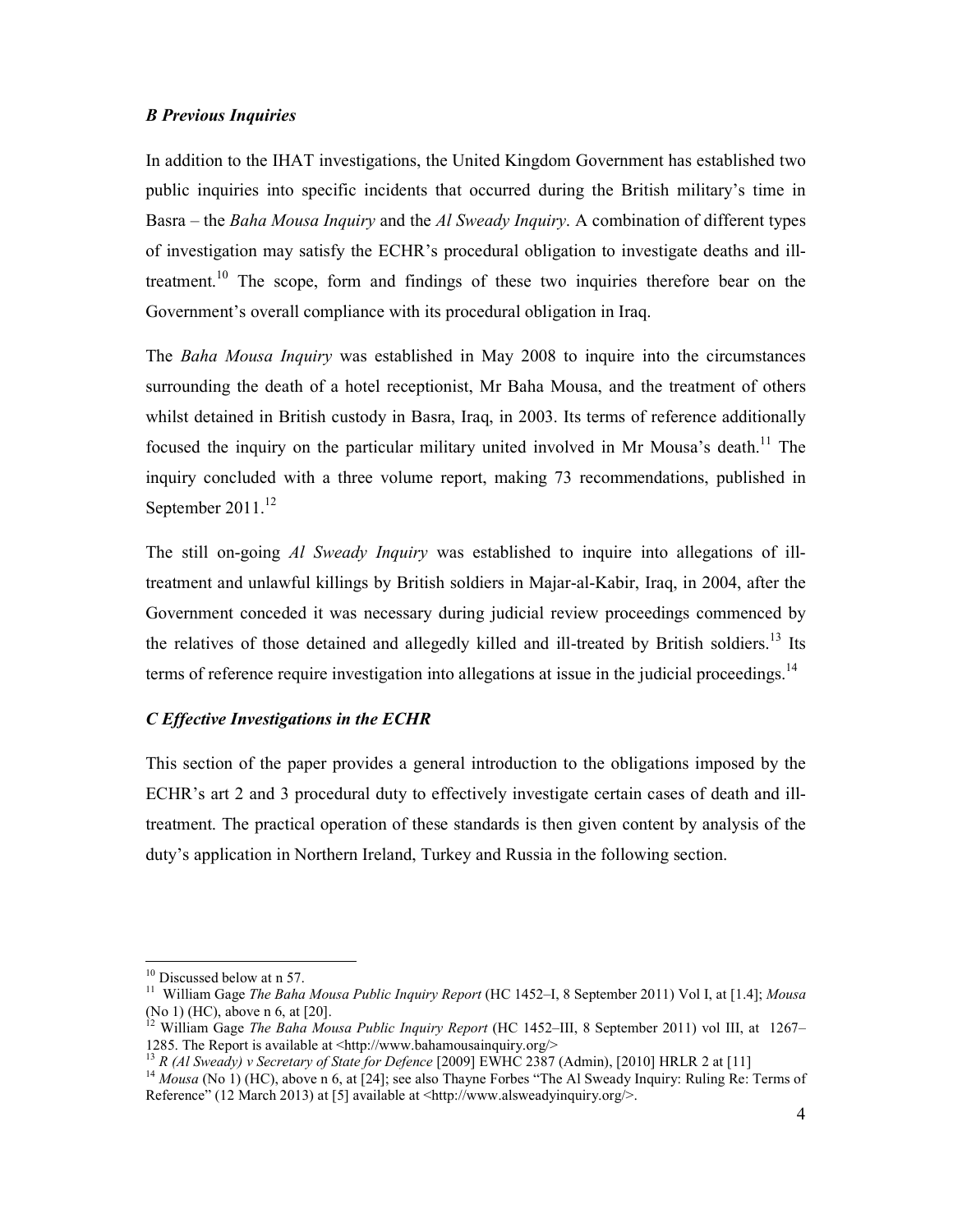### *B Previous Inquiries*

In addition to the IHAT investigations, the United Kingdom Government has established two public inquiries into specific incidents that occurred during the British military's time in Basra – the *Baha Mousa Inquiry* and the *Al Sweady Inquiry*. A combination of different types of investigation may satisfy the ECHR's procedural obligation to investigate deaths and ill-treatment.[10] The scope, form and findings of these two inquiries therefore bear on the Government's overall compliance with its procedural obligation in Iraq.

The *Baha Mousa Inquiry* was established in May 2008 to inquire into the circumstances surrounding the death of a hotel receptionist, Mr Baha Mousa, and the treatment of others whilst detained in British custody in Basra, Iraq, in 2003. Its terms of reference additionally focused the inquiry on the particular military united involved in Mr Mousa's death.[11] The inquiry concluded with a three volume report, making 73 recommendations, published in September 2011.[12]

The still on-going *Al Sweady Inquiry* was established to inquire into allegations of ill-treatment and unlawful killings by British soldiers in Majar-al-Kabir, Iraq, in 2004, after the Government conceded it was necessary during judicial review proceedings commenced by the relatives of those detained and allegedly killed and ill-treated by British soldiers.[13] Its terms of reference require investigation into allegations at issue in the judicial proceedings.[14]

### *C Effective Investigations in the ECHR*

This section of the paper provides a general introduction to the obligations imposed by the ECHR's art 2 and 3 procedural duty to effectively investigate certain cases of death and ill-treatment. The practical operation of these standards is then given content by analysis of the duty's application in Northern Ireland, Turkey and Russia in the following section.

---

[10] Discussed below at n 57.

[11] William Gage *The Baha Mousa Public Inquiry Report* (HC 1452–I, 8 September 2011) Vol I, at [1.4]; *Mousa* (No 1) (HC), above n 6, at [20].

[12] William Gage *The Baha Mousa Public Inquiry Report* (HC 1452–III, 8 September 2011) vol III, at 1267–1285. The Report is available at <http://www.bahamousainquiry.org/>

[13] *R (Al Sweady) v Secretary of State for Defence* [2009] EWHC 2387 (Admin), [2010] HRLR 2 at [11]

[14] *Mousa* (No 1) (HC), above n 6, at [24]; see also Thayne Forbes "The Al Sweady Inquiry: Ruling Re: Terms of Reference" (12 March 2013) at [5] available at <http://www.alsweadyinquiry.org/>.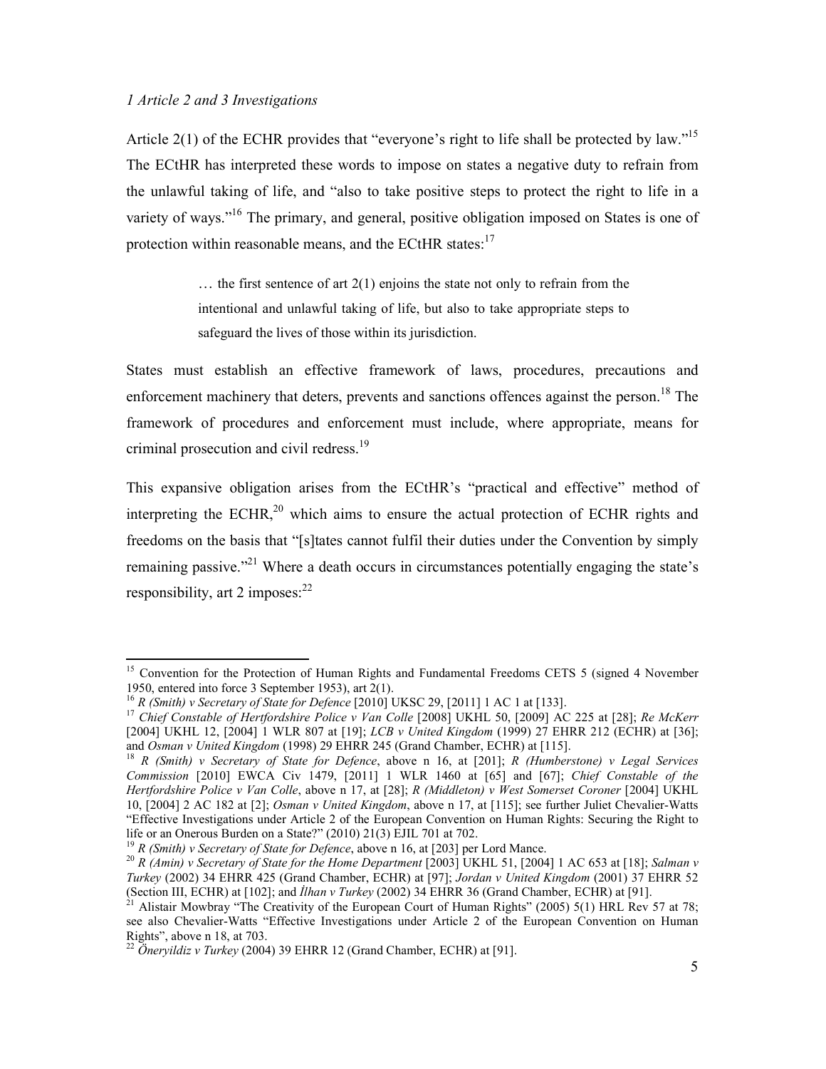*1 Article 2 and 3 Investigations*

Article 2(1) of the ECHR provides that "everyone's right to life shall be protected by law."[15] The ECtHR has interpreted these words to impose on states a negative duty to refrain from the unlawful taking of life, and "also to take positive steps to protect the right to life in a variety of ways."[16] The primary, and general, positive obligation imposed on States is one of protection within reasonable means, and the ECtHR states:[17]

> … the first sentence of art 2(1) enjoins the state not only to refrain from the intentional and unlawful taking of life, but also to take appropriate steps to safeguard the lives of those within its jurisdiction.

States must establish an effective framework of laws, procedures, precautions and enforcement machinery that deters, prevents and sanctions offences against the person.[18] The framework of procedures and enforcement must include, where appropriate, means for criminal prosecution and civil redress.[19]

This expansive obligation arises from the ECtHR's "practical and effective" method of interpreting the ECHR,[20] which aims to ensure the actual protection of ECHR rights and freedoms on the basis that "[s]tates cannot fulfil their duties under the Convention by simply remaining passive."[21] Where a death occurs in circumstances potentially engaging the state's responsibility, art 2 imposes:[22]

---

[15] Convention for the Protection of Human Rights and Fundamental Freedoms CETS 5 (signed 4 November 1950, entered into force 3 September 1953), art 2(1).

[16] *R (Smith) v Secretary of State for Defence* [2010] UKSC 29, [2011] 1 AC 1 at [133].

[17] *Chief Constable of Hertfordshire Police v Van Colle* [2008] UKHL 50, [2009] AC 225 at [28]; *Re McKerr* [2004] UKHL 12, [2004] 1 WLR 807 at [19]; *LCB v United Kingdom* (1999) 27 EHRR 212 (ECHR) at [36]; and *Osman v United Kingdom* (1998) 29 EHRR 245 (Grand Chamber, ECHR) at [115].

[18] *R (Smith) v Secretary of State for Defence*, above n 16, at [201]; *R (Humberstone) v Legal Services Commission* [2010] EWCA Civ 1479, [2011] 1 WLR 1460 at [65] and [67]; *Chief Constable of the Hertfordshire Police v Van Colle*, above n 17, at [28]; *R (Middleton) v West Somerset Coroner* [2004] UKHL 10, [2004] 2 AC 182 at [2]; *Osman v United Kingdom*, above n 17, at [115]; see further Juliet Chevalier-Watts "Effective Investigations under Article 2 of the European Convention on Human Rights: Securing the Right to life or an Onerous Burden on a State?" (2010) 21(3) EJIL 701 at 702.

[19] *R (Smith) v Secretary of State for Defence*, above n 16, at [203] per Lord Mance.

[20] *R (Amin) v Secretary of State for the Home Department* [2003] UKHL 51, [2004] 1 AC 653 at [18]; *Salman v Turkey* (2002) 34 EHRR 425 (Grand Chamber, ECHR) at [97]; *Jordan v United Kingdom* (2001) 37 EHRR 52 (Section III, ECHR) at [102]; and *İlhan v Turkey* (2002) 34 EHRR 36 (Grand Chamber, ECHR) at [91].

[21] Alistair Mowbray "The Creativity of the European Court of Human Rights" (2005) 5(1) HRL Rev 57 at 78; see also Chevalier-Watts "Effective Investigations under Article 2 of the European Convention on Human Rights", above n 18, at 703.

[22] *Öneryildiz v Turkey* (2004) 39 EHRR 12 (Grand Chamber, ECHR) at [91].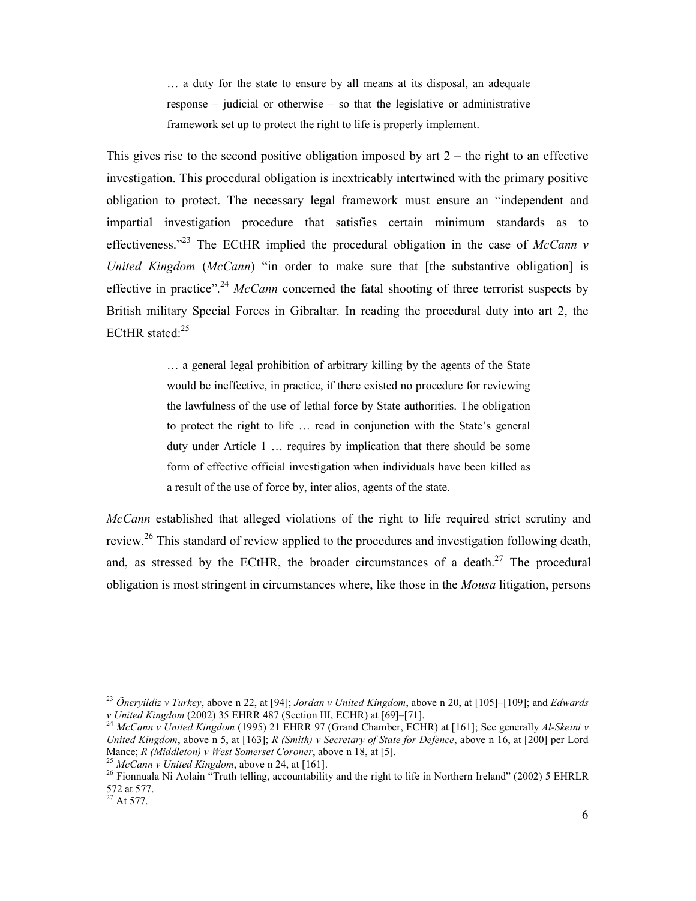> … a duty for the state to ensure by all means at its disposal, an adequate response – judicial or otherwise – so that the legislative or administrative framework set up to protect the right to life is properly implement.

This gives rise to the second positive obligation imposed by art 2 – the right to an effective investigation. This procedural obligation is inextricably intertwined with the primary positive obligation to protect. The necessary legal framework must ensure an "independent and impartial investigation procedure that satisfies certain minimum standards as to effectiveness."[23] The ECtHR implied the procedural obligation in the case of *McCann v United Kingdom* (*McCann*) "in order to make sure that [the substantive obligation] is effective in practice".[24] *McCann* concerned the fatal shooting of three terrorist suspects by British military Special Forces in Gibraltar. In reading the procedural duty into art 2, the ECtHR stated:[25]

> … a general legal prohibition of arbitrary killing by the agents of the State would be ineffective, in practice, if there existed no procedure for reviewing the lawfulness of the use of lethal force by State authorities. The obligation to protect the right to life … read in conjunction with the State's general duty under Article 1 … requires by implication that there should be some form of effective official investigation when individuals have been killed as a result of the use of force by, inter alios, agents of the state.

*McCann* established that alleged violations of the right to life required strict scrutiny and review.[26] This standard of review applied to the procedures and investigation following death, and, as stressed by the ECtHR, the broader circumstances of a death.[27] The procedural obligation is most stringent in circumstances where, like those in the *Mousa* litigation, persons

---

[23] *Öneryildiz v Turkey*, above n 22, at [94]; *Jordan v United Kingdom*, above n 20, at [105]–[109]; and *Edwards v United Kingdom* (2002) 35 EHRR 487 (Section III, ECHR) at [69]–[71].

[24] *McCann v United Kingdom* (1995) 21 EHRR 97 (Grand Chamber, ECHR) at [161]; See generally *Al-Skeini v United Kingdom*, above n 5, at [163]; *R (Smith) v Secretary of State for Defence*, above n 16, at [200] per Lord Mance; *R (Middleton) v West Somerset Coroner*, above n 18, at [5].

[25] *McCann v United Kingdom*, above n 24, at [161].

[26] Fionnuala Ni Aolain "Truth telling, accountability and the right to life in Northern Ireland" (2002) 5 EHRLR 572 at 577.

[27] At 577.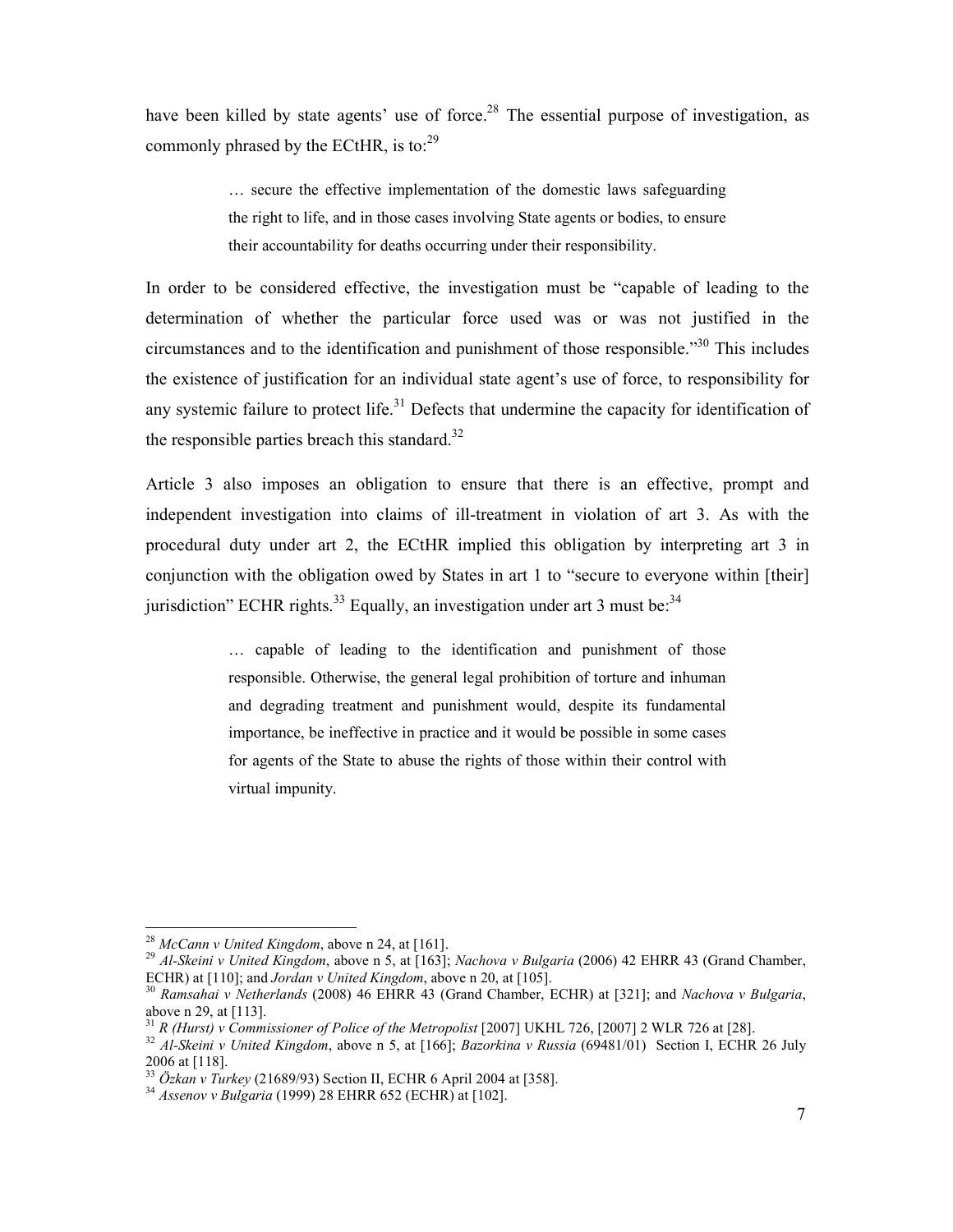have been killed by state agents' use of force.[28] The essential purpose of investigation, as commonly phrased by the ECtHR, is to:[29]

> … secure the effective implementation of the domestic laws safeguarding the right to life, and in those cases involving State agents or bodies, to ensure their accountability for deaths occurring under their responsibility.

In order to be considered effective, the investigation must be "capable of leading to the determination of whether the particular force used was or was not justified in the circumstances and to the identification and punishment of those responsible."[30] This includes the existence of justification for an individual state agent's use of force, to responsibility for any systemic failure to protect life.[31] Defects that undermine the capacity for identification of the responsible parties breach this standard.[32]

Article 3 also imposes an obligation to ensure that there is an effective, prompt and independent investigation into claims of ill-treatment in violation of art 3. As with the procedural duty under art 2, the ECtHR implied this obligation by interpreting art 3 in conjunction with the obligation owed by States in art 1 to "secure to everyone within [their] jurisdiction" ECHR rights.[33] Equally, an investigation under art 3 must be:[34]

> … capable of leading to the identification and punishment of those responsible. Otherwise, the general legal prohibition of torture and inhuman and degrading treatment and punishment would, despite its fundamental importance, be ineffective in practice and it would be possible in some cases for agents of the State to abuse the rights of those within their control with virtual impunity.

---

[28] *McCann v United Kingdom*, above n 24, at [161].

[29] *Al-Skeini v United Kingdom*, above n 5, at [163]; *Nachova v Bulgaria* (2006) 42 EHRR 43 (Grand Chamber, ECHR) at [110]; and *Jordan v United Kingdom*, above n 20, at [105].

[30] *Ramsahai v Netherlands* (2008) 46 EHRR 43 (Grand Chamber, ECHR) at [321]; and *Nachova v Bulgaria*, above n 29, at [113].

[31] *R (Hurst) v Commissioner of Police of the Metropolist* [2007] UKHL 726, [2007] 2 WLR 726 at [28].

[32] *Al-Skeini v United Kingdom*, above n 5, at [166]; *Bazorkina v Russia* (69481/01) Section I, ECHR 26 July 2006 at [118].

[33] *Özkan v Turkey* (21689/93) Section II, ECHR 6 April 2004 at [358].

[34] *Assenov v Bulgaria* (1999) 28 EHRR 652 (ECHR) at [102].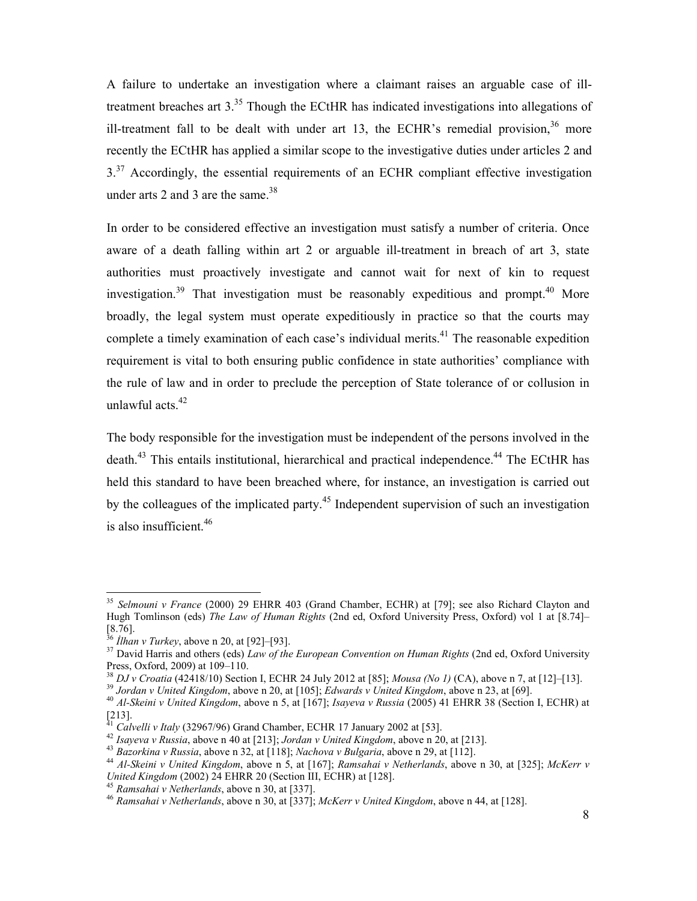A failure to undertake an investigation where a claimant raises an arguable case of ill-treatment breaches art 3.[35] Though the ECtHR has indicated investigations into allegations of ill-treatment fall to be dealt with under art 13, the ECHR's remedial provision,[36] more recently the ECtHR has applied a similar scope to the investigative duties under articles 2 and 3.[37] Accordingly, the essential requirements of an ECHR compliant effective investigation under arts 2 and 3 are the same.[38]

In order to be considered effective an investigation must satisfy a number of criteria. Once aware of a death falling within art 2 or arguable ill-treatment in breach of art 3, state authorities must proactively investigate and cannot wait for next of kin to request investigation.[39] That investigation must be reasonably expeditious and prompt.[40] More broadly, the legal system must operate expeditiously in practice so that the courts may complete a timely examination of each case's individual merits.[41] The reasonable expedition requirement is vital to both ensuring public confidence in state authorities' compliance with the rule of law and in order to preclude the perception of State tolerance of or collusion in unlawful acts.[42]

The body responsible for the investigation must be independent of the persons involved in the death.[43] This entails institutional, hierarchical and practical independence.[44] The ECtHR has held this standard to have been breached where, for instance, an investigation is carried out by the colleagues of the implicated party.[45] Independent supervision of such an investigation is also insufficient.[46]

---

[35] *Selmouni v France* (2000) 29 EHRR 403 (Grand Chamber, ECHR) at [79]; see also Richard Clayton and Hugh Tomlinson (eds) *The Law of Human Rights* (2nd ed, Oxford University Press, Oxford) vol 1 at [8.74]–[8.76].

[36] *İlhan v Turkey*, above n 20, at [92]–[93].

[37] David Harris and others (eds) *Law of the European Convention on Human Rights* (2nd ed, Oxford University Press, Oxford, 2009) at 109–110.

[38] *DJ v Croatia* (42418/10) Section I, ECHR 24 July 2012 at [85]; *Mousa (No 1)* (CA), above n 7, at [12]–[13].

[39] *Jordan v United Kingdom*, above n 20, at [105]; *Edwards v United Kingdom*, above n 23, at [69].

[40] *Al-Skeini v United Kingdom*, above n 5, at [167]; *Isayeva v Russia* (2005) 41 EHRR 38 (Section I, ECHR) at [213].

[41] *Calvelli v Italy* (32967/96) Grand Chamber, ECHR 17 January 2002 at [53].

[42] *Isayeva v Russia*, above n 40 at [213]; *Jordan v United Kingdom*, above n 20, at [213].

[43] *Bazorkina v Russia*, above n 32, at [118]; *Nachova v Bulgaria*, above n 29, at [112].

[44] *Al-Skeini v United Kingdom*, above n 5, at [167]; *Ramsahai v Netherlands*, above n 30, at [325]; *McKerr v United Kingdom* (2002) 24 EHRR 20 (Section III, ECHR) at [128].

[45] *Ramsahai v Netherlands*, above n 30, at [337].

[46] *Ramsahai v Netherlands*, above n 30, at [337]; *McKerr v United Kingdom*, above n 44, at [128].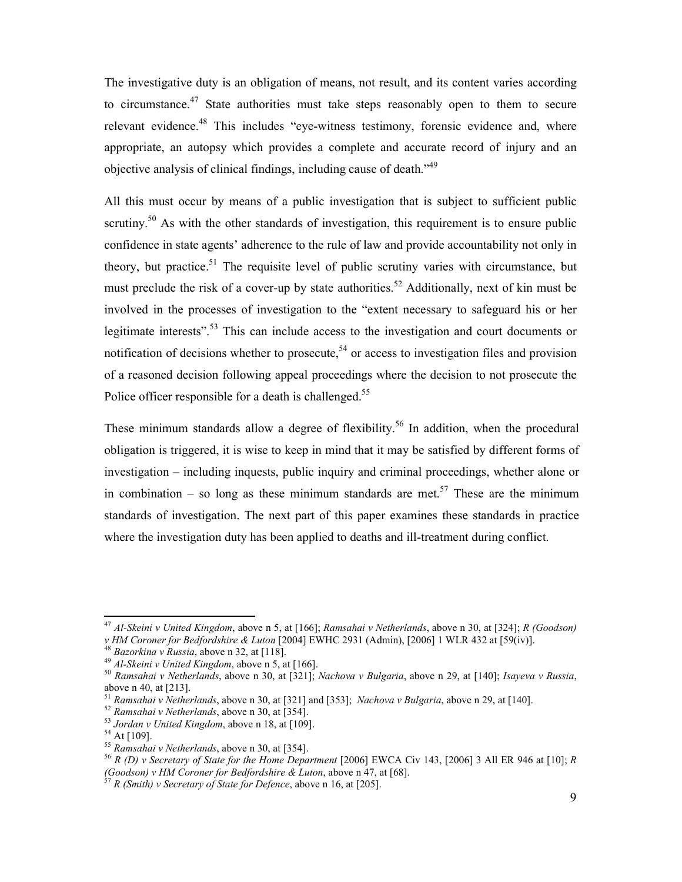The investigative duty is an obligation of means, not result, and its content varies according to circumstance.[47] State authorities must take steps reasonably open to them to secure relevant evidence.[48] This includes "eye-witness testimony, forensic evidence and, where appropriate, an autopsy which provides a complete and accurate record of injury and an objective analysis of clinical findings, including cause of death."[49]

All this must occur by means of a public investigation that is subject to sufficient public scrutiny.[50] As with the other standards of investigation, this requirement is to ensure public confidence in state agents' adherence to the rule of law and provide accountability not only in theory, but practice.[51] The requisite level of public scrutiny varies with circumstance, but must preclude the risk of a cover-up by state authorities.[52] Additionally, next of kin must be involved in the processes of investigation to the "extent necessary to safeguard his or her legitimate interests".[53] This can include access to the investigation and court documents or notification of decisions whether to prosecute,[54] or access to investigation files and provision of a reasoned decision following appeal proceedings where the decision to not prosecute the Police officer responsible for a death is challenged.[55]

These minimum standards allow a degree of flexibility.[56] In addition, when the procedural obligation is triggered, it is wise to keep in mind that it may be satisfied by different forms of investigation – including inquests, public inquiry and criminal proceedings, whether alone or in combination – so long as these minimum standards are met.[57] These are the minimum standards of investigation. The next part of this paper examines these standards in practice where the investigation duty has been applied to deaths and ill-treatment during conflict.

---

[47] *Al-Skeini v United Kingdom*, above n 5, at [166]; *Ramsahai v Netherlands*, above n 30, at [324]; *R (Goodson) v HM Coroner for Bedfordshire & Luton* [2004] EWHC 2931 (Admin), [2006] 1 WLR 432 at [59(iv)].

[48] *Bazorkina v Russia*, above n 32, at [118].

[49] *Al-Skeini v United Kingdom*, above n 5, at [166].

[50] *Ramsahai v Netherlands*, above n 30, at [321]; *Nachova v Bulgaria*, above n 29, at [140]; *Isayeva v Russia*, above n 40, at [213].

[51] *Ramsahai v Netherlands*, above n 30, at [321] and [353]; *Nachova v Bulgaria*, above n 29, at [140].

[52] *Ramsahai v Netherlands*, above n 30, at [354].

[53] *Jordan v United Kingdom*, above n 18, at [109].

[54] At [109].

[55] *Ramsahai v Netherlands*, above n 30, at [354].

[56] *R (D) v Secretary of State for the Home Department* [2006] EWCA Civ 143, [2006] 3 All ER 946 at [10]; *R (Goodson) v HM Coroner for Bedfordshire & Luton*, above n 47, at [68].

[57] *R (Smith) v Secretary of State for Defence*, above n 16, at [205].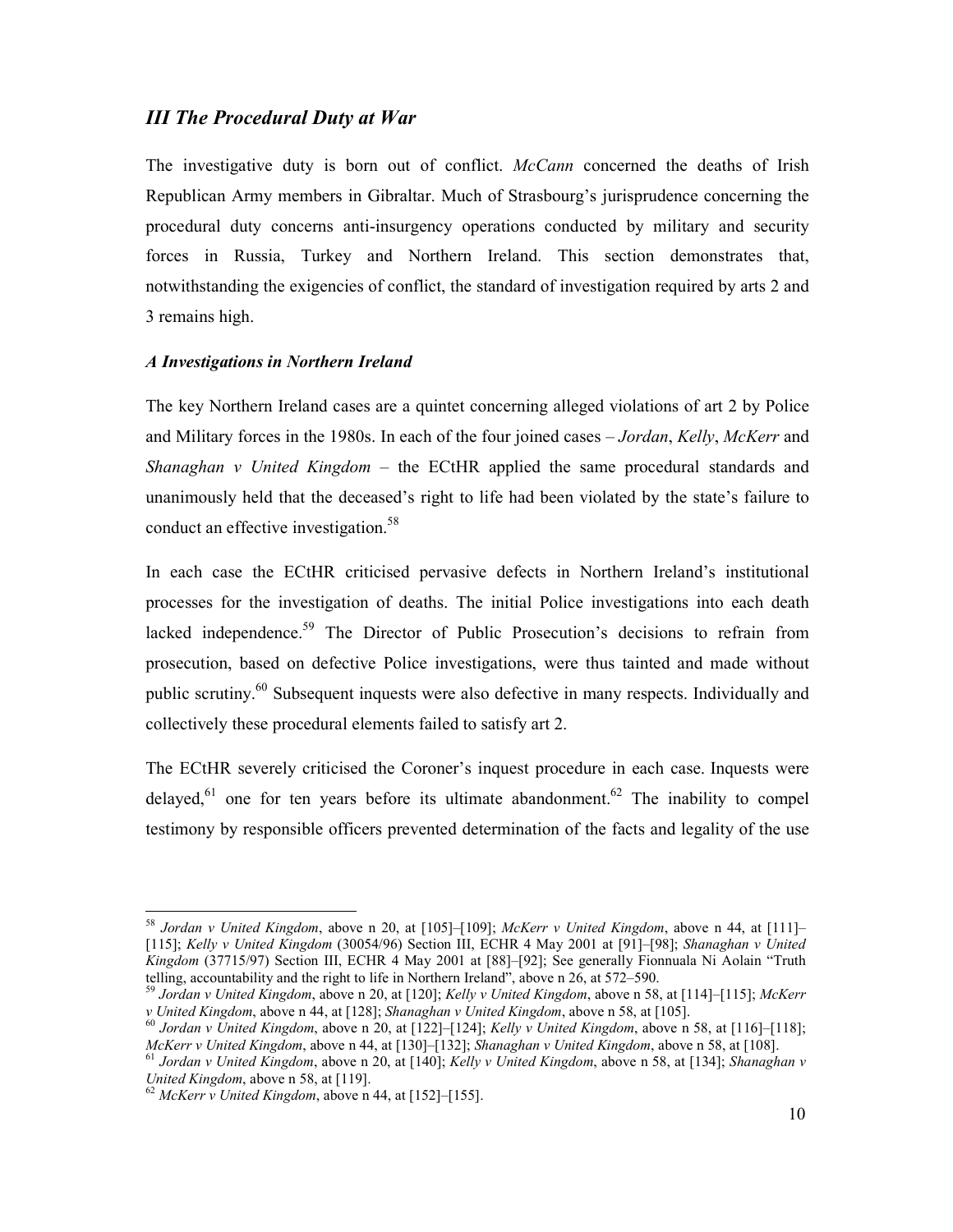## *III The Procedural Duty at War*

The investigative duty is born out of conflict. *McCann* concerned the deaths of Irish Republican Army members in Gibraltar. Much of Strasbourg's jurisprudence concerning the procedural duty concerns anti-insurgency operations conducted by military and security forces in Russia, Turkey and Northern Ireland. This section demonstrates that, notwithstanding the exigencies of conflict, the standard of investigation required by arts 2 and 3 remains high.

### *A Investigations in Northern Ireland*

The key Northern Ireland cases are a quintet concerning alleged violations of art 2 by Police and Military forces in the 1980s. In each of the four joined cases – *Jordan*, *Kelly*, *McKerr* and *Shanaghan v United Kingdom* – the ECtHR applied the same procedural standards and unanimously held that the deceased's right to life had been violated by the state's failure to conduct an effective investigation.[58]

In each case the ECtHR criticised pervasive defects in Northern Ireland's institutional processes for the investigation of deaths. The initial Police investigations into each death lacked independence.[59] The Director of Public Prosecution's decisions to refrain from prosecution, based on defective Police investigations, were thus tainted and made without public scrutiny.[60] Subsequent inquests were also defective in many respects. Individually and collectively these procedural elements failed to satisfy art 2.

The ECtHR severely criticised the Coroner's inquest procedure in each case. Inquests were delayed,[61] one for ten years before its ultimate abandonment.[62] The inability to compel testimony by responsible officers prevented determination of the facts and legality of the use

---

[58] *Jordan v United Kingdom*, above n 20, at [105]–[109]; *McKerr v United Kingdom*, above n 44, at [111]–[115]; *Kelly v United Kingdom* (30054/96) Section III, ECHR 4 May 2001 at [91]–[98]; *Shanaghan v United Kingdom* (37715/97) Section III, ECHR 4 May 2001 at [88]–[92]; See generally Fionnuala Ni Aolain "Truth telling, accountability and the right to life in Northern Ireland", above n 26, at 572–590.

[59] *Jordan v United Kingdom*, above n 20, at [120]; *Kelly v United Kingdom*, above n 58, at [114]–[115]; *McKerr v United Kingdom*, above n 44, at [128]; *Shanaghan v United Kingdom*, above n 58, at [105].

[60] *Jordan v United Kingdom*, above n 20, at [122]–[124]; *Kelly v United Kingdom*, above n 58, at [116]–[118]; *McKerr v United Kingdom*, above n 44, at [130]–[132]; *Shanaghan v United Kingdom*, above n 58, at [108].

[61] *Jordan v United Kingdom*, above n 20, at [140]; *Kelly v United Kingdom*, above n 58, at [134]; *Shanaghan v United Kingdom*, above n 58, at [119].

[62] *McKerr v United Kingdom*, above n 44, at [152]–[155].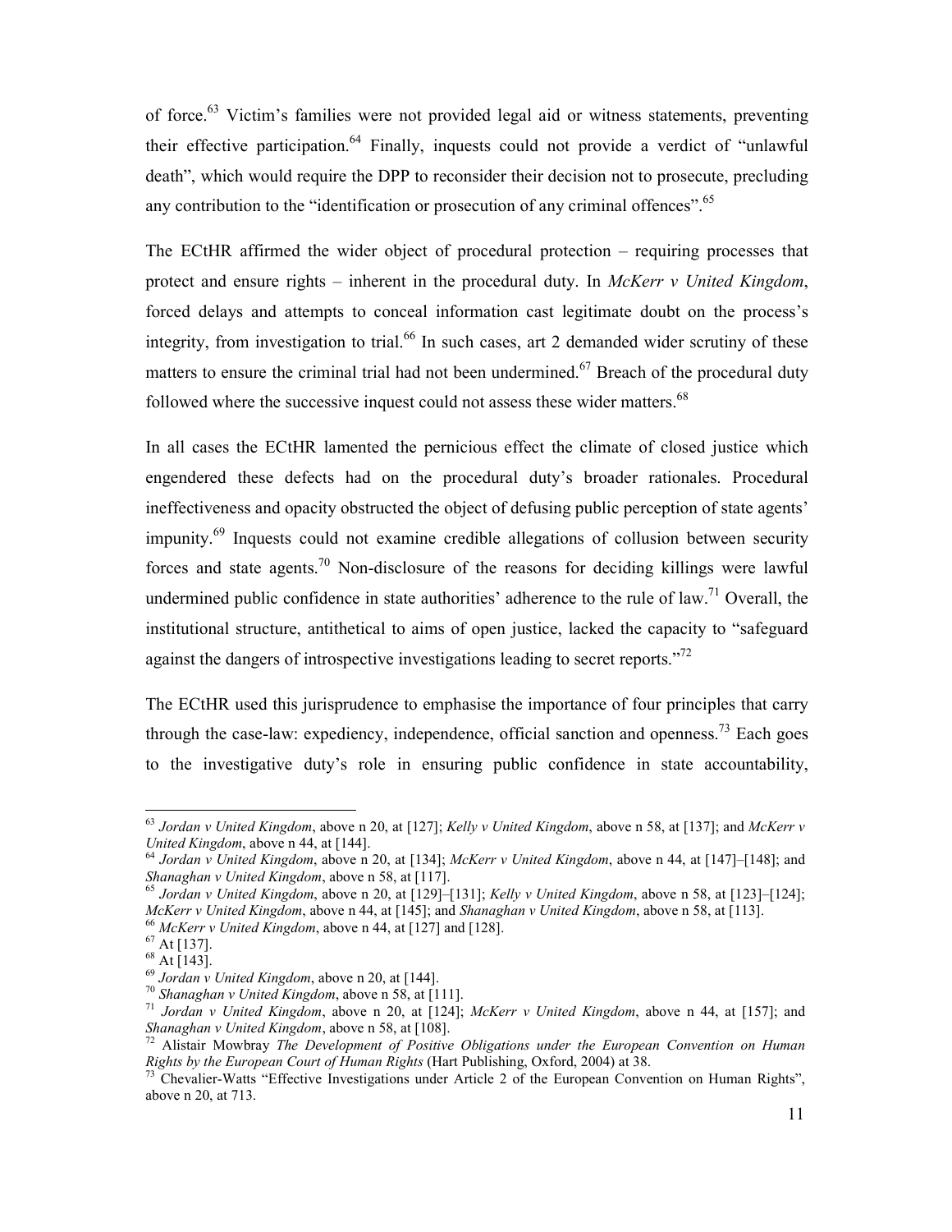of force.[63] Victim's families were not provided legal aid or witness statements, preventing their effective participation.[64] Finally, inquests could not provide a verdict of "unlawful death", which would require the DPP to reconsider their decision not to prosecute, precluding any contribution to the "identification or prosecution of any criminal offences".[65]

The ECtHR affirmed the wider object of procedural protection – requiring processes that protect and ensure rights – inherent in the procedural duty. In *McKerr v United Kingdom*, forced delays and attempts to conceal information cast legitimate doubt on the process's integrity, from investigation to trial.[66] In such cases, art 2 demanded wider scrutiny of these matters to ensure the criminal trial had not been undermined.[67] Breach of the procedural duty followed where the successive inquest could not assess these wider matters.[68]

In all cases the ECtHR lamented the pernicious effect the climate of closed justice which engendered these defects had on the procedural duty's broader rationales. Procedural ineffectiveness and opacity obstructed the object of defusing public perception of state agents' impunity.[69] Inquests could not examine credible allegations of collusion between security forces and state agents.[70] Non-disclosure of the reasons for deciding killings were lawful undermined public confidence in state authorities' adherence to the rule of law.[71] Overall, the institutional structure, antithetical to aims of open justice, lacked the capacity to "safeguard against the dangers of introspective investigations leading to secret reports."[72]

The ECtHR used this jurisprudence to emphasise the importance of four principles that carry through the case-law: expediency, independence, official sanction and openness.[73] Each goes to the investigative duty's role in ensuring public confidence in state accountability,

---

[63] *Jordan v United Kingdom*, above n 20, at [127]; *Kelly v United Kingdom*, above n 58, at [137]; and *McKerr v United Kingdom*, above n 44, at [144].

[64] *Jordan v United Kingdom*, above n 20, at [134]; *McKerr v United Kingdom*, above n 44, at [147]–[148]; and *Shanaghan v United Kingdom*, above n 58, at [117].

[65] *Jordan v United Kingdom*, above n 20, at [129]–[131]; *Kelly v United Kingdom*, above n 58, at [123]–[124]; *McKerr v United Kingdom*, above n 44, at [145]; and *Shanaghan v United Kingdom*, above n 58, at [113].

[66] *McKerr v United Kingdom*, above n 44, at [127] and [128].

[67] At [137].

[68] At [143].

[69] *Jordan v United Kingdom*, above n 20, at [144].

[70] *Shanaghan v United Kingdom*, above n 58, at [111].

[71] *Jordan v United Kingdom*, above n 20, at [124]; *McKerr v United Kingdom*, above n 44, at [157]; and *Shanaghan v United Kingdom*, above n 58, at [108].

[72] Alistair Mowbray *The Development of Positive Obligations under the European Convention on Human Rights by the European Court of Human Rights* (Hart Publishing, Oxford, 2004) at 38.

[73] Chevalier-Watts "Effective Investigations under Article 2 of the European Convention on Human Rights", above n 20, at 713.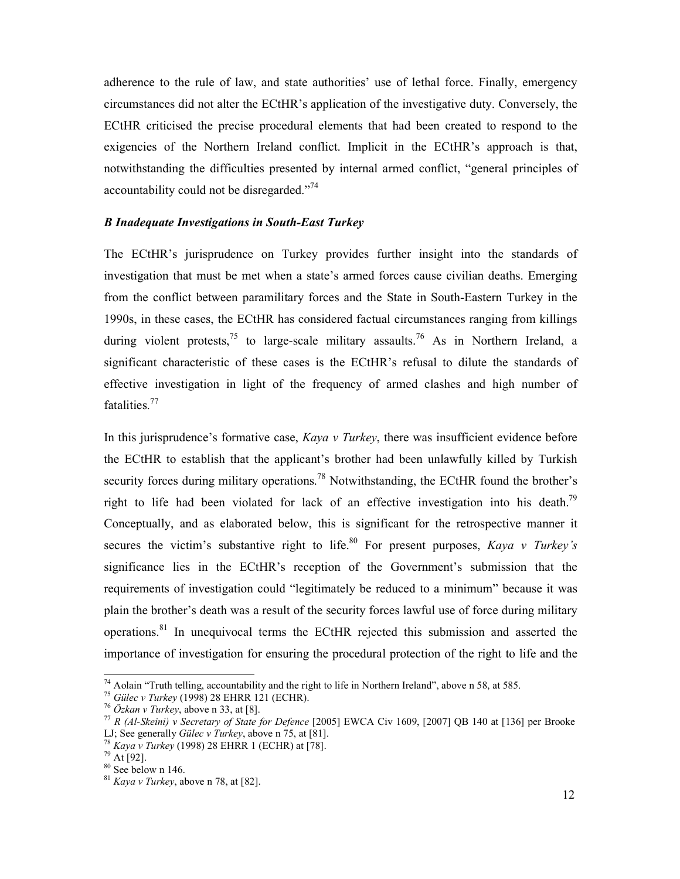adherence to the rule of law, and state authorities' use of lethal force. Finally, emergency circumstances did not alter the ECtHR's application of the investigative duty. Conversely, the ECtHR criticised the precise procedural elements that had been created to respond to the exigencies of the Northern Ireland conflict. Implicit in the ECtHR's approach is that, notwithstanding the difficulties presented by internal armed conflict, "general principles of accountability could not be disregarded."[74]

### *B Inadequate Investigations in South-East Turkey*

The ECtHR's jurisprudence on Turkey provides further insight into the standards of investigation that must be met when a state's armed forces cause civilian deaths. Emerging from the conflict between paramilitary forces and the State in South-Eastern Turkey in the 1990s, in these cases, the ECtHR has considered factual circumstances ranging from killings during violent protests,[75] to large-scale military assaults.[76] As in Northern Ireland, a significant characteristic of these cases is the ECtHR's refusal to dilute the standards of effective investigation in light of the frequency of armed clashes and high number of fatalities.[77]

In this jurisprudence's formative case, *Kaya v Turkey*, there was insufficient evidence before the ECtHR to establish that the applicant's brother had been unlawfully killed by Turkish security forces during military operations.[78] Notwithstanding, the ECtHR found the brother's right to life had been violated for lack of an effective investigation into his death.[79] Conceptually, and as elaborated below, this is significant for the retrospective manner it secures the victim's substantive right to life.[80] For present purposes, *Kaya v Turkey's* significance lies in the ECtHR's reception of the Government's submission that the requirements of investigation could "legitimately be reduced to a minimum" because it was plain the brother's death was a result of the security forces lawful use of force during military operations.[81] In unequivocal terms the ECtHR rejected this submission and asserted the importance of investigation for ensuring the procedural protection of the right to life and the

---

[74] Aolain "Truth telling, accountability and the right to life in Northern Ireland", above n 58, at 585.

[75] *Gülec v Turkey* (1998) 28 EHRR 121 (ECHR).

[76] *Özkan v Turkey*, above n 33, at [8].

[77] *R (Al-Skeini) v Secretary of State for Defence* [2005] EWCA Civ 1609, [2007] QB 140 at [136] per Brooke LJ; See generally *Gülec v Turkey*, above n 75, at [81].

[78] *Kaya v Turkey* (1998) 28 EHRR 1 (ECHR) at [78].

[79] At [92].

[80] See below n 146.

[81] *Kaya v Turkey*, above n 78, at [82].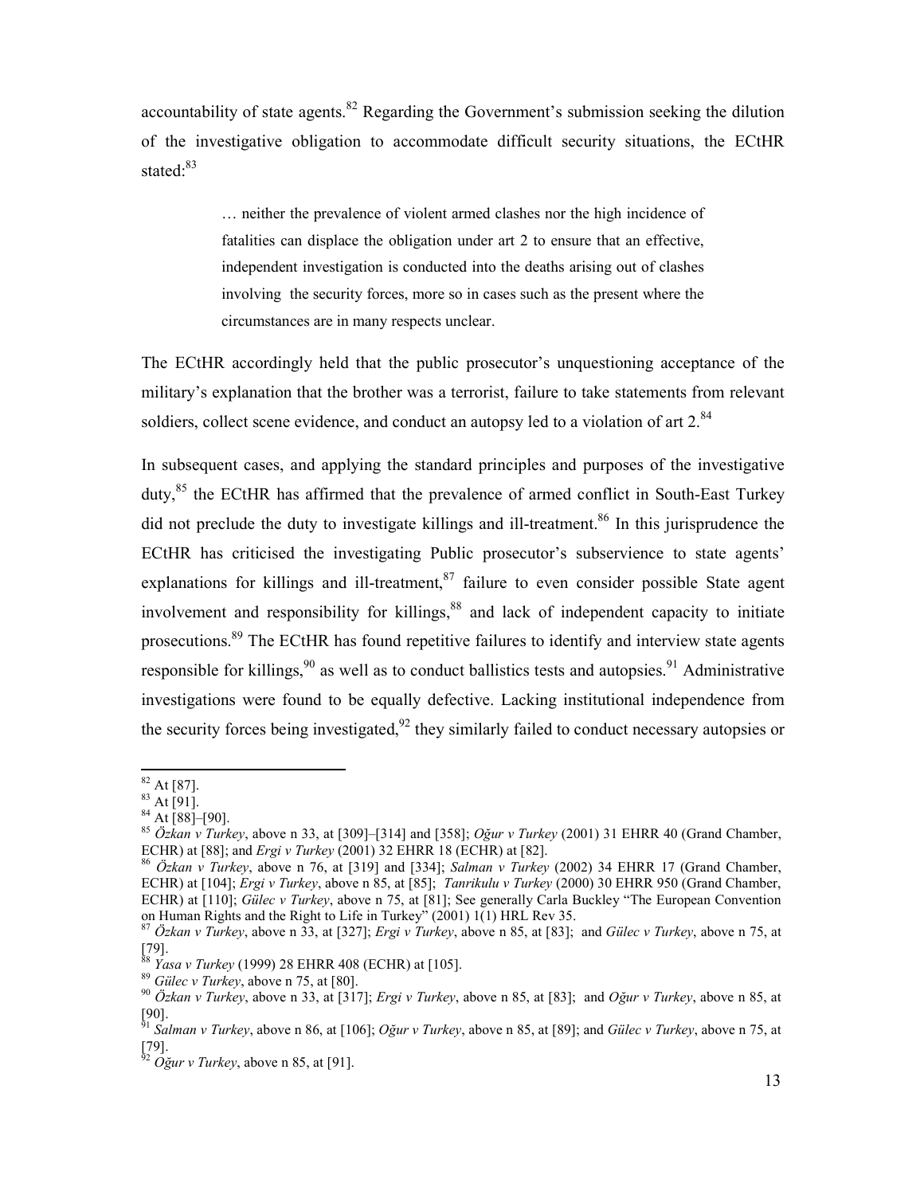accountability of state agents.[82] Regarding the Government's submission seeking the dilution of the investigative obligation to accommodate difficult security situations, the ECtHR stated:[83]

> … neither the prevalence of violent armed clashes nor the high incidence of fatalities can displace the obligation under art 2 to ensure that an effective, independent investigation is conducted into the deaths arising out of clashes involving the security forces, more so in cases such as the present where the circumstances are in many respects unclear.

The ECtHR accordingly held that the public prosecutor's unquestioning acceptance of the military's explanation that the brother was a terrorist, failure to take statements from relevant soldiers, collect scene evidence, and conduct an autopsy led to a violation of art 2.[84]

In subsequent cases, and applying the standard principles and purposes of the investigative duty,[85] the ECtHR has affirmed that the prevalence of armed conflict in South-East Turkey did not preclude the duty to investigate killings and ill-treatment.[86] In this jurisprudence the ECtHR has criticised the investigating Public prosecutor's subservience to state agents' explanations for killings and ill-treatment,[87] failure to even consider possible State agent involvement and responsibility for killings,[88] and lack of independent capacity to initiate prosecutions.[89] The ECtHR has found repetitive failures to identify and interview state agents responsible for killings,[90] as well as to conduct ballistics tests and autopsies.[91] Administrative investigations were found to be equally defective. Lacking institutional independence from the security forces being investigated,[92] they similarly failed to conduct necessary autopsies or

---

[82] At [87].

[83] At [91].

[84] At [88]–[90].

[85] *Özkan v Turkey*, above n 33, at [309]–[314] and [358]; *Oğur v Turkey* (2001) 31 EHRR 40 (Grand Chamber, ECHR) at [88]; and *Ergi v Turkey* (2001) 32 EHRR 18 (ECHR) at [82].

[86] *Özkan v Turkey*, above n 76, at [319] and [334]; *Salman v Turkey* (2002) 34 EHRR 17 (Grand Chamber, ECHR) at [104]; *Ergi v Turkey*, above n 85, at [85]; *Tanrikulu v Turkey* (2000) 30 EHRR 950 (Grand Chamber, ECHR) at [110]; *Gülec v Turkey*, above n 75, at [81]; See generally Carla Buckley "The European Convention on Human Rights and the Right to Life in Turkey" (2001) 1(1) HRL Rev 35.

[87] *Özkan v Turkey*, above n 33, at [327]; *Ergi v Turkey*, above n 85, at [83]; and *Gülec v Turkey*, above n 75, at [79].

[88] *Yasa v Turkey* (1999) 28 EHRR 408 (ECHR) at [105].

[89] *Gülec v Turkey*, above n 75, at [80].

[90] *Özkan v Turkey*, above n 33, at [317]; *Ergi v Turkey*, above n 85, at [83]; and *Oğur v Turkey*, above n 85, at [90].

[91] *Salman v Turkey*, above n 86, at [106]; *Oğur v Turkey*, above n 85, at [89]; and *Gülec v Turkey*, above n 75, at [79].

[92] *Oğur v Turkey*, above n 85, at [91].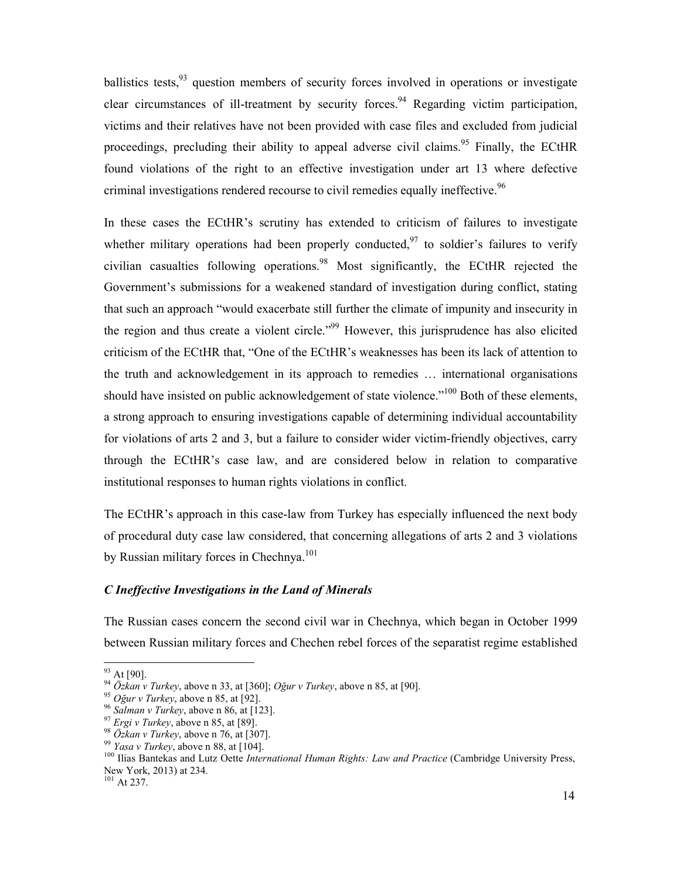ballistics tests,[93] question members of security forces involved in operations or investigate clear circumstances of ill-treatment by security forces.[94] Regarding victim participation, victims and their relatives have not been provided with case files and excluded from judicial proceedings, precluding their ability to appeal adverse civil claims.[95] Finally, the ECtHR found violations of the right to an effective investigation under art 13 where defective criminal investigations rendered recourse to civil remedies equally ineffective.[96]

In these cases the ECtHR's scrutiny has extended to criticism of failures to investigate whether military operations had been properly conducted,[97] to soldier's failures to verify civilian casualties following operations.[98] Most significantly, the ECtHR rejected the Government's submissions for a weakened standard of investigation during conflict, stating that such an approach "would exacerbate still further the climate of impunity and insecurity in the region and thus create a violent circle."[99] However, this jurisprudence has also elicited criticism of the ECtHR that, "One of the ECtHR's weaknesses has been its lack of attention to the truth and acknowledgement in its approach to remedies … international organisations should have insisted on public acknowledgement of state violence."[100] Both of these elements, a strong approach to ensuring investigations capable of determining individual accountability for violations of arts 2 and 3, but a failure to consider wider victim-friendly objectives, carry through the ECtHR's case law, and are considered below in relation to comparative institutional responses to human rights violations in conflict.

The ECtHR's approach in this case-law from Turkey has especially influenced the next body of procedural duty case law considered, that concerning allegations of arts 2 and 3 violations by Russian military forces in Chechnya.[101]

### *C Ineffective Investigations in the Land of Minerals*

The Russian cases concern the second civil war in Chechnya, which began in October 1999 between Russian military forces and Chechen rebel forces of the separatist regime established

---

[93] At [90].

[94] *Özkan v Turkey*, above n 33, at [360]; *Oğur v Turkey*, above n 85, at [90].

[95] *Oğur v Turkey*, above n 85, at [92].

[96] *Salman v Turkey*, above n 86, at [123].

[97] *Ergi v Turkey*, above n 85, at [89].

[98] *Özkan v Turkey*, above n 76, at [307].

[99] *Yasa v Turkey*, above n 88, at [104].

[100] Ilias Bantekas and Lutz Oette *International Human Rights: Law and Practice* (Cambridge University Press, New York, 2013) at 234.

[101] At 237.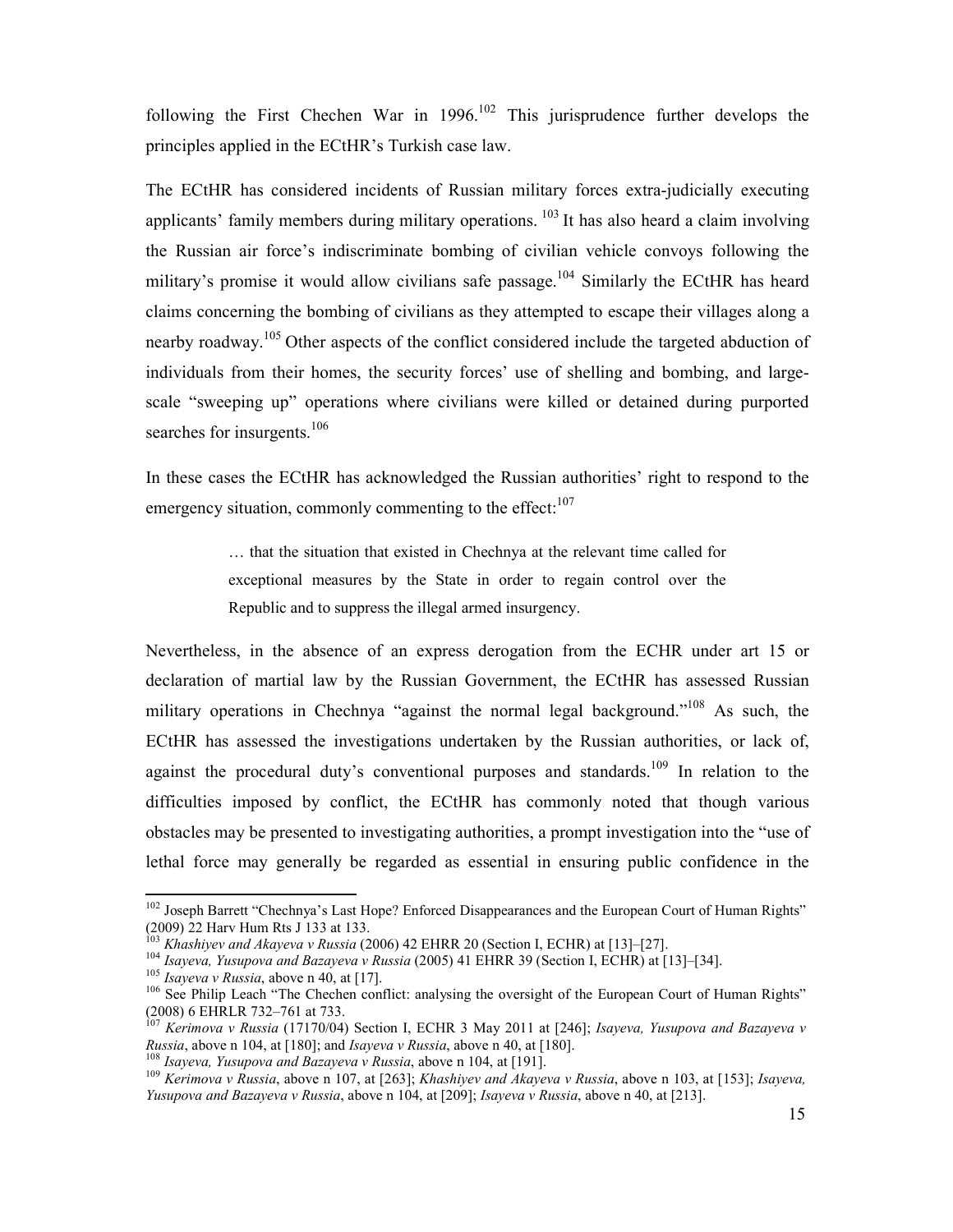following the First Chechen War in 1996.[102] This jurisprudence further develops the principles applied in the ECtHR's Turkish case law.

The ECtHR has considered incidents of Russian military forces extra-judicially executing applicants' family members during military operations.[103] It has also heard a claim involving the Russian air force's indiscriminate bombing of civilian vehicle convoys following the military's promise it would allow civilians safe passage.[104] Similarly the ECtHR has heard claims concerning the bombing of civilians as they attempted to escape their villages along a nearby roadway.[105] Other aspects of the conflict considered include the targeted abduction of individuals from their homes, the security forces' use of shelling and bombing, and large-scale "sweeping up" operations where civilians were killed or detained during purported searches for insurgents.[106]

In these cases the ECtHR has acknowledged the Russian authorities' right to respond to the emergency situation, commonly commenting to the effect:[107]

> … that the situation that existed in Chechnya at the relevant time called for exceptional measures by the State in order to regain control over the Republic and to suppress the illegal armed insurgency.

Nevertheless, in the absence of an express derogation from the ECHR under art 15 or declaration of martial law by the Russian Government, the ECtHR has assessed Russian military operations in Chechnya "against the normal legal background."[108] As such, the ECtHR has assessed the investigations undertaken by the Russian authorities, or lack of, against the procedural duty's conventional purposes and standards.[109] In relation to the difficulties imposed by conflict, the ECtHR has commonly noted that though various obstacles may be presented to investigating authorities, a prompt investigation into the "use of lethal force may generally be regarded as essential in ensuring public confidence in the

---

[102] Joseph Barrett "Chechnya's Last Hope? Enforced Disappearances and the European Court of Human Rights" (2009) 22 Harv Hum Rts J 133 at 133.

[103] *Khashiyev and Akayeva v Russia* (2006) 42 EHRR 20 (Section I, ECHR) at [13]–[27].

[104] *Isayeva, Yusupova and Bazayeva v Russia* (2005) 41 EHRR 39 (Section I, ECHR) at [13]–[34].

[105] *Isayeva v Russia*, above n 40, at [17].

[106] See Philip Leach "The Chechen conflict: analysing the oversight of the European Court of Human Rights" (2008) 6 EHRLR 732–761 at 733.

[107] *Kerimova v Russia* (17170/04) Section I, ECHR 3 May 2011 at [246]; *Isayeva, Yusupova and Bazayeva v Russia*, above n 104, at [180]; and *Isayeva v Russia*, above n 40, at [180].

[108] *Isayeva, Yusupova and Bazayeva v Russia*, above n 104, at [191].

[109] *Kerimova v Russia*, above n 107, at [263]; *Khashiyev and Akayeva v Russia*, above n 103, at [153]; *Isayeva, Yusupova and Bazayeva v Russia*, above n 104, at [209]; *Isayeva v Russia*, above n 40, at [213].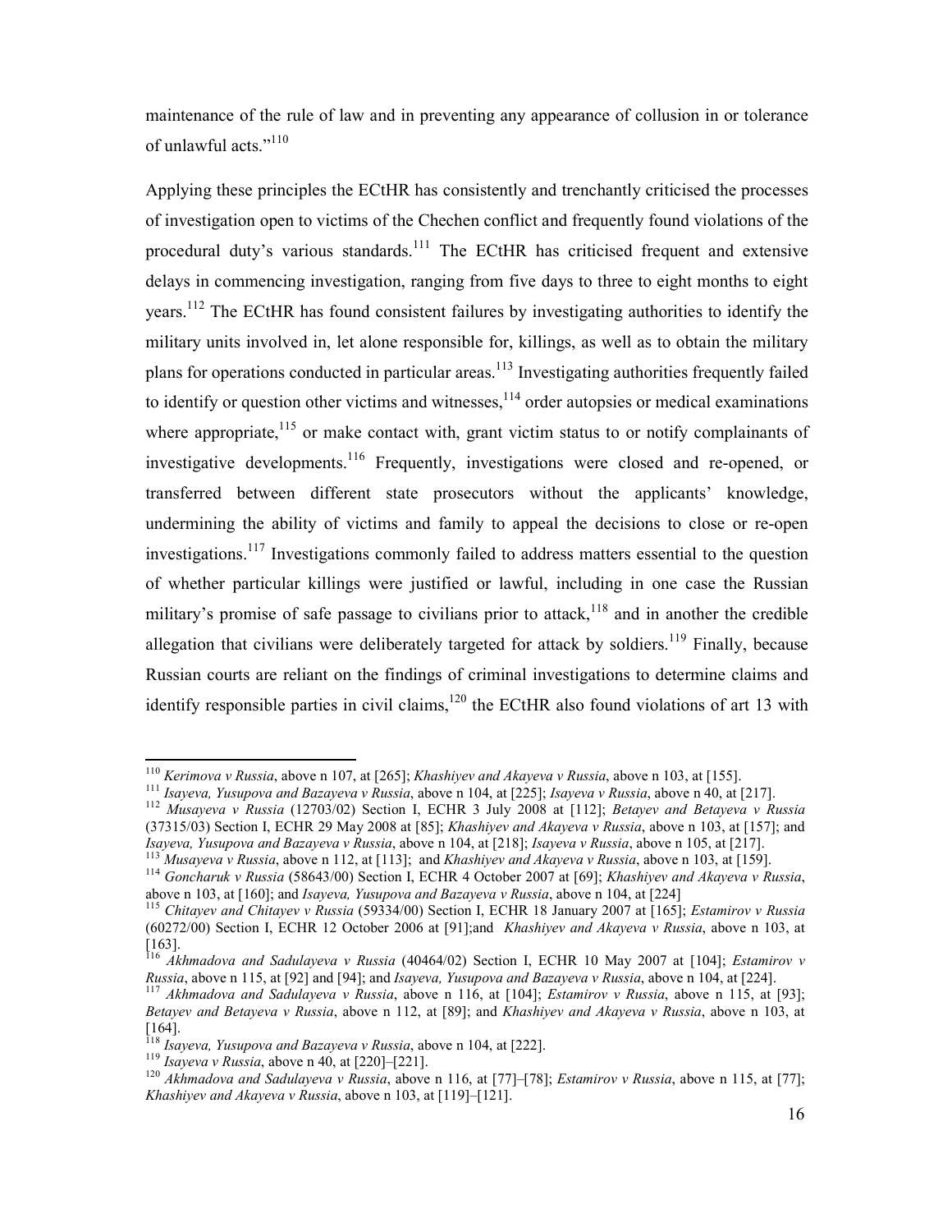maintenance of the rule of law and in preventing any appearance of collusion in or tolerance of unlawful acts."[110]

Applying these principles the ECtHR has consistently and trenchantly criticised the processes of investigation open to victims of the Chechen conflict and frequently found violations of the procedural duty's various standards.[111] The ECtHR has criticised frequent and extensive delays in commencing investigation, ranging from five days to three to eight months to eight years.[112] The ECtHR has found consistent failures by investigating authorities to identify the military units involved in, let alone responsible for, killings, as well as to obtain the military plans for operations conducted in particular areas.[113] Investigating authorities frequently failed to identify or question other victims and witnesses,[114] order autopsies or medical examinations where appropriate,[115] or make contact with, grant victim status to or notify complainants of investigative developments.[116] Frequently, investigations were closed and re-opened, or transferred between different state prosecutors without the applicants' knowledge, undermining the ability of victims and family to appeal the decisions to close or re-open investigations.[117] Investigations commonly failed to address matters essential to the question of whether particular killings were justified or lawful, including in one case the Russian military's promise of safe passage to civilians prior to attack,[118] and in another the credible allegation that civilians were deliberately targeted for attack by soldiers.[119] Finally, because Russian courts are reliant on the findings of criminal investigations to determine claims and identify responsible parties in civil claims,[120] the ECtHR also found violations of art 13 with

---

[110] *Kerimova v Russia*, above n 107, at [265]; *Khashiyev and Akayeva v Russia*, above n 103, at [155].

[111] *Isayeva, Yusupova and Bazayeva v Russia*, above n 104, at [225]; *Isayeva v Russia*, above n 40, at [217].

[112] *Musayeva v Russia* (12703/02) Section I, ECHR 3 July 2008 at [112]; *Betayev and Betayeva v Russia* (37315/03) Section I, ECHR 29 May 2008 at [85]; *Khashiyev and Akayeva v Russia*, above n 103, at [157]; and *Isayeva, Yusupova and Bazayeva v Russia*, above n 104, at [218]; *Isayeva v Russia*, above n 105, at [217].

[113] *Musayeva v Russia*, above n 112, at [113]; and *Khashiyev and Akayeva v Russia*, above n 103, at [159].

[114] *Goncharuk v Russia* (58643/00) Section I, ECHR 4 October 2007 at [69]; *Khashiyev and Akayeva v Russia*, above n 103, at [160]; and *Isayeva, Yusupova and Bazayeva v Russia*, above n 104, at [224]

[115] *Chitayev and Chitayev v Russia* (59334/00) Section I, ECHR 18 January 2007 at [165]; *Estamirov v Russia* (60272/00) Section I, ECHR 12 October 2006 at [91];and *Khashiyev and Akayeva v Russia*, above n 103, at [163].

[116] *Akhmadova and Sadulayeva v Russia* (40464/02) Section I, ECHR 10 May 2007 at [104]; *Estamirov v Russia*, above n 115, at [92] and [94]; and *Isayeva, Yusupova and Bazayeva v Russia*, above n 104, at [224].

[117] *Akhmadova and Sadulayeva v Russia*, above n 116, at [104]; *Estamirov v Russia*, above n 115, at [93]; *Betayev and Betayeva v Russia*, above n 112, at [89]; and *Khashiyev and Akayeva v Russia*, above n 103, at [164].

[118] *Isayeva, Yusupova and Bazayeva v Russia*, above n 104, at [222].

[119] *Isayeva v Russia*, above n 40, at [220]–[221].

[120] *Akhmadova and Sadulayeva v Russia*, above n 116, at [77]–[78]; *Estamirov v Russia*, above n 115, at [77]; *Khashiyev and Akayeva v Russia*, above n 103, at [119]–[121].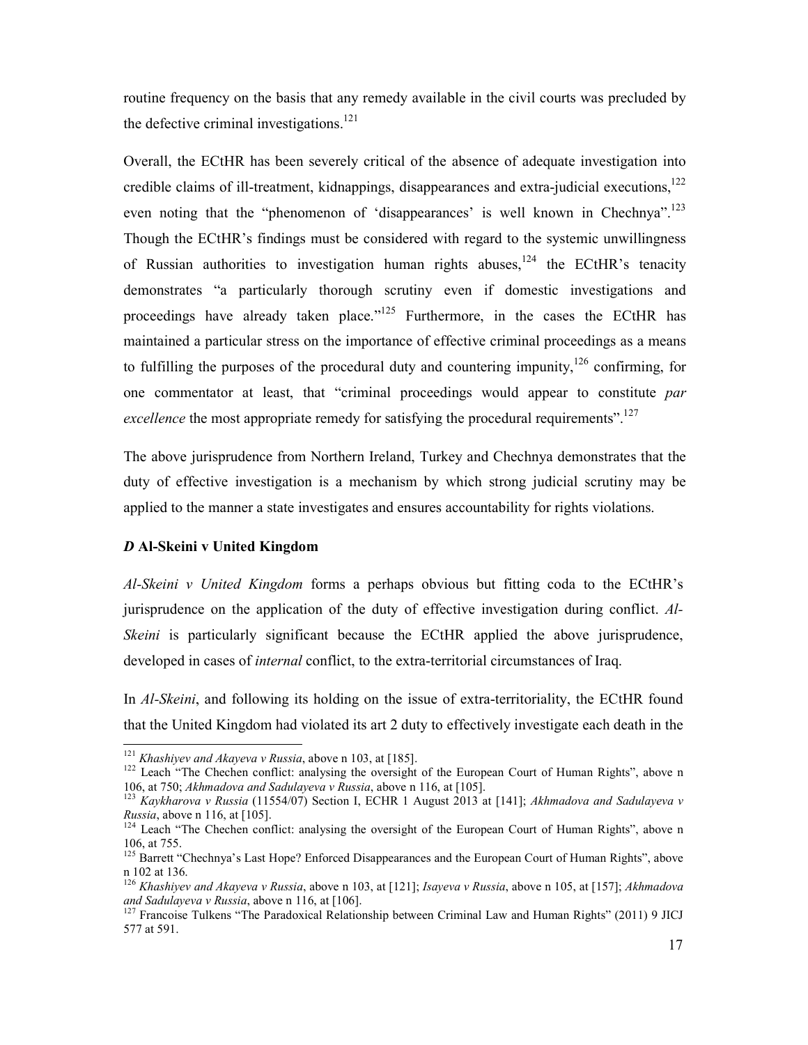routine frequency on the basis that any remedy available in the civil courts was precluded by the defective criminal investigations.[121]

Overall, the ECtHR has been severely critical of the absence of adequate investigation into credible claims of ill-treatment, kidnappings, disappearances and extra-judicial executions,[122] even noting that the "phenomenon of 'disappearances' is well known in Chechnya".[123] Though the ECtHR's findings must be considered with regard to the systemic unwillingness of Russian authorities to investigation human rights abuses,[124] the ECtHR's tenacity demonstrates "a particularly thorough scrutiny even if domestic investigations and proceedings have already taken place."[125] Furthermore, in the cases the ECtHR has maintained a particular stress on the importance of effective criminal proceedings as a means to fulfilling the purposes of the procedural duty and countering impunity,[126] confirming, for one commentator at least, that "criminal proceedings would appear to constitute *par excellence* the most appropriate remedy for satisfying the procedural requirements".[127]

The above jurisprudence from Northern Ireland, Turkey and Chechnya demonstrates that the duty of effective investigation is a mechanism by which strong judicial scrutiny may be applied to the manner a state investigates and ensures accountability for rights violations.

### *D* Al-Skeini v United Kingdom

*Al-Skeini v United Kingdom* forms a perhaps obvious but fitting coda to the ECtHR's jurisprudence on the application of the duty of effective investigation during conflict. *Al-Skeini* is particularly significant because the ECtHR applied the above jurisprudence, developed in cases of *internal* conflict, to the extra-territorial circumstances of Iraq.

In *Al-Skeini*, and following its holding on the issue of extra-territoriality, the ECtHR found that the United Kingdom had violated its art 2 duty to effectively investigate each death in the

---

[121] *Khashiyev and Akayeva v Russia*, above n 103, at [185].

[122] Leach "The Chechen conflict: analysing the oversight of the European Court of Human Rights", above n 106, at 750; *Akhmadova and Sadulayeva v Russia*, above n 116, at [105].

[123] *Kaykharova v Russia* (11554/07) Section I, ECHR 1 August 2013 at [141]; *Akhmadova and Sadulayeva v Russia*, above n 116, at [105].

[124] Leach "The Chechen conflict: analysing the oversight of the European Court of Human Rights", above n 106, at 755.

[125] Barrett "Chechnya's Last Hope? Enforced Disappearances and the European Court of Human Rights", above n 102 at 136.

[126] *Khashiyev and Akayeva v Russia*, above n 103, at [121]; *Isayeva v Russia*, above n 105, at [157]; *Akhmadova and Sadulayeva v Russia*, above n 116, at [106].

[127] Francoise Tulkens "The Paradoxical Relationship between Criminal Law and Human Rights" (2011) 9 JICJ 577 at 591.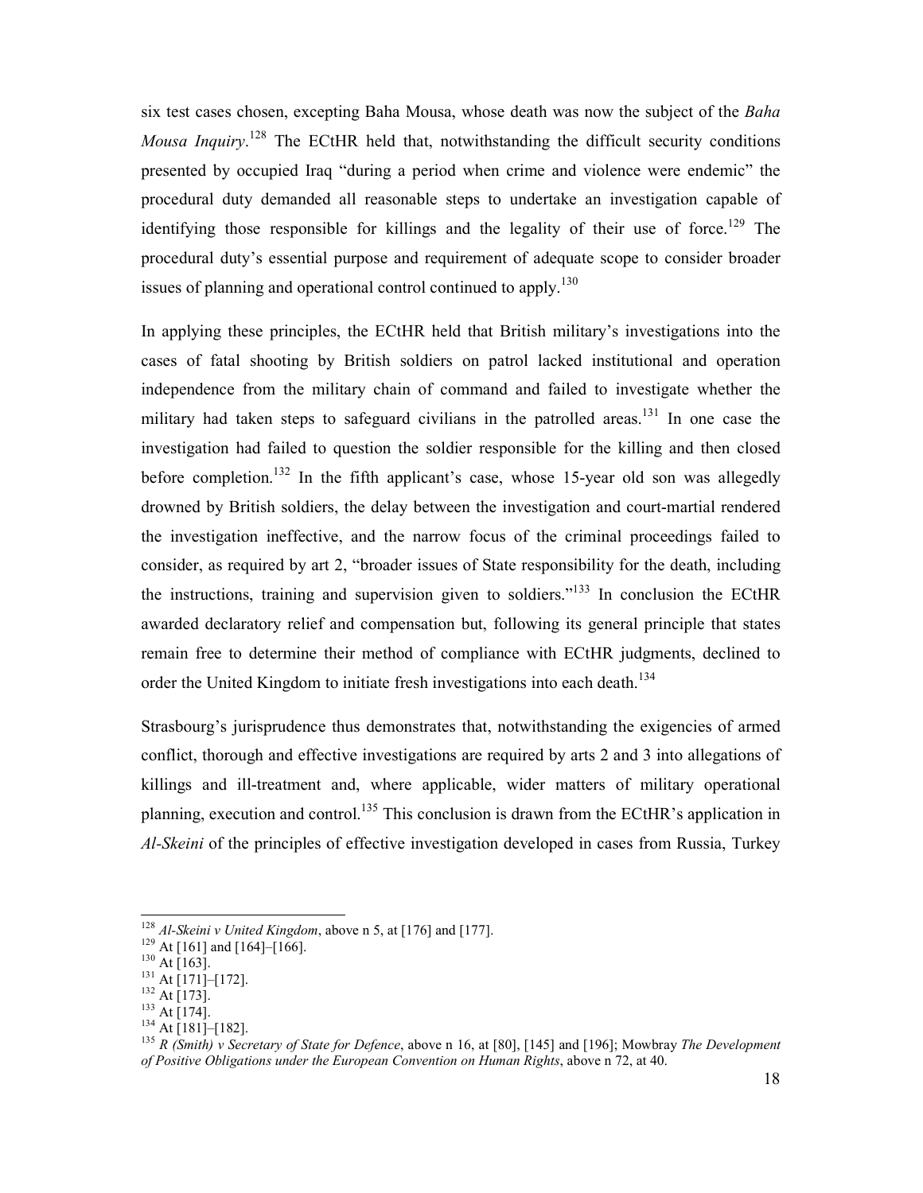six test cases chosen, excepting Baha Mousa, whose death was now the subject of the *Baha Mousa Inquiry*.[128] The ECtHR held that, notwithstanding the difficult security conditions presented by occupied Iraq "during a period when crime and violence were endemic" the procedural duty demanded all reasonable steps to undertake an investigation capable of identifying those responsible for killings and the legality of their use of force.[129] The procedural duty's essential purpose and requirement of adequate scope to consider broader issues of planning and operational control continued to apply.[130]

In applying these principles, the ECtHR held that British military's investigations into the cases of fatal shooting by British soldiers on patrol lacked institutional and operation independence from the military chain of command and failed to investigate whether the military had taken steps to safeguard civilians in the patrolled areas.[131] In one case the investigation had failed to question the soldier responsible for the killing and then closed before completion.[132] In the fifth applicant's case, whose 15-year old son was allegedly drowned by British soldiers, the delay between the investigation and court-martial rendered the investigation ineffective, and the narrow focus of the criminal proceedings failed to consider, as required by art 2, "broader issues of State responsibility for the death, including the instructions, training and supervision given to soldiers."[133] In conclusion the ECtHR awarded declaratory relief and compensation but, following its general principle that states remain free to determine their method of compliance with ECtHR judgments, declined to order the United Kingdom to initiate fresh investigations into each death.[134]

Strasbourg's jurisprudence thus demonstrates that, notwithstanding the exigencies of armed conflict, thorough and effective investigations are required by arts 2 and 3 into allegations of killings and ill-treatment and, where applicable, wider matters of military operational planning, execution and control.[135] This conclusion is drawn from the ECtHR's application in *Al-Skeini* of the principles of effective investigation developed in cases from Russia, Turkey

---

[128] *Al-Skeini v United Kingdom*, above n 5, at [176] and [177].

[129] At [161] and [164]–[166].

[130] At [163].

[131] At [171]–[172].

[132] At [173].

[133] At [174].

[134] At [181]–[182].

[135] *R (Smith) v Secretary of State for Defence*, above n 16, at [80], [145] and [196]; Mowbray *The Development of Positive Obligations under the European Convention on Human Rights*, above n 72, at 40.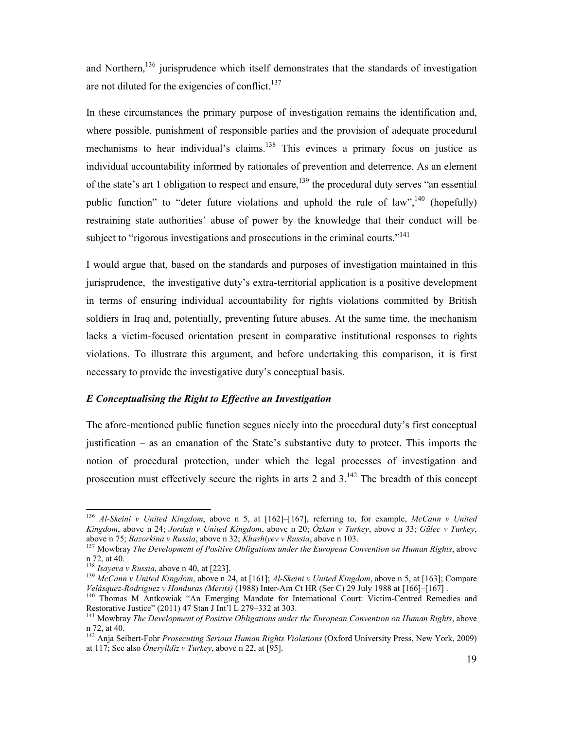and Northern,[136] jurisprudence which itself demonstrates that the standards of investigation are not diluted for the exigencies of conflict.[137]

In these circumstances the primary purpose of investigation remains the identification and, where possible, punishment of responsible parties and the provision of adequate procedural mechanisms to hear individual's claims.[138] This evinces a primary focus on justice as individual accountability informed by rationales of prevention and deterrence. As an element of the state's art 1 obligation to respect and ensure,[139] the procedural duty serves "an essential public function" to "deter future violations and uphold the rule of law",[140] (hopefully) restraining state authorities' abuse of power by the knowledge that their conduct will be subject to "rigorous investigations and prosecutions in the criminal courts."[141]

I would argue that, based on the standards and purposes of investigation maintained in this jurisprudence, the investigative duty's extra-territorial application is a positive development in terms of ensuring individual accountability for rights violations committed by British soldiers in Iraq and, potentially, preventing future abuses. At the same time, the mechanism lacks a victim-focused orientation present in comparative institutional responses to rights violations. To illustrate this argument, and before undertaking this comparison, it is first necessary to provide the investigative duty's conceptual basis.

### *E Conceptualising the Right to Effective an Investigation*

The afore-mentioned public function segues nicely into the procedural duty's first conceptual justification – as an emanation of the State's substantive duty to protect. This imports the notion of procedural protection, under which the legal processes of investigation and prosecution must effectively secure the rights in arts 2 and 3.[142] The breadth of this concept

---

[136] *Al-Skeini v United Kingdom*, above n 5, at [162]–[167], referring to, for example, *McCann v United Kingdom*, above n 24; *Jordan v United Kingdom*, above n 20; *Özkan v Turkey*, above n 33; *Gülec v Turkey*, above n 75; *Bazorkina v Russia*, above n 32; *Khashiyev v Russia*, above n 103.

[137] Mowbray *The Development of Positive Obligations under the European Convention on Human Rights*, above n 72, at 40.

[138] *Isayeva v Russia*, above n 40, at [223].

[139] *McCann v United Kingdom*, above n 24, at [161]; *Al-Skeini v United Kingdom*, above n 5, at [163]; Compare *Velásquez-Rodriguez v Honduras (Merits)* (1988) Inter-Am Ct HR (Ser C) 29 July 1988 at [166]–[167] .

[140] Thomas M Antkowiak "An Emerging Mandate for International Court: Victim-Centred Remedies and Restorative Justice" (2011) 47 Stan J Int'l L 279–332 at 303.

[141] Mowbray *The Development of Positive Obligations under the European Convention on Human Rights*, above n 72, at 40.

[142] Anja Seibert-Fohr *Prosecuting Serious Human Rights Violations* (Oxford University Press, New York, 2009) at 117; See also *Öneryildiz v Turkey*, above n 22, at [95].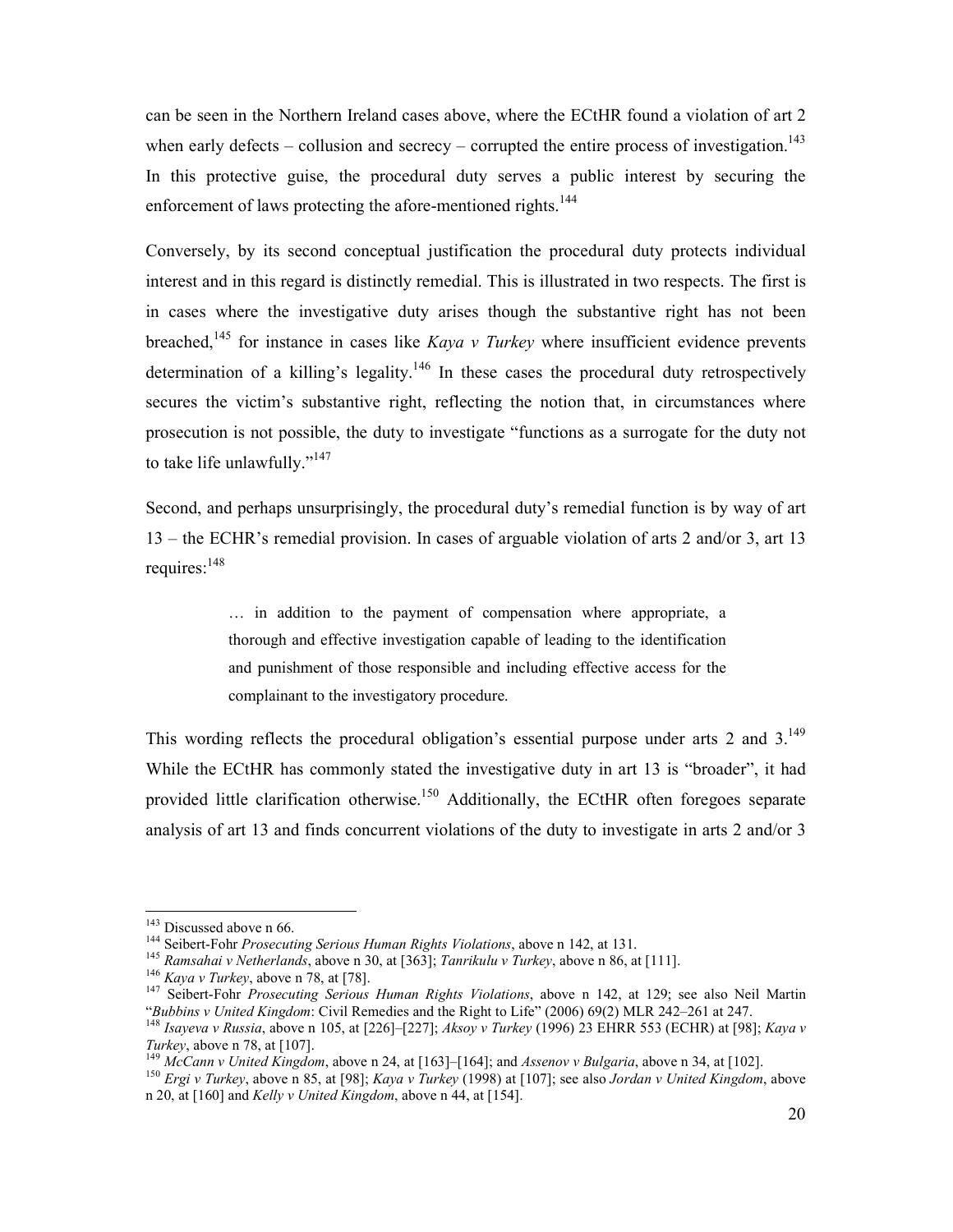can be seen in the Northern Ireland cases above, where the ECtHR found a violation of art 2 when early defects – collusion and secrecy – corrupted the entire process of investigation.[143] In this protective guise, the procedural duty serves a public interest by securing the enforcement of laws protecting the afore-mentioned rights.[144]

Conversely, by its second conceptual justification the procedural duty protects individual interest and in this regard is distinctly remedial. This is illustrated in two respects. The first is in cases where the investigative duty arises though the substantive right has not been breached,[145] for instance in cases like *Kaya v Turkey* where insufficient evidence prevents determination of a killing's legality.[146] In these cases the procedural duty retrospectively secures the victim's substantive right, reflecting the notion that, in circumstances where prosecution is not possible, the duty to investigate "functions as a surrogate for the duty not to take life unlawfully."[147]

Second, and perhaps unsurprisingly, the procedural duty's remedial function is by way of art 13 – the ECHR's remedial provision. In cases of arguable violation of arts 2 and/or 3, art 13 requires:[148]

> … in addition to the payment of compensation where appropriate, a thorough and effective investigation capable of leading to the identification and punishment of those responsible and including effective access for the complainant to the investigatory procedure.

This wording reflects the procedural obligation's essential purpose under arts 2 and 3.[149] While the ECtHR has commonly stated the investigative duty in art 13 is "broader", it had provided little clarification otherwise.[150] Additionally, the ECtHR often foregoes separate analysis of art 13 and finds concurrent violations of the duty to investigate in arts 2 and/or 3

---

[143] Discussed above n 66.

[144] Seibert-Fohr *Prosecuting Serious Human Rights Violations*, above n 142, at 131.

[145] *Ramsahai v Netherlands*, above n 30, at [363]; *Tanrikulu v Turkey*, above n 86, at [111].

[146] *Kaya v Turkey*, above n 78, at [78].

[147] Seibert-Fohr *Prosecuting Serious Human Rights Violations*, above n 142, at 129; see also Neil Martin "*Bubbins v United Kingdom*: Civil Remedies and the Right to Life" (2006) 69(2) MLR 242–261 at 247.

[148] *Isayeva v Russia*, above n 105, at [226]–[227]; *Aksoy v Turkey* (1996) 23 EHRR 553 (ECHR) at [98]; *Kaya v Turkey*, above n 78, at [107].

[149] *McCann v United Kingdom*, above n 24, at [163]–[164]; and *Assenov v Bulgaria*, above n 34, at [102].

[150] *Ergi v Turkey*, above n 85, at [98]; *Kaya v Turkey* (1998) at [107]; see also *Jordan v United Kingdom*, above n 20, at [160] and *Kelly v United Kingdom*, above n 44, at [154].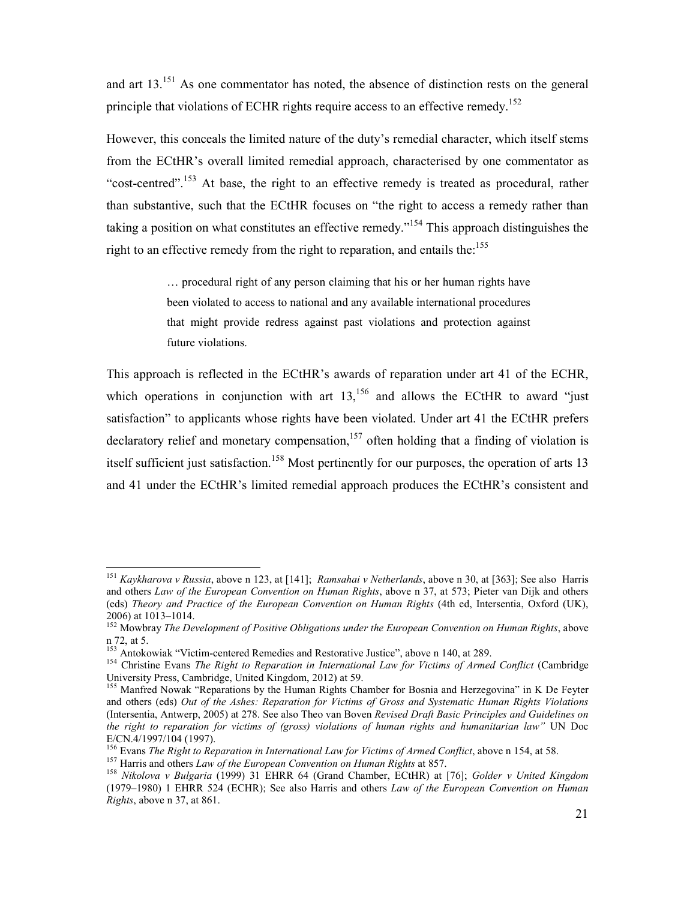and art 13.[151] As one commentator has noted, the absence of distinction rests on the general principle that violations of ECHR rights require access to an effective remedy.[152]

However, this conceals the limited nature of the duty's remedial character, which itself stems from the ECtHR's overall limited remedial approach, characterised by one commentator as "cost-centred".[153] At base, the right to an effective remedy is treated as procedural, rather than substantive, such that the ECtHR focuses on "the right to access a remedy rather than taking a position on what constitutes an effective remedy."[154] This approach distinguishes the right to an effective remedy from the right to reparation, and entails the:[155]

> … procedural right of any person claiming that his or her human rights have been violated to access to national and any available international procedures that might provide redress against past violations and protection against future violations.

This approach is reflected in the ECtHR's awards of reparation under art 41 of the ECHR, which operations in conjunction with art 13,[156] and allows the ECtHR to award "just satisfaction" to applicants whose rights have been violated. Under art 41 the ECtHR prefers declaratory relief and monetary compensation,[157] often holding that a finding of violation is itself sufficient just satisfaction.[158] Most pertinently for our purposes, the operation of arts 13 and 41 under the ECtHR's limited remedial approach produces the ECtHR's consistent and

---

[151] *Kaykharova v Russia*, above n 123, at [141]; *Ramsahai v Netherlands*, above n 30, at [363]; See also Harris and others *Law of the European Convention on Human Rights*, above n 37, at 573; Pieter van Dijk and others (eds) *Theory and Practice of the European Convention on Human Rights* (4th ed, Intersentia, Oxford (UK), 2006) at 1013–1014.

[152] Mowbray *The Development of Positive Obligations under the European Convention on Human Rights*, above n 72, at 5.

[153] Antokowiak "Victim-centered Remedies and Restorative Justice", above n 140, at 289.

[154] Christine Evans *The Right to Reparation in International Law for Victims of Armed Conflict* (Cambridge University Press, Cambridge, United Kingdom, 2012) at 59.

[155] Manfred Nowak "Reparations by the Human Rights Chamber for Bosnia and Herzegovina" in K De Feyter and others (eds) *Out of the Ashes: Reparation for Victims of Gross and Systematic Human Rights Violations* (Intersentia, Antwerp, 2005) at 278. See also Theo van Boven *Revised Draft Basic Principles and Guidelines on the right to reparation for victims of (gross) violations of human rights and humanitarian law"* UN Doc E/CN.4/1997/104 (1997).

[156] Evans *The Right to Reparation in International Law for Victims of Armed Conflict*, above n 154, at 58.

[157] Harris and others *Law of the European Convention on Human Rights* at 857.

[158] *Nikolova v Bulgaria* (1999) 31 EHRR 64 (Grand Chamber, ECtHR) at [76]; *Golder v United Kingdom* (1979–1980) 1 EHRR 524 (ECHR); See also Harris and others *Law of the European Convention on Human Rights*, above n 37, at 861.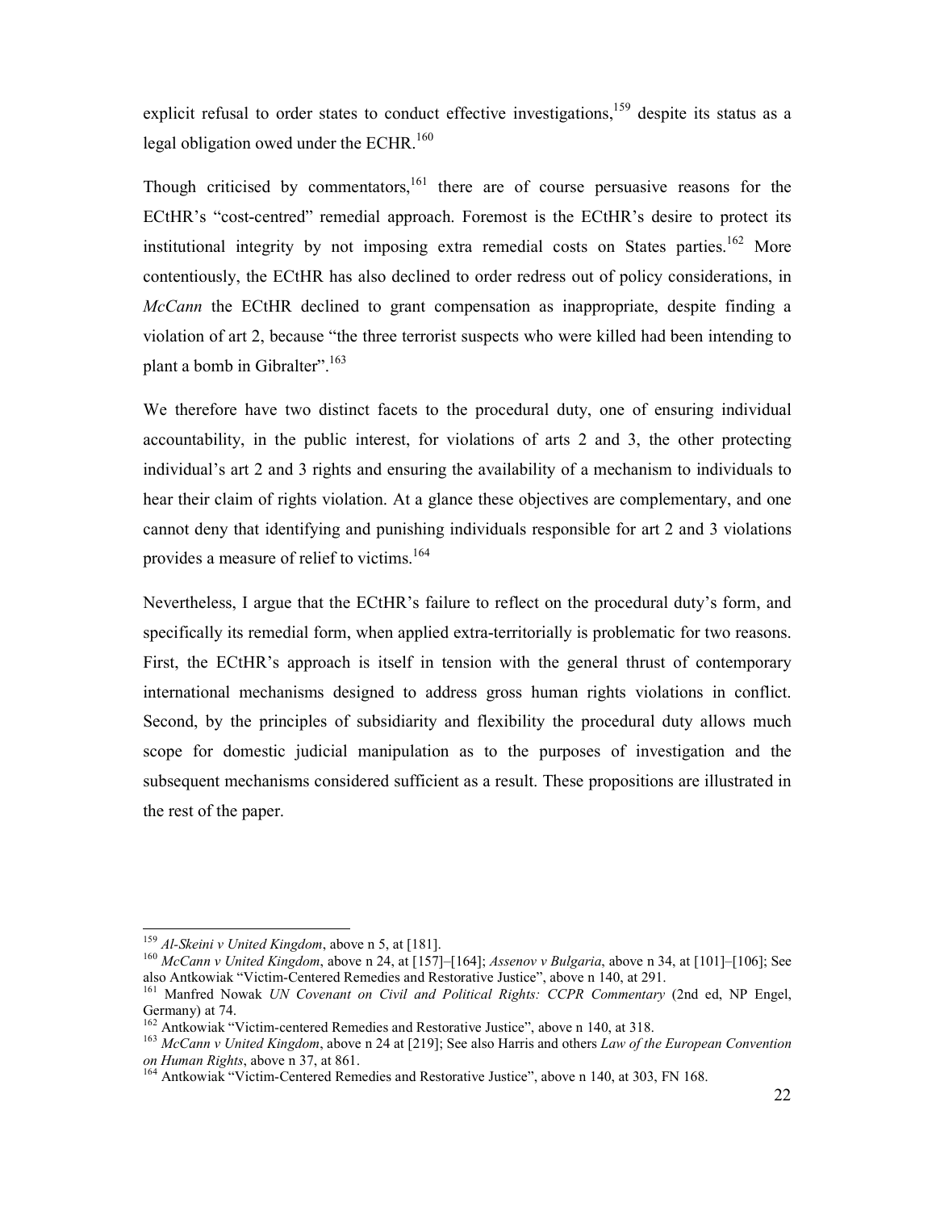explicit refusal to order states to conduct effective investigations,[159] despite its status as a legal obligation owed under the ECHR.[160]

Though criticised by commentators,[161] there are of course persuasive reasons for the ECtHR's "cost-centred" remedial approach. Foremost is the ECtHR's desire to protect its institutional integrity by not imposing extra remedial costs on States parties.[162] More contentiously, the ECtHR has also declined to order redress out of policy considerations, in *McCann* the ECtHR declined to grant compensation as inappropriate, despite finding a violation of art 2, because "the three terrorist suspects who were killed had been intending to plant a bomb in Gibralter".[163]

We therefore have two distinct facets to the procedural duty, one of ensuring individual accountability, in the public interest, for violations of arts 2 and 3, the other protecting individual's art 2 and 3 rights and ensuring the availability of a mechanism to individuals to hear their claim of rights violation. At a glance these objectives are complementary, and one cannot deny that identifying and punishing individuals responsible for art 2 and 3 violations provides a measure of relief to victims.[164]

Nevertheless, I argue that the ECtHR's failure to reflect on the procedural duty's form, and specifically its remedial form, when applied extra-territorially is problematic for two reasons. First, the ECtHR's approach is itself in tension with the general thrust of contemporary international mechanisms designed to address gross human rights violations in conflict. Second, by the principles of subsidiarity and flexibility the procedural duty allows much scope for domestic judicial manipulation as to the purposes of investigation and the subsequent mechanisms considered sufficient as a result. These propositions are illustrated in the rest of the paper.

---

[159] *Al-Skeini v United Kingdom*, above n 5, at [181].

[160] *McCann v United Kingdom*, above n 24, at [157]–[164]; *Assenov v Bulgaria*, above n 34, at [101]–[106]; See also Antkowiak "Victim-Centered Remedies and Restorative Justice", above n 140, at 291.

[161] Manfred Nowak *UN Covenant on Civil and Political Rights: CCPR Commentary* (2nd ed, NP Engel, Germany) at 74.

[162] Antkowiak "Victim-centered Remedies and Restorative Justice", above n 140, at 318.

[163] *McCann v United Kingdom*, above n 24 at [219]; See also Harris and others *Law of the European Convention on Human Rights*, above n 37, at 861.

[164] Antkowiak "Victim-Centered Remedies and Restorative Justice", above n 140, at 303, FN 168.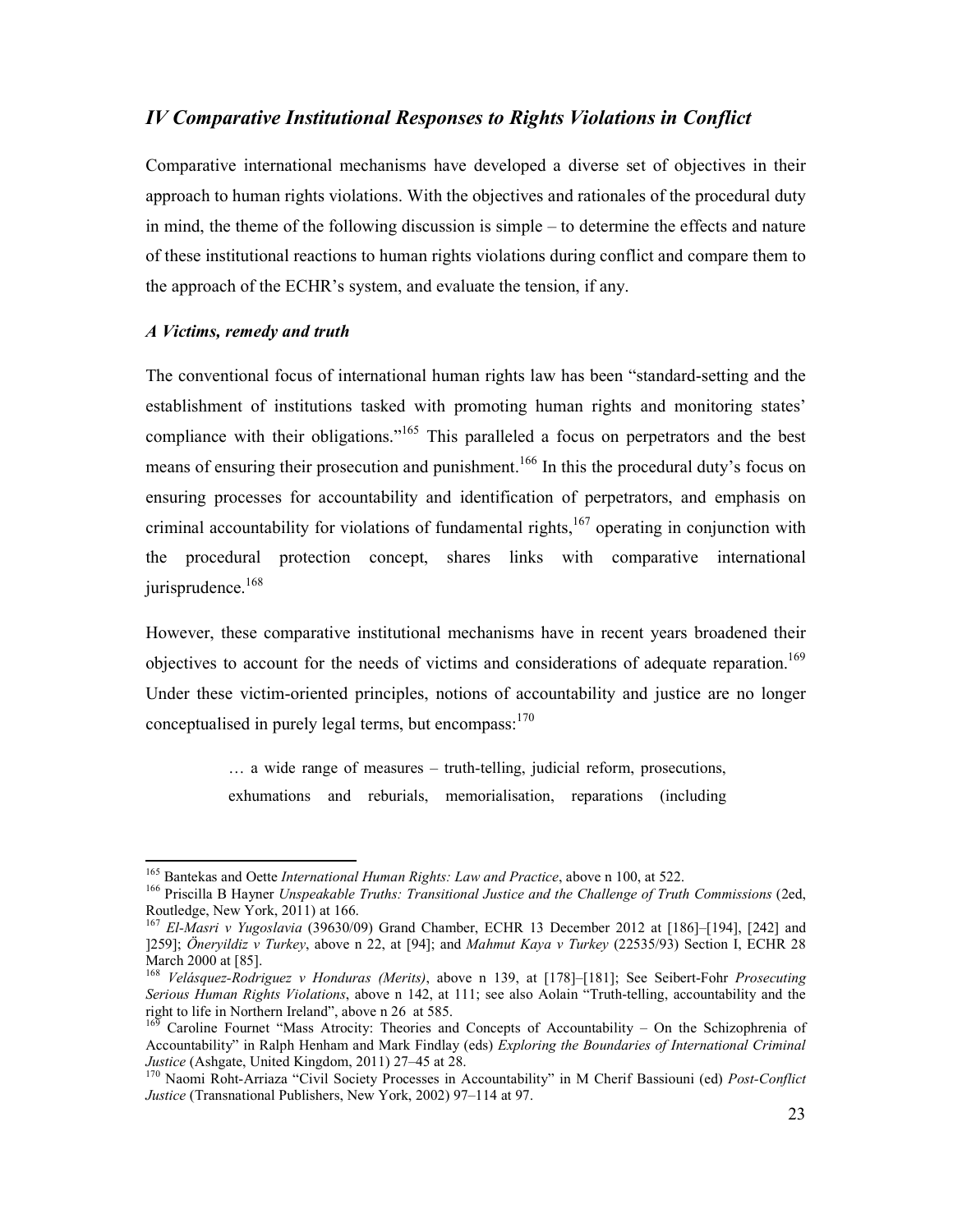## *IV Comparative Institutional Responses to Rights Violations in Conflict*

Comparative international mechanisms have developed a diverse set of objectives in their approach to human rights violations. With the objectives and rationales of the procedural duty in mind, the theme of the following discussion is simple – to determine the effects and nature of these institutional reactions to human rights violations during conflict and compare them to the approach of the ECHR's system, and evaluate the tension, if any.

### *A Victims, remedy and truth*

The conventional focus of international human rights law has been "standard-setting and the establishment of institutions tasked with promoting human rights and monitoring states' compliance with their obligations."[165] This paralleled a focus on perpetrators and the best means of ensuring their prosecution and punishment.[166] In this the procedural duty's focus on ensuring processes for accountability and identification of perpetrators, and emphasis on criminal accountability for violations of fundamental rights,[167] operating in conjunction with the procedural protection concept, shares links with comparative international jurisprudence.[168]

However, these comparative institutional mechanisms have in recent years broadened their objectives to account for the needs of victims and considerations of adequate reparation.[169] Under these victim-oriented principles, notions of accountability and justice are no longer conceptualised in purely legal terms, but encompass:[170]

> … a wide range of measures – truth-telling, judicial reform, prosecutions, exhumations and reburials, memorialisation, reparations (including

---

[165] Bantekas and Oette *International Human Rights: Law and Practice*, above n 100, at 522.

[166] Priscilla B Hayner *Unspeakable Truths: Transitional Justice and the Challenge of Truth Commissions* (2ed, Routledge, New York, 2011) at 166.

[167] *El-Masri v Yugoslavia* (39630/09) Grand Chamber, ECHR 13 December 2012 at [186]–[194], [242] and ]259]; *Öneryildiz v Turkey*, above n 22, at [94]; and *Mahmut Kaya v Turkey* (22535/93) Section I, ECHR 28 March 2000 at [85].

[168] *Velásquez-Rodriguez v Honduras (Merits)*, above n 139, at [178]–[181]; See Seibert-Fohr *Prosecuting Serious Human Rights Violations*, above n 142, at 111; see also Aolain "Truth-telling, accountability and the right to life in Northern Ireland", above n 26 at 585.

[169] Caroline Fournet "Mass Atrocity: Theories and Concepts of Accountability – On the Schizophrenia of Accountability" in Ralph Henham and Mark Findlay (eds) *Exploring the Boundaries of International Criminal Justice* (Ashgate, United Kingdom, 2011) 27–45 at 28.

[170] Naomi Roht-Arriaza "Civil Society Processes in Accountability" in M Cherif Bassiouni (ed) *Post-Conflict Justice* (Transnational Publishers, New York, 2002) 97–114 at 97.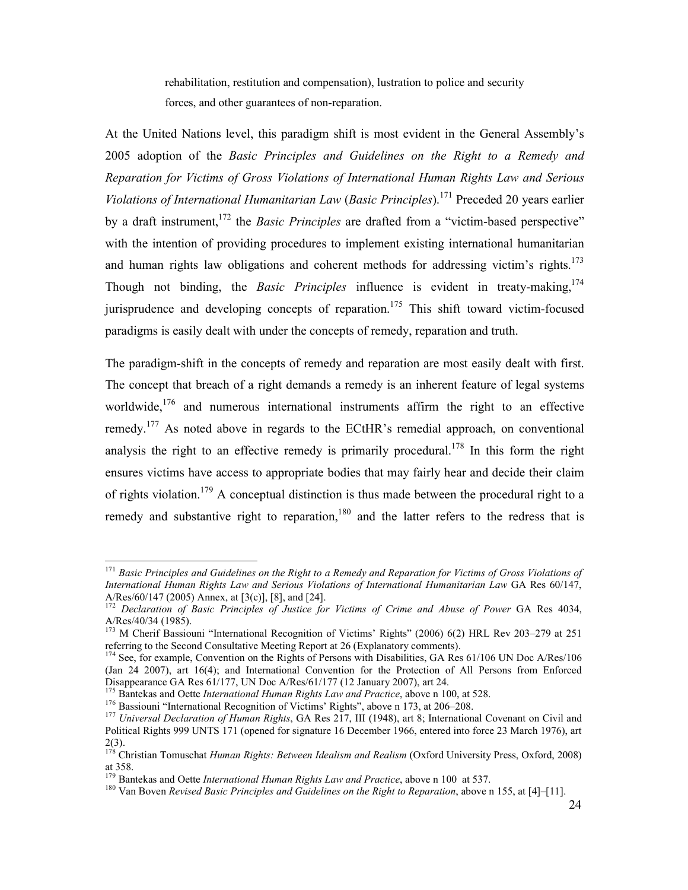rehabilitation, restitution and compensation), lustration to police and security forces, and other guarantees of non-reparation.

At the United Nations level, this paradigm shift is most evident in the General Assembly's 2005 adoption of the *Basic Principles and Guidelines on the Right to a Remedy and Reparation for Victims of Gross Violations of International Human Rights Law and Serious Violations of International Humanitarian Law* (*Basic Principles*).[171] Preceded 20 years earlier by a draft instrument,[172] the *Basic Principles* are drafted from a "victim-based perspective" with the intention of providing procedures to implement existing international humanitarian and human rights law obligations and coherent methods for addressing victim's rights.[173] Though not binding, the *Basic Principles* influence is evident in treaty-making,[174] jurisprudence and developing concepts of reparation.[175] This shift toward victim-focused paradigms is easily dealt with under the concepts of remedy, reparation and truth.

The paradigm-shift in the concepts of remedy and reparation are most easily dealt with first. The concept that breach of a right demands a remedy is an inherent feature of legal systems worldwide,[176] and numerous international instruments affirm the right to an effective remedy.[177] As noted above in regards to the ECtHR's remedial approach, on conventional analysis the right to an effective remedy is primarily procedural.[178] In this form the right ensures victims have access to appropriate bodies that may fairly hear and decide their claim of rights violation.[179] A conceptual distinction is thus made between the procedural right to a remedy and substantive right to reparation,[180] and the latter refers to the redress that is

---

[171] *Basic Principles and Guidelines on the Right to a Remedy and Reparation for Victims of Gross Violations of International Human Rights Law and Serious Violations of International Humanitarian Law* GA Res 60/147, A/Res/60/147 (2005) Annex, at [3(c)], [8], and [24].

[172] *Declaration of Basic Principles of Justice for Victims of Crime and Abuse of Power* GA Res 4034, A/Res/40/34 (1985).

[173] M Cherif Bassiouni "International Recognition of Victims' Rights" (2006) 6(2) HRL Rev 203–279 at 251 referring to the Second Consultative Meeting Report at 26 (Explanatory comments).

[174] See, for example, Convention on the Rights of Persons with Disabilities, GA Res 61/106 UN Doc A/Res/106 (Jan 24 2007), art 16(4); and International Convention for the Protection of All Persons from Enforced Disappearance GA Res 61/177, UN Doc A/Res/61/177 (12 January 2007), art 24.

[175] Bantekas and Oette *International Human Rights Law and Practice*, above n 100, at 528.

[176] Bassiouni "International Recognition of Victims' Rights", above n 173, at 206–208.

[177] *Universal Declaration of Human Rights*, GA Res 217, III (1948), art 8; International Covenant on Civil and Political Rights 999 UNTS 171 (opened for signature 16 December 1966, entered into force 23 March 1976), art 2(3).

[178] Christian Tomuschat *Human Rights: Between Idealism and Realism* (Oxford University Press, Oxford, 2008) at 358.

[179] Bantekas and Oette *International Human Rights Law and Practice*, above n 100 at 537.

[180] Van Boven *Revised Basic Principles and Guidelines on the Right to Reparation*, above n 155, at [4]–[11].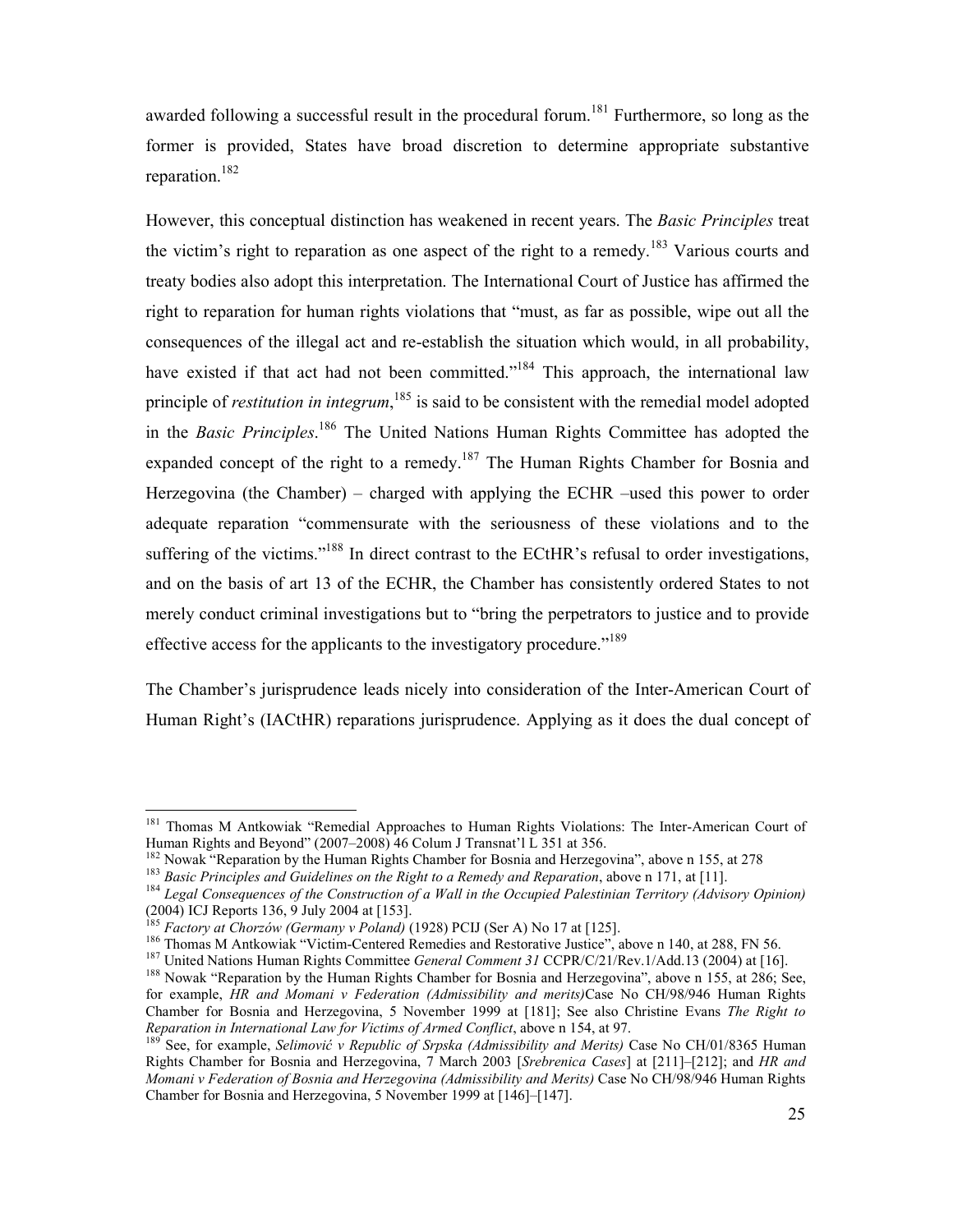awarded following a successful result in the procedural forum.[181] Furthermore, so long as the former is provided, States have broad discretion to determine appropriate substantive reparation.[182]

However, this conceptual distinction has weakened in recent years. The *Basic Principles* treat the victim's right to reparation as one aspect of the right to a remedy.[183] Various courts and treaty bodies also adopt this interpretation. The International Court of Justice has affirmed the right to reparation for human rights violations that "must, as far as possible, wipe out all the consequences of the illegal act and re-establish the situation which would, in all probability, have existed if that act had not been committed."[184] This approach, the international law principle of *restitution in integrum*,[185] is said to be consistent with the remedial model adopted in the *Basic Principles*.[186] The United Nations Human Rights Committee has adopted the expanded concept of the right to a remedy.[187] The Human Rights Chamber for Bosnia and Herzegovina (the Chamber) – charged with applying the ECHR –used this power to order adequate reparation "commensurate with the seriousness of these violations and to the suffering of the victims."[188] In direct contrast to the ECtHR's refusal to order investigations, and on the basis of art 13 of the ECHR, the Chamber has consistently ordered States to not merely conduct criminal investigations but to "bring the perpetrators to justice and to provide effective access for the applicants to the investigatory procedure."[189]

The Chamber's jurisprudence leads nicely into consideration of the Inter-American Court of Human Right's (IACtHR) reparations jurisprudence. Applying as it does the dual concept of

---

[181] Thomas M Antkowiak "Remedial Approaches to Human Rights Violations: The Inter-American Court of Human Rights and Beyond" (2007–2008) 46 Colum J Transnat'l L 351 at 356.

[182] Nowak "Reparation by the Human Rights Chamber for Bosnia and Herzegovina", above n 155, at 278

[183] *Basic Principles and Guidelines on the Right to a Remedy and Reparation*, above n 171, at [11].

[184] *Legal Consequences of the Construction of a Wall in the Occupied Palestinian Territory (Advisory Opinion)* (2004) ICJ Reports 136, 9 July 2004 at [153].

[185] *Factory at Chorzów (Germany v Poland)* (1928) PCIJ (Ser A) No 17 at [125].

[186] Thomas M Antkowiak "Victim-Centered Remedies and Restorative Justice", above n 140, at 288, FN 56.

[187] United Nations Human Rights Committee *General Comment 31* CCPR/C/21/Rev.1/Add.13 (2004) at [16].

[188] Nowak "Reparation by the Human Rights Chamber for Bosnia and Herzegovina", above n 155, at 286; See, for example, *HR and Momani v Federation (Admissibility and merits)* Case No CH/98/946 Human Rights Chamber for Bosnia and Herzegovina, 5 November 1999 at [181]; See also Christine Evans *The Right to Reparation in International Law for Victims of Armed Conflict*, above n 154, at 97.

[189] See, for example, *Selimović v Republic of Srpska (Admissibility and Merits)* Case No CH/01/8365 Human Rights Chamber for Bosnia and Herzegovina, 7 March 2003 [*Srebrenica Cases*] at [211]–[212]; and *HR and Momani v Federation of Bosnia and Herzegovina (Admissibility and Merits)* Case No CH/98/946 Human Rights Chamber for Bosnia and Herzegovina, 5 November 1999 at [146]–[147].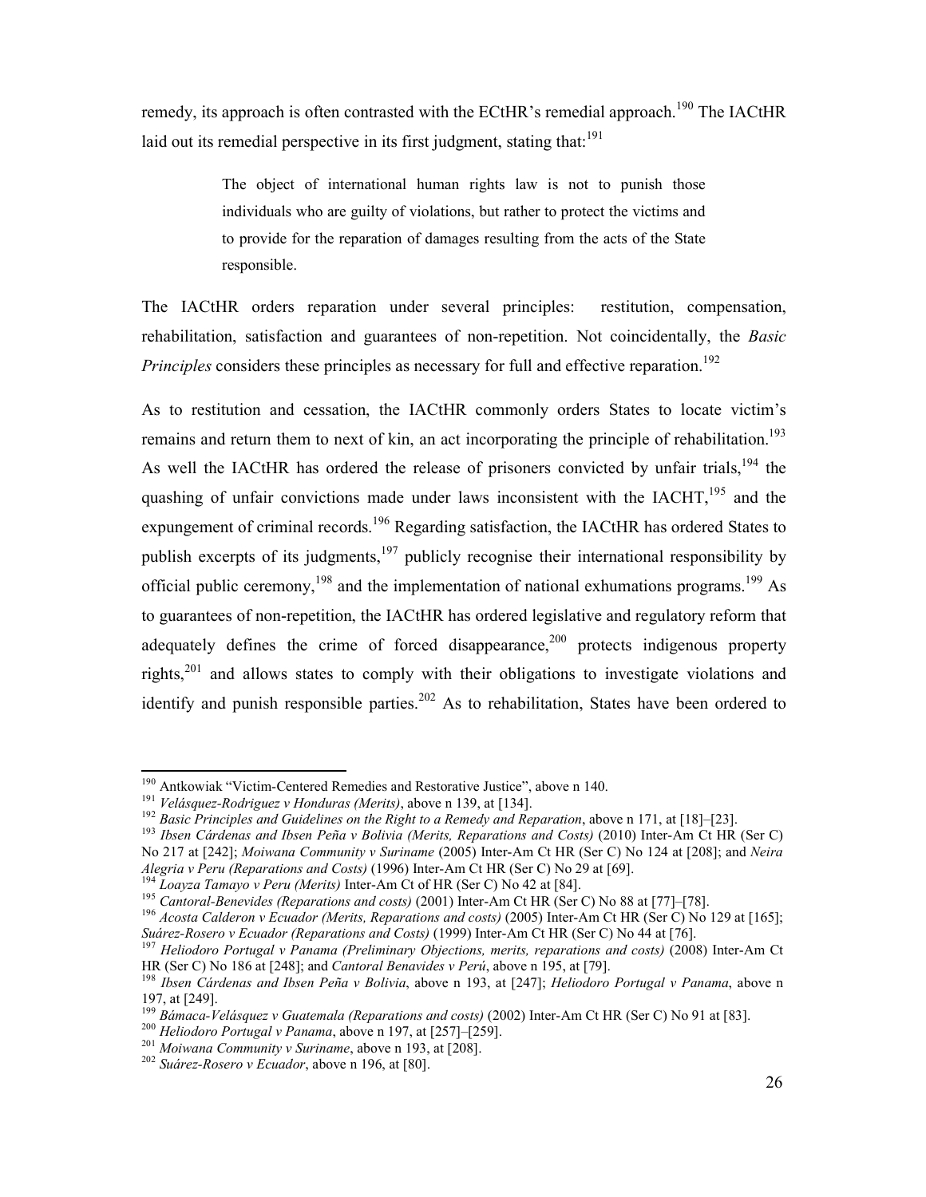remedy, its approach is often contrasted with the ECtHR's remedial approach.[190] The IACtHR laid out its remedial perspective in its first judgment, stating that:[191]

> The object of international human rights law is not to punish those individuals who are guilty of violations, but rather to protect the victims and to provide for the reparation of damages resulting from the acts of the State responsible.

The IACtHR orders reparation under several principles: restitution, compensation, rehabilitation, satisfaction and guarantees of non-repetition. Not coincidentally, the *Basic Principles* considers these principles as necessary for full and effective reparation.[192]

As to restitution and cessation, the IACtHR commonly orders States to locate victim's remains and return them to next of kin, an act incorporating the principle of rehabilitation.[193] As well the IACtHR has ordered the release of prisoners convicted by unfair trials,[194] the quashing of unfair convictions made under laws inconsistent with the IACHT,[195] and the expungement of criminal records.[196] Regarding satisfaction, the IACtHR has ordered States to publish excerpts of its judgments,[197] publicly recognise their international responsibility by official public ceremony,[198] and the implementation of national exhumations programs.[199] As to guarantees of non-repetition, the IACtHR has ordered legislative and regulatory reform that adequately defines the crime of forced disappearance,[200] protects indigenous property rights,[201] and allows states to comply with their obligations to investigate violations and identify and punish responsible parties.[202] As to rehabilitation, States have been ordered to

---

[190] Antkowiak "Victim-Centered Remedies and Restorative Justice", above n 140.

[191] *Velásquez-Rodriguez v Honduras (Merits)*, above n 139, at [134].

[192] *Basic Principles and Guidelines on the Right to a Remedy and Reparation*, above n 171, at [18]–[23].

[193] *Ibsen Cárdenas and Ibsen Peña v Bolivia (Merits, Reparations and Costs)* (2010) Inter-Am Ct HR (Ser C) No 217 at [242]; *Moiwana Community v Suriname* (2005) Inter-Am Ct HR (Ser C) No 124 at [208]; and *Neira Alegria v Peru (Reparations and Costs)* (1996) Inter-Am Ct HR (Ser C) No 29 at [69].

[194] *Loayza Tamayo v Peru (Merits)* Inter-Am Ct of HR (Ser C) No 42 at [84].

[195] *Cantoral-Benevides (Reparations and costs)* (2001) Inter-Am Ct HR (Ser C) No 88 at [77]–[78].

[196] *Acosta Calderon v Ecuador (Merits, Reparations and costs)* (2005) Inter-Am Ct HR (Ser C) No 129 at [165]; *Suárez-Rosero v Ecuador (Reparations and Costs)* (1999) Inter-Am Ct HR (Ser C) No 44 at [76].

[197] *Heliodoro Portugal v Panama (Preliminary Objections, merits, reparations and costs)* (2008) Inter-Am Ct HR (Ser C) No 186 at [248]; and *Cantoral Benavides v Perú*, above n 195, at [79].

[198] *Ibsen Cárdenas and Ibsen Peña v Bolivia*, above n 193, at [247]; *Heliodoro Portugal v Panama*, above n 197, at [249].

[199] *Bámaca-Velásquez v Guatemala (Reparations and costs)* (2002) Inter-Am Ct HR (Ser C) No 91 at [83].

[200] *Heliodoro Portugal v Panama*, above n 197, at [257]–[259].

[201] *Moiwana Community v Suriname*, above n 193, at [208].

[202] *Suárez-Rosero v Ecuador*, above n 196, at [80].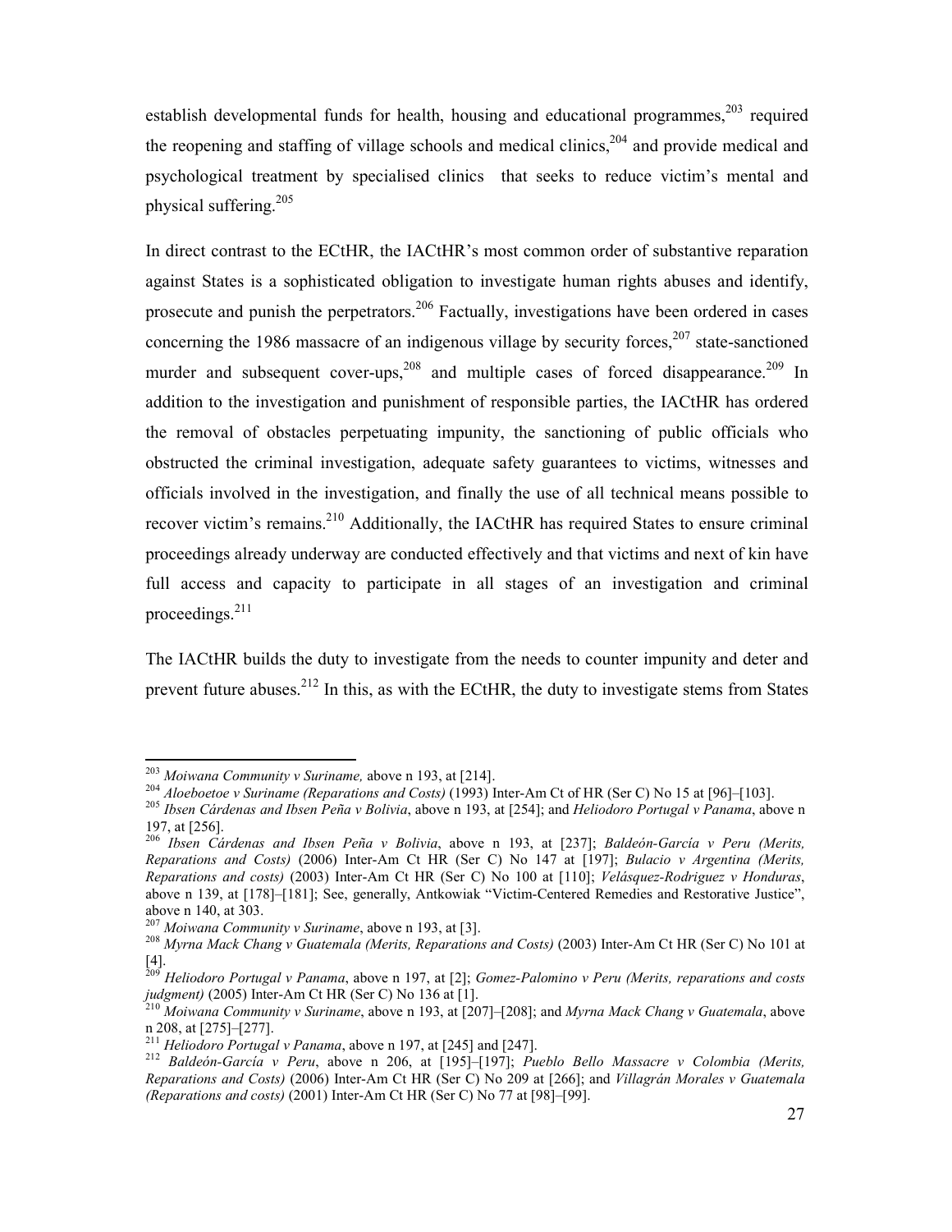establish developmental funds for health, housing and educational programmes,[203] required the reopening and staffing of village schools and medical clinics,[204] and provide medical and psychological treatment by specialised clinics that seeks to reduce victim's mental and physical suffering.[205]

In direct contrast to the ECtHR, the IACtHR's most common order of substantive reparation against States is a sophisticated obligation to investigate human rights abuses and identify, prosecute and punish the perpetrators.[206] Factually, investigations have been ordered in cases concerning the 1986 massacre of an indigenous village by security forces,[207] state-sanctioned murder and subsequent cover-ups,[208] and multiple cases of forced disappearance.[209] In addition to the investigation and punishment of responsible parties, the IACtHR has ordered the removal of obstacles perpetuating impunity, the sanctioning of public officials who obstructed the criminal investigation, adequate safety guarantees to victims, witnesses and officials involved in the investigation, and finally the use of all technical means possible to recover victim's remains.[210] Additionally, the IACtHR has required States to ensure criminal proceedings already underway are conducted effectively and that victims and next of kin have full access and capacity to participate in all stages of an investigation and criminal proceedings.[211]

The IACtHR builds the duty to investigate from the needs to counter impunity and deter and prevent future abuses.[212] In this, as with the ECtHR, the duty to investigate stems from States

---

[203] *Moiwana Community v Suriname,* above n 193, at [214].

[204] *Aloeboetoe v Suriname (Reparations and Costs)* (1993) Inter-Am Ct of HR (Ser C) No 15 at [96]–[103].

[205] *Ibsen Cárdenas and Ibsen Peña v Bolivia*, above n 193, at [254]; and *Heliodoro Portugal v Panama*, above n 197, at [256].

[206] *Ibsen Cárdenas and Ibsen Peña v Bolivia*, above n 193, at [237]; *Baldeón-García v Peru (Merits, Reparations and Costs)* (2006) Inter-Am Ct HR (Ser C) No 147 at [197]; *Bulacio v Argentina (Merits, Reparations and costs)* (2003) Inter-Am Ct HR (Ser C) No 100 at [110]; *Velásquez-Rodriguez v Honduras*, above n 139, at [178]–[181]; See, generally, Antkowiak "Victim-Centered Remedies and Restorative Justice", above n 140, at 303.

[207] *Moiwana Community v Suriname*, above n 193, at [3].

[208] *Myrna Mack Chang v Guatemala (Merits, Reparations and Costs)* (2003) Inter-Am Ct HR (Ser C) No 101 at [4].

[209] *Heliodoro Portugal v Panama*, above n 197, at [2]; *Gomez-Palomino v Peru (Merits, reparations and costs judgment)* (2005) Inter-Am Ct HR (Ser C) No 136 at [1].

[210] *Moiwana Community v Suriname*, above n 193, at [207]–[208]; and *Myrna Mack Chang v Guatemala*, above n 208, at [275]–[277].

[211] *Heliodoro Portugal v Panama*, above n 197, at [245] and [247].

[212] *Baldeón-García v Peru*, above n 206, at [195]–[197]; *Pueblo Bello Massacre v Colombia (Merits, Reparations and Costs)* (2006) Inter-Am Ct HR (Ser C) No 209 at [266]; and *Villagrán Morales v Guatemala (Reparations and costs)* (2001) Inter-Am Ct HR (Ser C) No 77 at [98]–[99].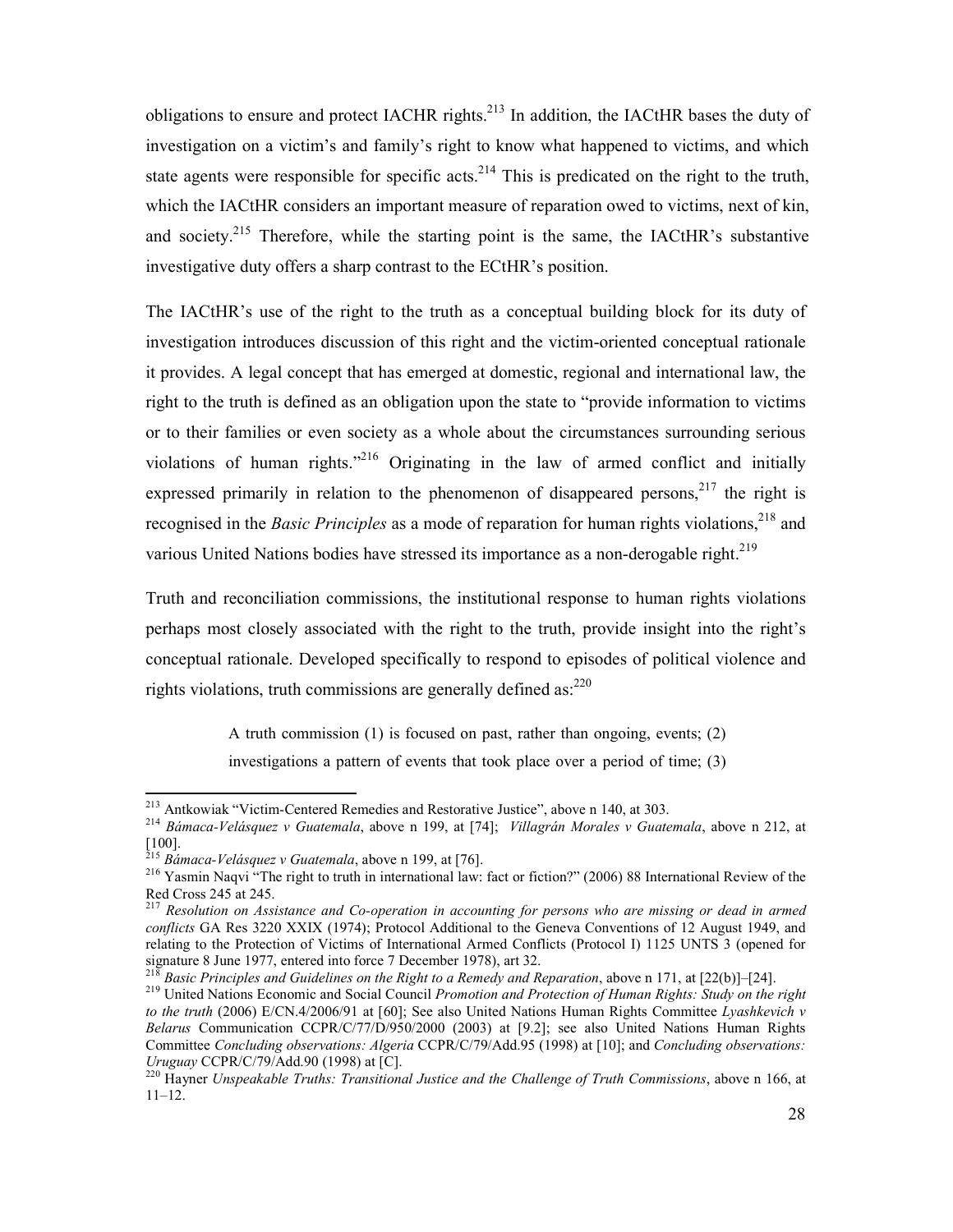obligations to ensure and protect IACHR rights.[213] In addition, the IACtHR bases the duty of investigation on a victim's and family's right to know what happened to victims, and which state agents were responsible for specific acts.[214] This is predicated on the right to the truth, which the IACtHR considers an important measure of reparation owed to victims, next of kin, and society.[215] Therefore, while the starting point is the same, the IACtHR's substantive investigative duty offers a sharp contrast to the ECtHR's position.

The IACtHR's use of the right to the truth as a conceptual building block for its duty of investigation introduces discussion of this right and the victim-oriented conceptual rationale it provides. A legal concept that has emerged at domestic, regional and international law, the right to the truth is defined as an obligation upon the state to "provide information to victims or to their families or even society as a whole about the circumstances surrounding serious violations of human rights."[216] Originating in the law of armed conflict and initially expressed primarily in relation to the phenomenon of disappeared persons,[217] the right is recognised in the *Basic Principles* as a mode of reparation for human rights violations,[218] and various United Nations bodies have stressed its importance as a non-derogable right.[219]

Truth and reconciliation commissions, the institutional response to human rights violations perhaps most closely associated with the right to the truth, provide insight into the right's conceptual rationale. Developed specifically to respond to episodes of political violence and rights violations, truth commissions are generally defined as:[220]

> A truth commission (1) is focused on past, rather than ongoing, events; (2) investigations a pattern of events that took place over a period of time; (3)

---

[213] Antkowiak "Victim-Centered Remedies and Restorative Justice", above n 140, at 303.

[214] *Bámaca-Velásquez v Guatemala*, above n 199, at [74]; *Villagrán Morales v Guatemala*, above n 212, at [100].

[215] *Bámaca-Velásquez v Guatemala*, above n 199, at [76].

[216] Yasmin Naqvi "The right to truth in international law: fact or fiction?" (2006) 88 International Review of the Red Cross 245 at 245.

[217] *Resolution on Assistance and Co-operation in accounting for persons who are missing or dead in armed conflicts* GA Res 3220 XXIX (1974); Protocol Additional to the Geneva Conventions of 12 August 1949, and relating to the Protection of Victims of International Armed Conflicts (Protocol I) 1125 UNTS 3 (opened for signature 8 June 1977, entered into force 7 December 1978), art 32.

[218] *Basic Principles and Guidelines on the Right to a Remedy and Reparation*, above n 171, at [22(b)]–[24].

[219] United Nations Economic and Social Council *Promotion and Protection of Human Rights: Study on the right to the truth* (2006) E/CN.4/2006/91 at [60]; See also United Nations Human Rights Committee *Lyashkevich v Belarus* Communication CCPR/C/77/D/950/2000 (2003) at [9.2]; see also United Nations Human Rights Committee *Concluding observations: Algeria* CCPR/C/79/Add.95 (1998) at [10]; and *Concluding observations: Uruguay* CCPR/C/79/Add.90 (1998) at [C].

[220] Hayner *Unspeakable Truths: Transitional Justice and the Challenge of Truth Commissions*, above n 166, at 11–12.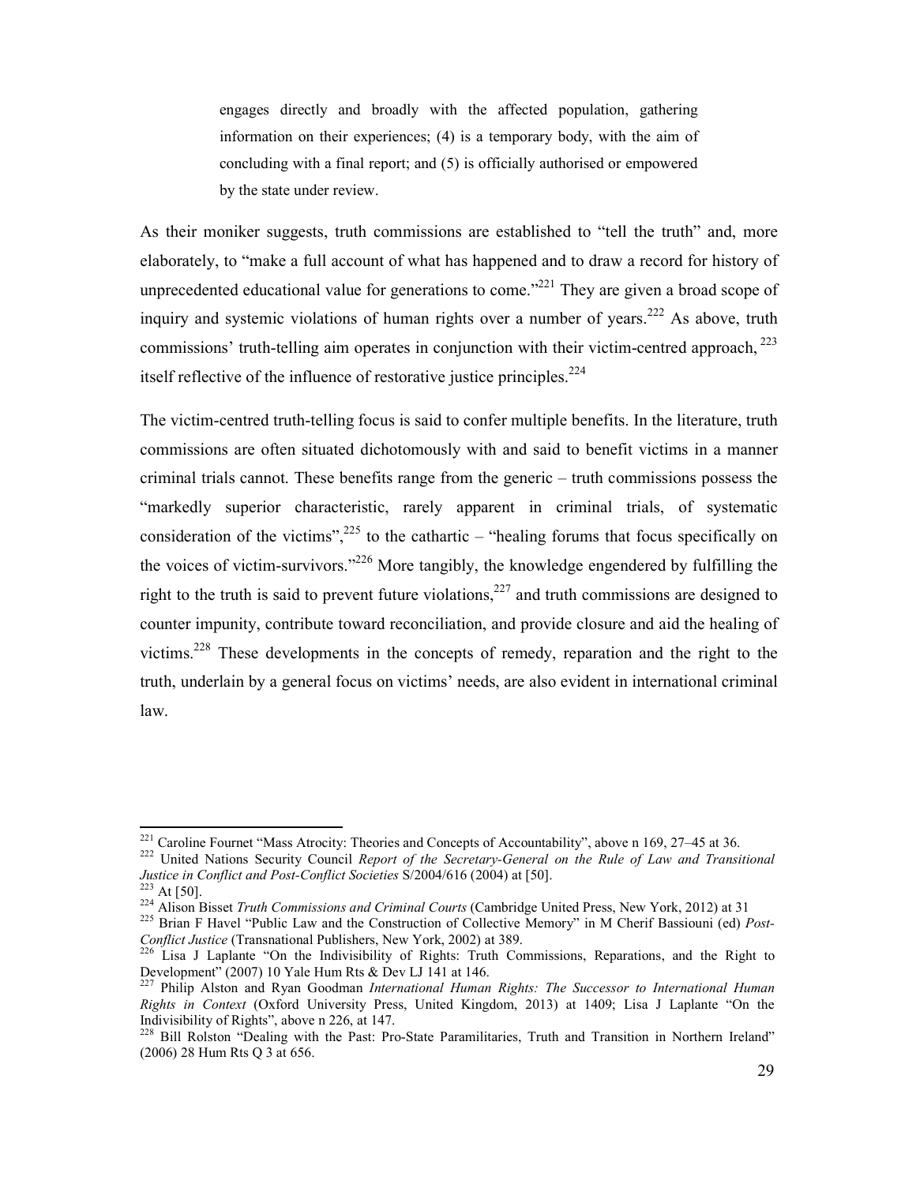> engages directly and broadly with the affected population, gathering information on their experiences; (4) is a temporary body, with the aim of concluding with a final report; and (5) is officially authorised or empowered by the state under review.

As their moniker suggests, truth commissions are established to "tell the truth" and, more elaborately, to "make a full account of what has happened and to draw a record for history of unprecedented educational value for generations to come."[221] They are given a broad scope of inquiry and systemic violations of human rights over a number of years.[222] As above, truth commissions' truth-telling aim operates in conjunction with their victim-centred approach,[223] itself reflective of the influence of restorative justice principles.[224]

The victim-centred truth-telling focus is said to confer multiple benefits. In the literature, truth commissions are often situated dichotomously with and said to benefit victims in a manner criminal trials cannot. These benefits range from the generic – truth commissions possess the "markedly superior characteristic, rarely apparent in criminal trials, of systematic consideration of the victims",[225] to the cathartic – "healing forums that focus specifically on the voices of victim-survivors."[226] More tangibly, the knowledge engendered by fulfilling the right to the truth is said to prevent future violations,[227] and truth commissions are designed to counter impunity, contribute toward reconciliation, and provide closure and aid the healing of victims.[228] These developments in the concepts of remedy, reparation and the right to the truth, underlain by a general focus on victims' needs, are also evident in international criminal law.

---

[221] Caroline Fournet "Mass Atrocity: Theories and Concepts of Accountability", above n 169, 27–45 at 36.

[222] United Nations Security Council *Report of the Secretary-General on the Rule of Law and Transitional Justice in Conflict and Post-Conflict Societies* S/2004/616 (2004) at [50].

[223] At [50].

[224] Alison Bisset *Truth Commissions and Criminal Courts* (Cambridge United Press, New York, 2012) at 31

[225] Brian F Havel "Public Law and the Construction of Collective Memory" in M Cherif Bassiouni (ed) *Post-Conflict Justice* (Transnational Publishers, New York, 2002) at 389.

[226] Lisa J Laplante "On the Indivisibility of Rights: Truth Commissions, Reparations, and the Right to Development" (2007) 10 Yale Hum Rts & Dev LJ 141 at 146.

[227] Philip Alston and Ryan Goodman *International Human Rights: The Successor to International Human Rights in Context* (Oxford University Press, United Kingdom, 2013) at 1409; Lisa J Laplante "On the Indivisibility of Rights", above n 226, at 147.

[228] Bill Rolston "Dealing with the Past: Pro-State Paramilitaries, Truth and Transition in Northern Ireland" (2006) 28 Hum Rts Q 3 at 656.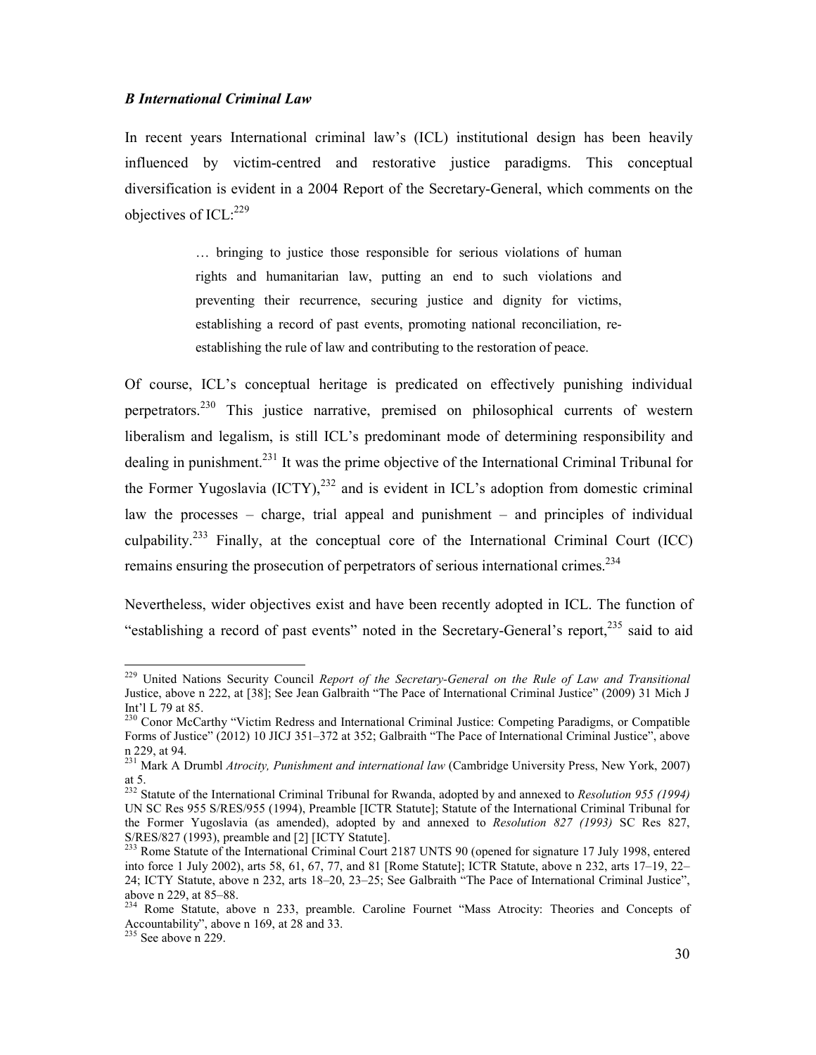### *B International Criminal Law*

In recent years International criminal law's (ICL) institutional design has been heavily influenced by victim-centred and restorative justice paradigms. This conceptual diversification is evident in a 2004 Report of the Secretary-General, which comments on the objectives of ICL:[229]

> … bringing to justice those responsible for serious violations of human rights and humanitarian law, putting an end to such violations and preventing their recurrence, securing justice and dignity for victims, establishing a record of past events, promoting national reconciliation, re-establishing the rule of law and contributing to the restoration of peace.

Of course, ICL's conceptual heritage is predicated on effectively punishing individual perpetrators.[230] This justice narrative, premised on philosophical currents of western liberalism and legalism, is still ICL's predominant mode of determining responsibility and dealing in punishment.[231] It was the prime objective of the International Criminal Tribunal for the Former Yugoslavia (ICTY),[232] and is evident in ICL's adoption from domestic criminal law the processes – charge, trial appeal and punishment – and principles of individual culpability.[233] Finally, at the conceptual core of the International Criminal Court (ICC) remains ensuring the prosecution of perpetrators of serious international crimes.[234]

Nevertheless, wider objectives exist and have been recently adopted in ICL. The function of "establishing a record of past events" noted in the Secretary-General's report,[235] said to aid

---

[229] United Nations Security Council *Report of the Secretary-General on the Rule of Law and Transitional* Justice, above n 222, at [38]; See Jean Galbraith "The Pace of International Criminal Justice" (2009) 31 Mich J Int'l L 79 at 85.

[230] Conor McCarthy "Victim Redress and International Criminal Justice: Competing Paradigms, or Compatible Forms of Justice" (2012) 10 JICJ 351–372 at 352; Galbraith "The Pace of International Criminal Justice", above n 229, at 94.

[231] Mark A Drumbl *Atrocity, Punishment and international law* (Cambridge University Press, New York, 2007) at 5.

[232] Statute of the International Criminal Tribunal for Rwanda, adopted by and annexed to *Resolution 955 (1994)* UN SC Res 955 S/RES/955 (1994), Preamble [ICTR Statute]; Statute of the International Criminal Tribunal for the Former Yugoslavia (as amended), adopted by and annexed to *Resolution 827 (1993)* SC Res 827, S/RES/827 (1993), preamble and [2] [ICTY Statute].

[233] Rome Statute of the International Criminal Court 2187 UNTS 90 (opened for signature 17 July 1998, entered into force 1 July 2002), arts 58, 61, 67, 77, and 81 [Rome Statute]; ICTR Statute, above n 232, arts 17–19, 22–24; ICTY Statute, above n 232, arts 18–20, 23–25; See Galbraith "The Pace of International Criminal Justice", above n 229, at 85–88.

[234] Rome Statute, above n 233, preamble. Caroline Fournet "Mass Atrocity: Theories and Concepts of Accountability", above n 169, at 28 and 33.

[235] See above n 229.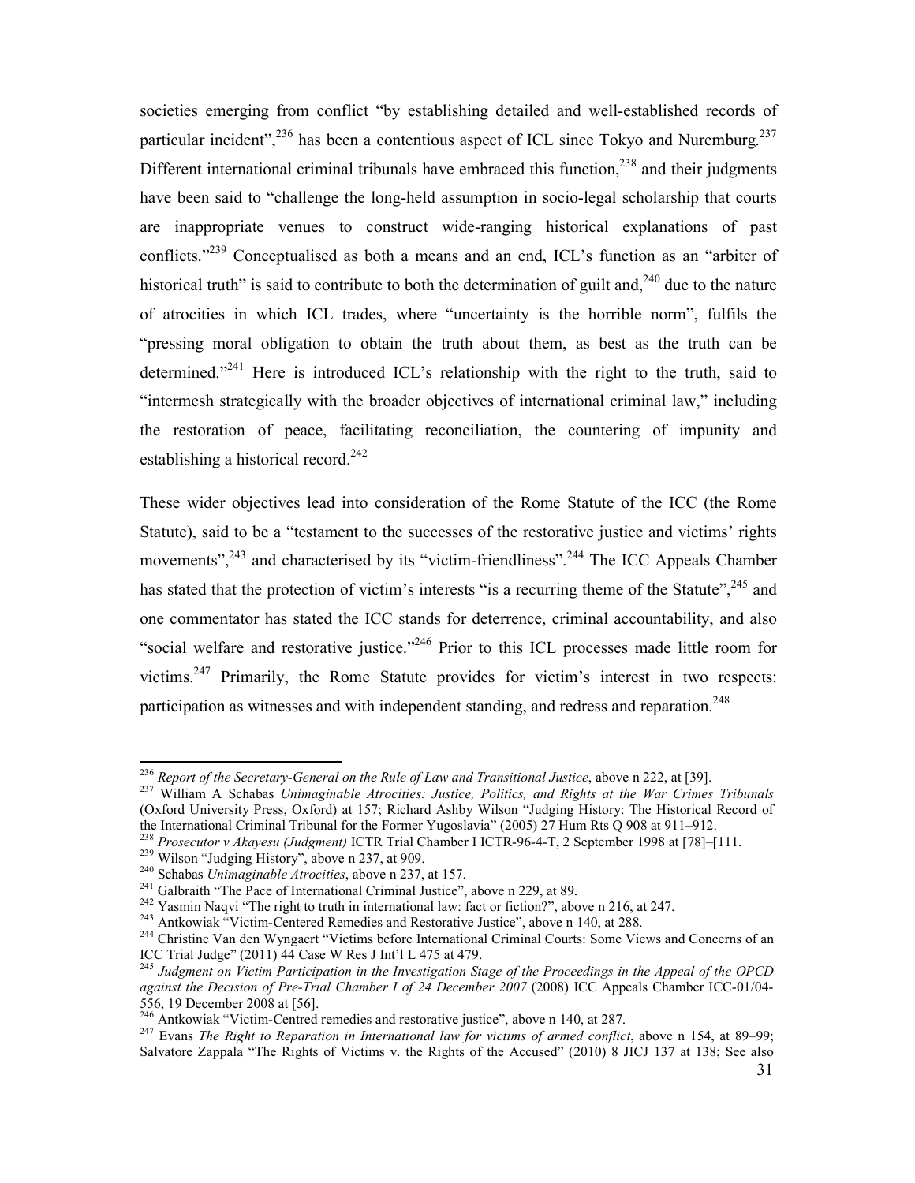societies emerging from conflict "by establishing detailed and well-established records of particular incident",[236] has been a contentious aspect of ICL since Tokyo and Nuremburg.[237] Different international criminal tribunals have embraced this function,[238] and their judgments have been said to "challenge the long-held assumption in socio-legal scholarship that courts are inappropriate venues to construct wide-ranging historical explanations of past conflicts."[239] Conceptualised as both a means and an end, ICL's function as an "arbiter of historical truth" is said to contribute to both the determination of guilt and,[240] due to the nature of atrocities in which ICL trades, where "uncertainty is the horrible norm", fulfils the "pressing moral obligation to obtain the truth about them, as best as the truth can be determined."[241] Here is introduced ICL's relationship with the right to the truth, said to "intermesh strategically with the broader objectives of international criminal law," including the restoration of peace, facilitating reconciliation, the countering of impunity and establishing a historical record.[242]

These wider objectives lead into consideration of the Rome Statute of the ICC (the Rome Statute), said to be a "testament to the successes of the restorative justice and victims' rights movements",[243] and characterised by its "victim-friendliness".[244] The ICC Appeals Chamber has stated that the protection of victim's interests "is a recurring theme of the Statute",[245] and one commentator has stated the ICC stands for deterrence, criminal accountability, and also "social welfare and restorative justice."[246] Prior to this ICL processes made little room for victims.[247] Primarily, the Rome Statute provides for victim's interest in two respects: participation as witnesses and with independent standing, and redress and reparation.[248]

---

[236] *Report of the Secretary-General on the Rule of Law and Transitional Justice*, above n 222, at [39].

[237] William A Schabas *Unimaginable Atrocities: Justice, Politics, and Rights at the War Crimes Tribunals* (Oxford University Press, Oxford) at 157; Richard Ashby Wilson "Judging History: The Historical Record of the International Criminal Tribunal for the Former Yugoslavia" (2005) 27 Hum Rts Q 908 at 911–912.

[238] *Prosecutor v Akayesu (Judgment)* ICTR Trial Chamber I ICTR-96-4-T, 2 September 1998 at [78]–[111.

[239] Wilson "Judging History", above n 237, at 909.

[240] Schabas *Unimaginable Atrocities*, above n 237, at 157.

[241] Galbraith "The Pace of International Criminal Justice", above n 229, at 89.

[242] Yasmin Naqvi "The right to truth in international law: fact or fiction?", above n 216, at 247.

[243] Antkowiak "Victim-Centered Remedies and Restorative Justice", above n 140, at 288.

[244] Christine Van den Wyngaert "Victims before International Criminal Courts: Some Views and Concerns of an ICC Trial Judge" (2011) 44 Case W Res J Int'l L 475 at 479.

[245] *Judgment on Victim Participation in the Investigation Stage of the Proceedings in the Appeal of the OPCD against the Decision of Pre-Trial Chamber I of 24 December 2007* (2008) ICC Appeals Chamber ICC-01/04-556, 19 December 2008 at [56].

[246] Antkowiak "Victim-Centred remedies and restorative justice", above n 140, at 287.

[247] Evans *The Right to Reparation in International law for victims of armed conflict*, above n 154, at 89–99; Salvatore Zappala "The Rights of Victims v. the Rights of the Accused" (2010) 8 JICJ 137 at 138; See also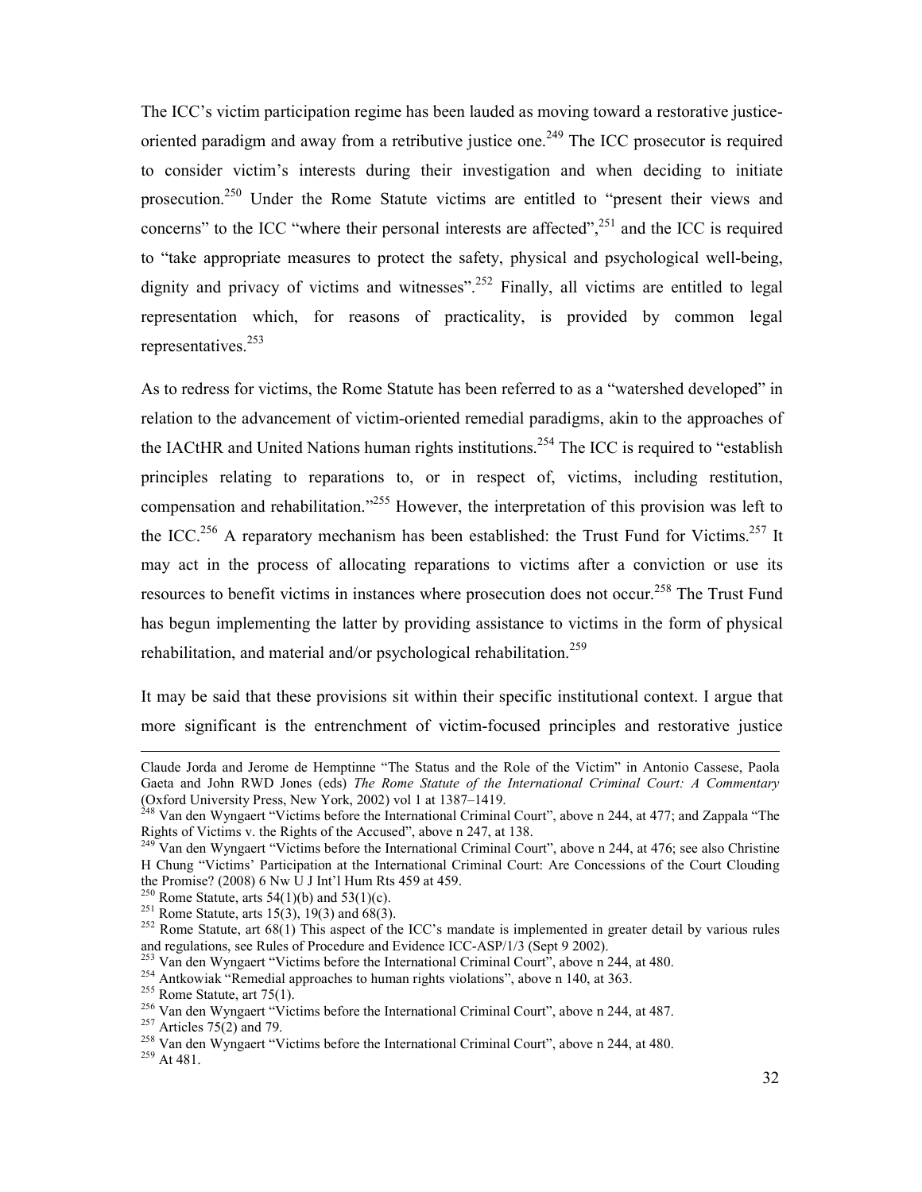The ICC's victim participation regime has been lauded as moving toward a restorative justice-oriented paradigm and away from a retributive justice one.[249] The ICC prosecutor is required to consider victim's interests during their investigation and when deciding to initiate prosecution.[250] Under the Rome Statute victims are entitled to "present their views and concerns" to the ICC "where their personal interests are affected",[251] and the ICC is required to "take appropriate measures to protect the safety, physical and psychological well-being, dignity and privacy of victims and witnesses".[252] Finally, all victims are entitled to legal representation which, for reasons of practicality, is provided by common legal representatives.[253]

As to redress for victims, the Rome Statute has been referred to as a "watershed developed" in relation to the advancement of victim-oriented remedial paradigms, akin to the approaches of the IACtHR and United Nations human rights institutions.[254] The ICC is required to "establish principles relating to reparations to, or in respect of, victims, including restitution, compensation and rehabilitation."[255] However, the interpretation of this provision was left to the ICC.[256] A reparatory mechanism has been established: the Trust Fund for Victims.[257] It may act in the process of allocating reparations to victims after a conviction or use its resources to benefit victims in instances where prosecution does not occur.[258] The Trust Fund has begun implementing the latter by providing assistance to victims in the form of physical rehabilitation, and material and/or psychological rehabilitation.[259]

It may be said that these provisions sit within their specific institutional context. I argue that more significant is the entrenchment of victim-focused principles and restorative justice

---

Claude Jorda and Jerome de Hemptinne "The Status and the Role of the Victim" in Antonio Cassese, Paola Gaeta and John RWD Jones (eds) *The Rome Statute of the International Criminal Court: A Commentary* (Oxford University Press, New York, 2002) vol 1 at 1387–1419.

[248] Van den Wyngaert "Victims before the International Criminal Court", above n 244, at 477; and Zappala "The Rights of Victims v. the Rights of the Accused", above n 247, at 138.

[249] Van den Wyngaert "Victims before the International Criminal Court", above n 244, at 476; see also Christine H Chung "Victims' Participation at the International Criminal Court: Are Concessions of the Court Clouding the Promise? (2008) 6 Nw U J Int'l Hum Rts 459 at 459.

[250] Rome Statute, arts 54(1)(b) and 53(1)(c).

[251] Rome Statute, arts 15(3), 19(3) and 68(3).

[252] Rome Statute, art 68(1) This aspect of the ICC's mandate is implemented in greater detail by various rules and regulations, see Rules of Procedure and Evidence ICC-ASP/1/3 (Sept 9 2002).

[253] Van den Wyngaert "Victims before the International Criminal Court", above n 244, at 480.

[254] Antkowiak "Remedial approaches to human rights violations", above n 140, at 363.

[255] Rome Statute, art 75(1).

[256] Van den Wyngaert "Victims before the International Criminal Court", above n 244, at 487.

[257] Articles 75(2) and 79.

[258] Van den Wyngaert "Victims before the International Criminal Court", above n 244, at 480.

[259] At 481.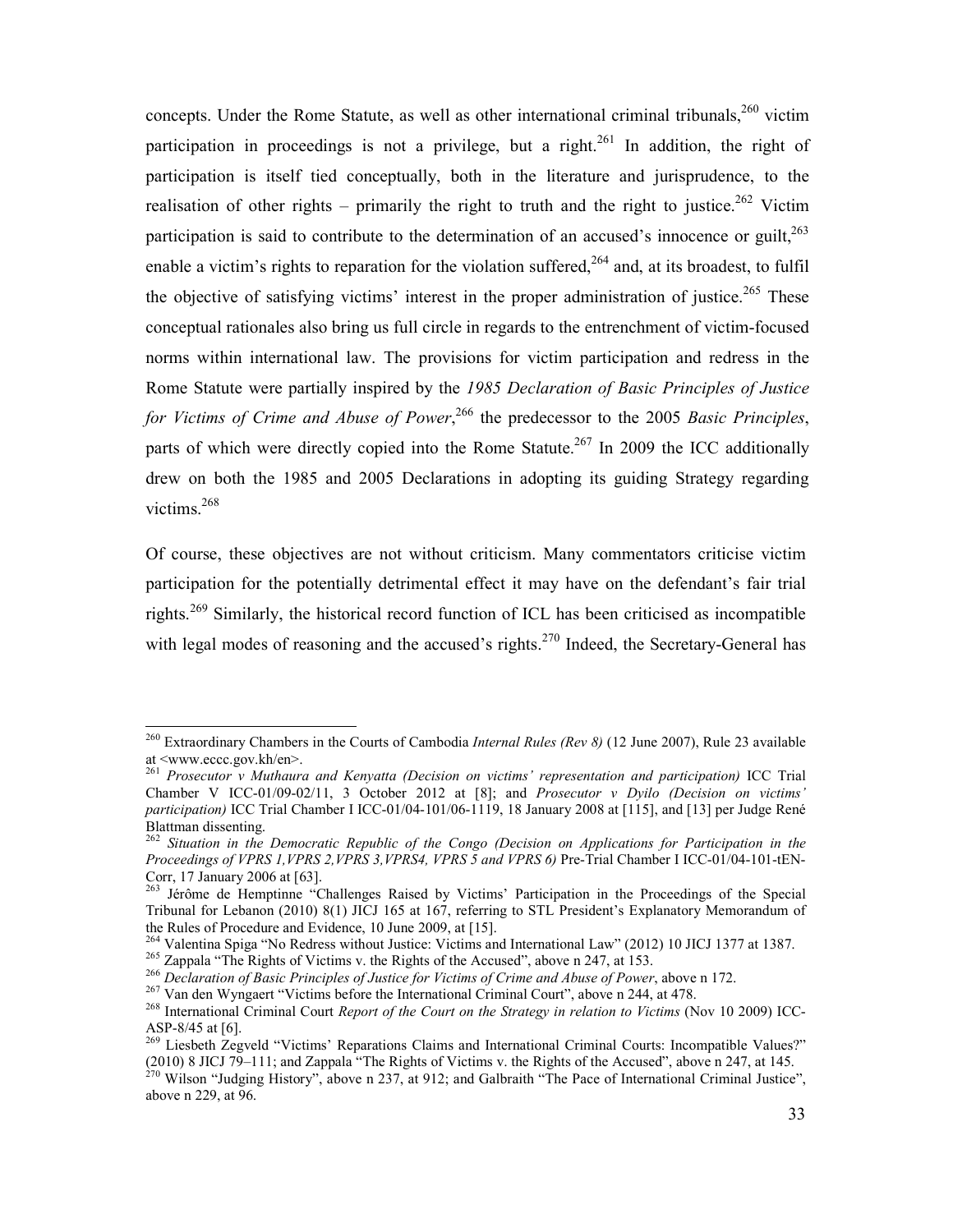concepts. Under the Rome Statute, as well as other international criminal tribunals,[260] victim participation in proceedings is not a privilege, but a right.[261] In addition, the right of participation is itself tied conceptually, both in the literature and jurisprudence, to the realisation of other rights – primarily the right to truth and the right to justice.[262] Victim participation is said to contribute to the determination of an accused's innocence or guilt,[263] enable a victim's rights to reparation for the violation suffered,[264] and, at its broadest, to fulfil the objective of satisfying victims' interest in the proper administration of justice.[265] These conceptual rationales also bring us full circle in regards to the entrenchment of victim-focused norms within international law. The provisions for victim participation and redress in the Rome Statute were partially inspired by the *1985 Declaration of Basic Principles of Justice for Victims of Crime and Abuse of Power*,[266] the predecessor to the 2005 *Basic Principles*, parts of which were directly copied into the Rome Statute.[267] In 2009 the ICC additionally drew on both the 1985 and 2005 Declarations in adopting its guiding Strategy regarding victims.[268]

Of course, these objectives are not without criticism. Many commentators criticise victim participation for the potentially detrimental effect it may have on the defendant's fair trial rights.[269] Similarly, the historical record function of ICL has been criticised as incompatible with legal modes of reasoning and the accused's rights.[270] Indeed, the Secretary-General has

---

[260] Extraordinary Chambers in the Courts of Cambodia *Internal Rules (Rev 8)* (12 June 2007), Rule 23 available at <www.eccc.gov.kh/en>.

[261] *Prosecutor v Muthaura and Kenyatta (Decision on victims' representation and participation)* ICC Trial Chamber V ICC-01/09-02/11, 3 October 2012 at [8]; and *Prosecutor v Dyilo (Decision on victims' participation)* ICC Trial Chamber I ICC-01/04-101/06-1119, 18 January 2008 at [115], and [13] per Judge René Blattman dissenting.

[262] *Situation in the Democratic Republic of the Congo (Decision on Applications for Participation in the Proceedings of VPRS 1,VPRS 2,VPRS 3,VPRS4, VPRS 5 and VPRS 6)* Pre-Trial Chamber I ICC-01/04-101-tEN-Corr, 17 January 2006 at [63].

[263] Jérôme de Hemptinne "Challenges Raised by Victims' Participation in the Proceedings of the Special Tribunal for Lebanon (2010) 8(1) JICJ 165 at 167, referring to STL President's Explanatory Memorandum of the Rules of Procedure and Evidence, 10 June 2009, at [15].

[264] Valentina Spiga "No Redress without Justice: Victims and International Law" (2012) 10 JICJ 1377 at 1387.

[265] Zappala "The Rights of Victims v. the Rights of the Accused", above n 247, at 153.

[266] *Declaration of Basic Principles of Justice for Victims of Crime and Abuse of Power*, above n 172.

[267] Van den Wyngaert "Victims before the International Criminal Court", above n 244, at 478.

[268] International Criminal Court *Report of the Court on the Strategy in relation to Victims* (Nov 10 2009) ICC-ASP-8/45 at [6].

[269] Liesbeth Zegveld "Victims' Reparations Claims and International Criminal Courts: Incompatible Values?" (2010) 8 JICJ 79–111; and Zappala "The Rights of Victims v. the Rights of the Accused", above n 247, at 145.

[270] Wilson "Judging History", above n 237, at 912; and Galbraith "The Pace of International Criminal Justice", above n 229, at 96.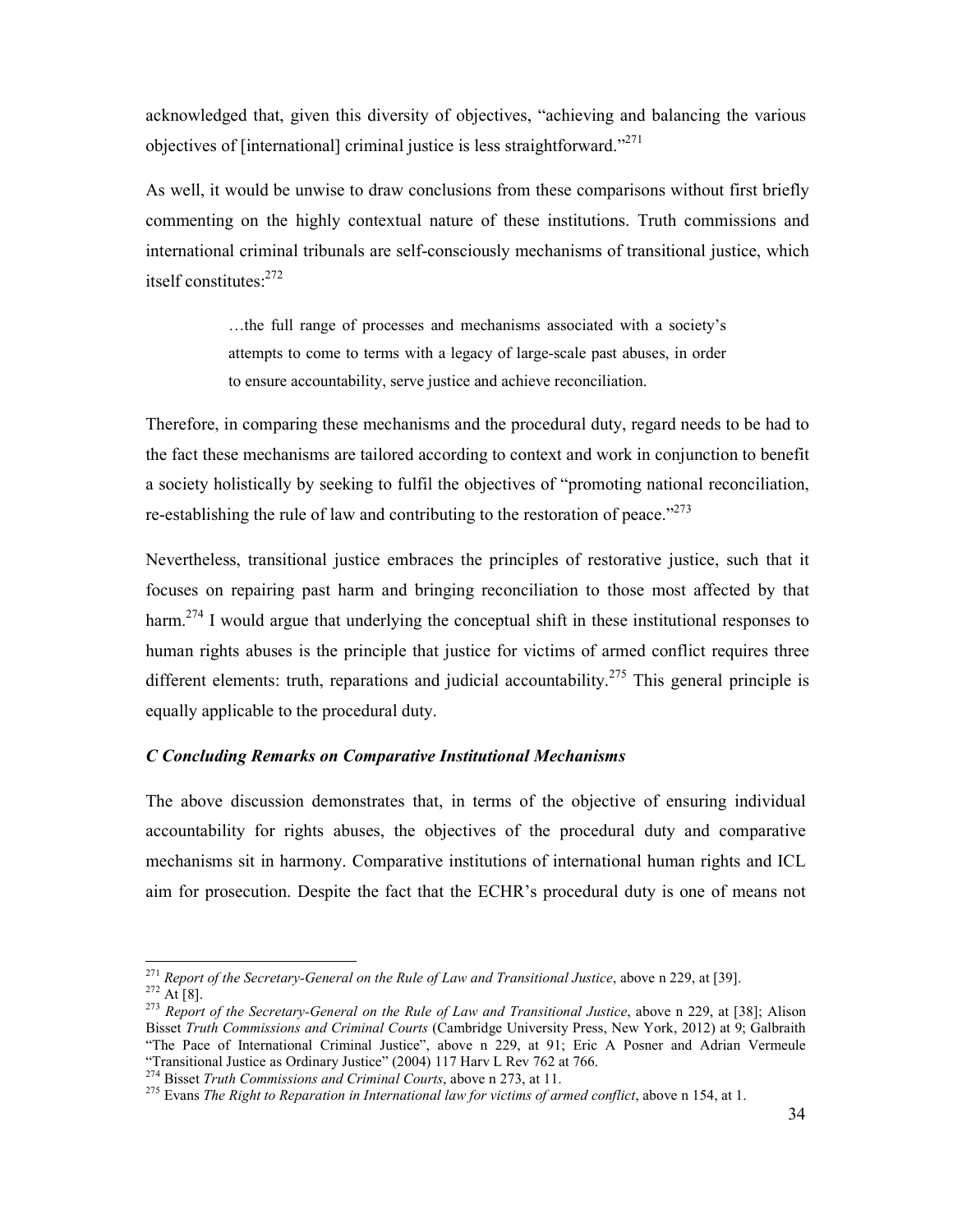acknowledged that, given this diversity of objectives, "achieving and balancing the various objectives of [international] criminal justice is less straightforward."[271]

As well, it would be unwise to draw conclusions from these comparisons without first briefly commenting on the highly contextual nature of these institutions. Truth commissions and international criminal tribunals are self-consciously mechanisms of transitional justice, which itself constitutes:[272]

> …the full range of processes and mechanisms associated with a society's attempts to come to terms with a legacy of large-scale past abuses, in order to ensure accountability, serve justice and achieve reconciliation.

Therefore, in comparing these mechanisms and the procedural duty, regard needs to be had to the fact these mechanisms are tailored according to context and work in conjunction to benefit a society holistically by seeking to fulfil the objectives of "promoting national reconciliation, re-establishing the rule of law and contributing to the restoration of peace."[273]

Nevertheless, transitional justice embraces the principles of restorative justice, such that it focuses on repairing past harm and bringing reconciliation to those most affected by that harm.[274] I would argue that underlying the conceptual shift in these institutional responses to human rights abuses is the principle that justice for victims of armed conflict requires three different elements: truth, reparations and judicial accountability.[275] This general principle is equally applicable to the procedural duty.

### *C Concluding Remarks on Comparative Institutional Mechanisms*

The above discussion demonstrates that, in terms of the objective of ensuring individual accountability for rights abuses, the objectives of the procedural duty and comparative mechanisms sit in harmony. Comparative institutions of international human rights and ICL aim for prosecution. Despite the fact that the ECHR's procedural duty is one of means not

---

[271] *Report of the Secretary-General on the Rule of Law and Transitional Justice*, above n 229, at [39].

[272] At [8].

[273] *Report of the Secretary-General on the Rule of Law and Transitional Justice*, above n 229, at [38]; Alison Bisset *Truth Commissions and Criminal Courts* (Cambridge University Press, New York, 2012) at 9; Galbraith "The Pace of International Criminal Justice", above n 229, at 91; Eric A Posner and Adrian Vermeule "Transitional Justice as Ordinary Justice" (2004) 117 Harv L Rev 762 at 766.

[274] Bisset *Truth Commissions and Criminal Courts*, above n 273, at 11.

[275] Evans *The Right to Reparation in International law for victims of armed conflict*, above n 154, at 1.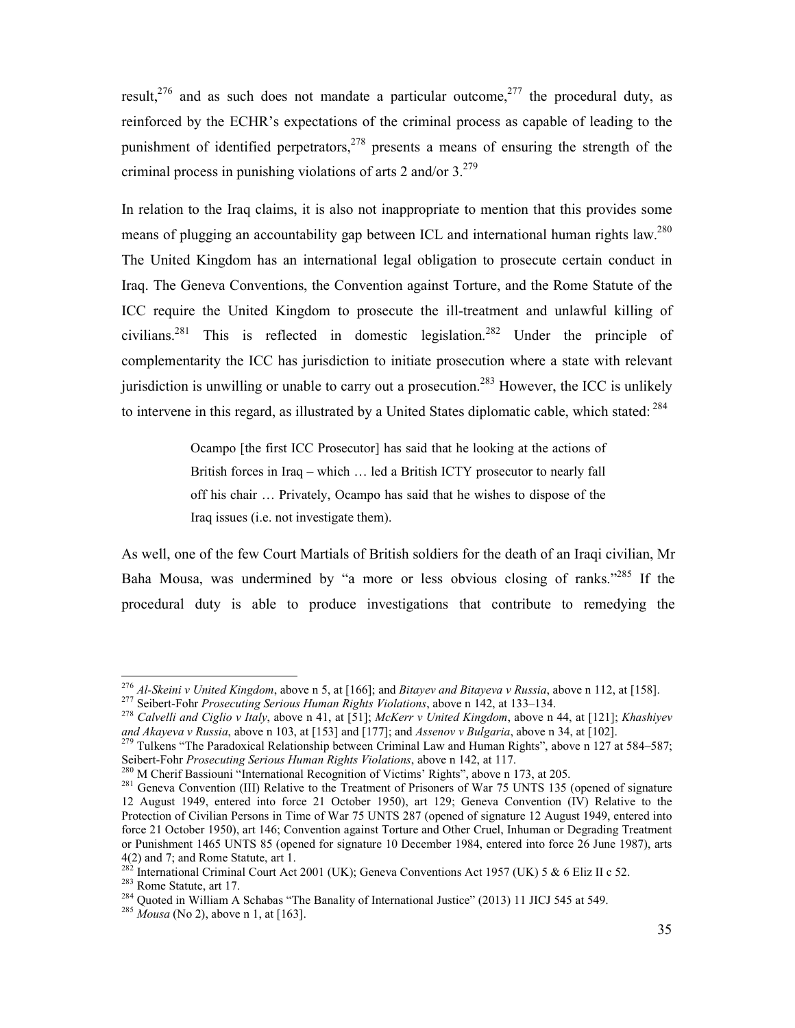result,[276] and as such does not mandate a particular outcome,[277] the procedural duty, as reinforced by the ECHR's expectations of the criminal process as capable of leading to the punishment of identified perpetrators,[278] presents a means of ensuring the strength of the criminal process in punishing violations of arts 2 and/or 3.[279]

In relation to the Iraq claims, it is also not inappropriate to mention that this provides some means of plugging an accountability gap between ICL and international human rights law.[280] The United Kingdom has an international legal obligation to prosecute certain conduct in Iraq. The Geneva Conventions, the Convention against Torture, and the Rome Statute of the ICC require the United Kingdom to prosecute the ill-treatment and unlawful killing of civilians.[281] This is reflected in domestic legislation.[282] Under the principle of complementarity the ICC has jurisdiction to initiate prosecution where a state with relevant jurisdiction is unwilling or unable to carry out a prosecution.[283] However, the ICC is unlikely to intervene in this regard, as illustrated by a United States diplomatic cable, which stated: [284]

> Ocampo [the first ICC Prosecutor] has said that he looking at the actions of British forces in Iraq – which … led a British ICTY prosecutor to nearly fall off his chair … Privately, Ocampo has said that he wishes to dispose of the Iraq issues (i.e. not investigate them).

As well, one of the few Court Martials of British soldiers for the death of an Iraqi civilian, Mr Baha Mousa, was undermined by "a more or less obvious closing of ranks."[285] If the procedural duty is able to produce investigations that contribute to remedying the

---

[276] *Al-Skeini v United Kingdom*, above n 5, at [166]; and *Bitayev and Bitayeva v Russia*, above n 112, at [158].

[277] Seibert-Fohr *Prosecuting Serious Human Rights Violations*, above n 142, at 133–134.

[278] *Calvelli and Ciglio v Italy*, above n 41, at [51]; *McKerr v United Kingdom*, above n 44, at [121]; *Khashiyev and Akayeva v Russia*, above n 103, at [153] and [177]; and *Assenov v Bulgaria*, above n 34, at [102].

[279] Tulkens "The Paradoxical Relationship between Criminal Law and Human Rights", above n 127 at 584–587; Seibert-Fohr *Prosecuting Serious Human Rights Violations*, above n 142, at 117.

[280] M Cherif Bassiouni "International Recognition of Victims' Rights", above n 173, at 205.

[281] Geneva Convention (III) Relative to the Treatment of Prisoners of War 75 UNTS 135 (opened of signature 12 August 1949, entered into force 21 October 1950), art 129; Geneva Convention (IV) Relative to the Protection of Civilian Persons in Time of War 75 UNTS 287 (opened of signature 12 August 1949, entered into force 21 October 1950), art 146; Convention against Torture and Other Cruel, Inhuman or Degrading Treatment or Punishment 1465 UNTS 85 (opened for signature 10 December 1984, entered into force 26 June 1987), arts 4(2) and 7; and Rome Statute, art 1.

[282] International Criminal Court Act 2001 (UK); Geneva Conventions Act 1957 (UK) 5 & 6 Eliz II c 52.

[283] Rome Statute, art 17.

[284] Quoted in William A Schabas "The Banality of International Justice" (2013) 11 JICJ 545 at 549.

[285] *Mousa* (No 2), above n 1, at [163].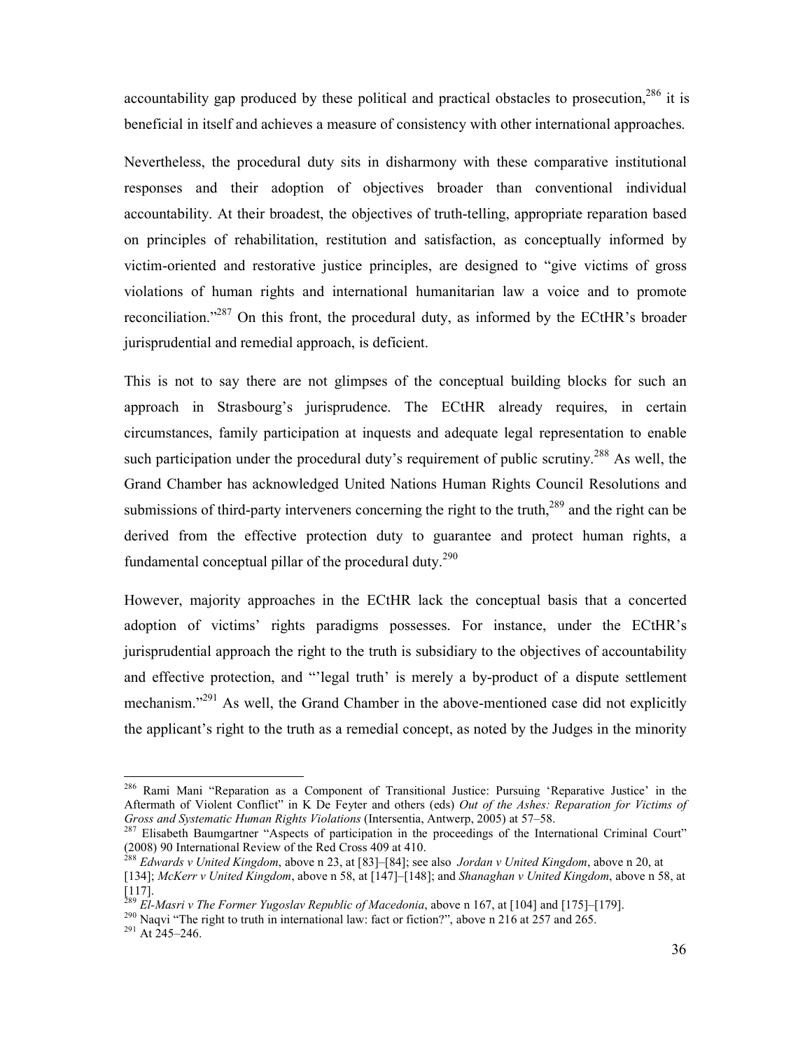accountability gap produced by these political and practical obstacles to prosecution,[286] it is beneficial in itself and achieves a measure of consistency with other international approaches.

Nevertheless, the procedural duty sits in disharmony with these comparative institutional responses and their adoption of objectives broader than conventional individual accountability. At their broadest, the objectives of truth-telling, appropriate reparation based on principles of rehabilitation, restitution and satisfaction, as conceptually informed by victim-oriented and restorative justice principles, are designed to "give victims of gross violations of human rights and international humanitarian law a voice and to promote reconciliation."[287] On this front, the procedural duty, as informed by the ECtHR's broader jurisprudential and remedial approach, is deficient.

This is not to say there are not glimpses of the conceptual building blocks for such an approach in Strasbourg's jurisprudence. The ECtHR already requires, in certain circumstances, family participation at inquests and adequate legal representation to enable such participation under the procedural duty's requirement of public scrutiny.[288] As well, the Grand Chamber has acknowledged United Nations Human Rights Council Resolutions and submissions of third-party interveners concerning the right to the truth,[289] and the right can be derived from the effective protection duty to guarantee and protect human rights, a fundamental conceptual pillar of the procedural duty.[290]

However, majority approaches in the ECtHR lack the conceptual basis that a concerted adoption of victims' rights paradigms possesses. For instance, under the ECtHR's jurisprudential approach the right to the truth is subsidiary to the objectives of accountability and effective protection, and "'legal truth' is merely a by-product of a dispute settlement mechanism."[291] As well, the Grand Chamber in the above-mentioned case did not explicitly the applicant's right to the truth as a remedial concept, as noted by the Judges in the minority

---

[286] Rami Mani "Reparation as a Component of Transitional Justice: Pursuing 'Reparative Justice' in the Aftermath of Violent Conflict" in K De Feyter and others (eds) *Out of the Ashes: Reparation for Victims of Gross and Systematic Human Rights Violations* (Intersentia, Antwerp, 2005) at 57–58.

[287] Elisabeth Baumgartner "Aspects of participation in the proceedings of the International Criminal Court" (2008) 90 International Review of the Red Cross 409 at 410.

[288] *Edwards v United Kingdom*, above n 23, at [83]–[84]; see also *Jordan v United Kingdom*, above n 20, at [134]; *McKerr v United Kingdom*, above n 58, at [147]–[148]; and *Shanaghan v United Kingdom*, above n 58, at [117].

[289] *El-Masri v The Former Yugoslav Republic of Macedonia*, above n 167, at [104] and [175]–[179].

[290] Naqvi "The right to truth in international law: fact or fiction?", above n 216 at 257 and 265.

[291] At 245–246.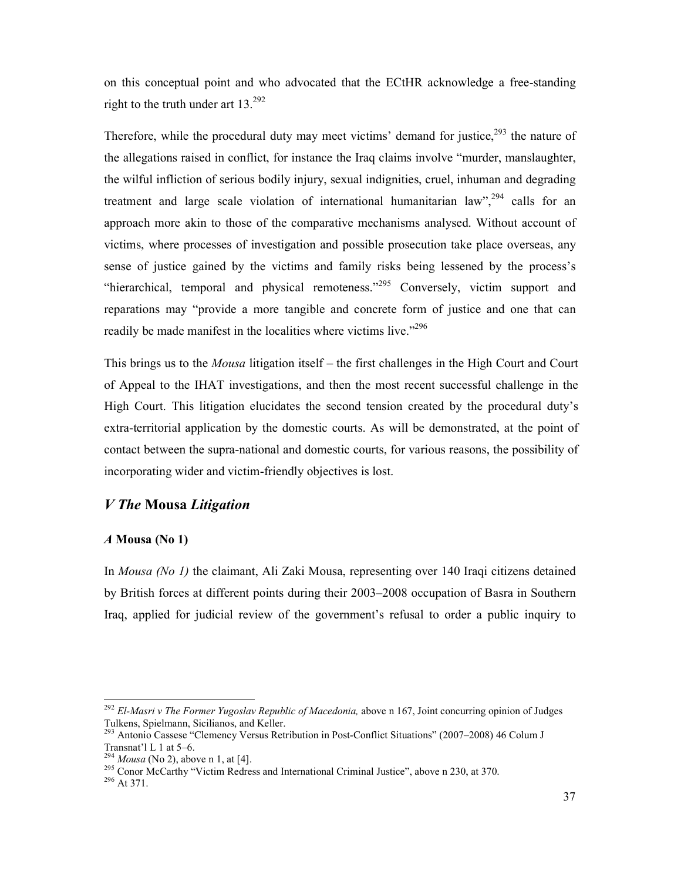on this conceptual point and who advocated that the ECtHR acknowledge a free-standing right to the truth under art 13.[292]

Therefore, while the procedural duty may meet victims' demand for justice,[293] the nature of the allegations raised in conflict, for instance the Iraq claims involve "murder, manslaughter, the wilful infliction of serious bodily injury, sexual indignities, cruel, inhuman and degrading treatment and large scale violation of international humanitarian law",[294] calls for an approach more akin to those of the comparative mechanisms analysed. Without account of victims, where processes of investigation and possible prosecution take place overseas, any sense of justice gained by the victims and family risks being lessened by the process's "hierarchical, temporal and physical remoteness."[295] Conversely, victim support and reparations may "provide a more tangible and concrete form of justice and one that can readily be made manifest in the localities where victims live."[296]

This brings us to the *Mousa* litigation itself – the first challenges in the High Court and Court of Appeal to the IHAT investigations, and then the most recent successful challenge in the High Court. This litigation elucidates the second tension created by the procedural duty's extra-territorial application by the domestic courts. As will be demonstrated, at the point of contact between the supra-national and domestic courts, for various reasons, the possibility of incorporating wider and victim-friendly objectives is lost.

## *V The* **Mousa** *Litigation*

### *A* **Mousa (No 1)**

In *Mousa (No 1)* the claimant, Ali Zaki Mousa, representing over 140 Iraqi citizens detained by British forces at different points during their 2003–2008 occupation of Basra in Southern Iraq, applied for judicial review of the government's refusal to order a public inquiry to

---

[292] *El-Masri v The Former Yugoslav Republic of Macedonia,* above n 167, Joint concurring opinion of Judges Tulkens, Spielmann, Sicilianos, and Keller.

[293] Antonio Cassese "Clemency Versus Retribution in Post-Conflict Situations" (2007–2008) 46 Colum J Transnat'l L 1 at 5–6.

[294] *Mousa* (No 2), above n 1, at [4].

[295] Conor McCarthy "Victim Redress and International Criminal Justice", above n 230, at 370.

[296] At 371.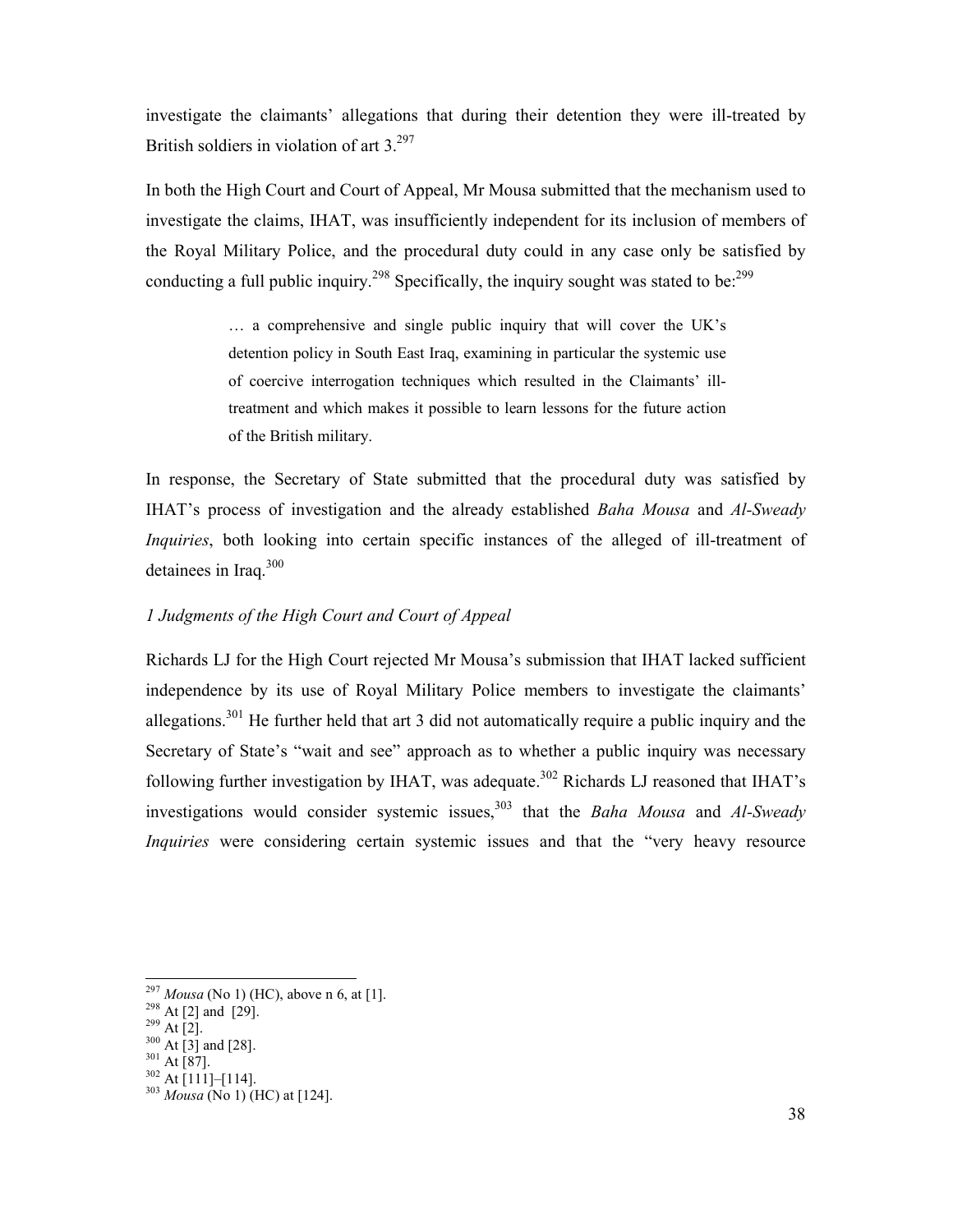investigate the claimants' allegations that during their detention they were ill-treated by British soldiers in violation of art 3.[297]

In both the High Court and Court of Appeal, Mr Mousa submitted that the mechanism used to investigate the claims, IHAT, was insufficiently independent for its inclusion of members of the Royal Military Police, and the procedural duty could in any case only be satisfied by conducting a full public inquiry.[298] Specifically, the inquiry sought was stated to be:[299]

> … a comprehensive and single public inquiry that will cover the UK's detention policy in South East Iraq, examining in particular the systemic use of coercive interrogation techniques which resulted in the Claimants' ill-treatment and which makes it possible to learn lessons for the future action of the British military.

In response, the Secretary of State submitted that the procedural duty was satisfied by IHAT's process of investigation and the already established *Baha Mousa* and *Al-Sweady Inquiries*, both looking into certain specific instances of the alleged of ill-treatment of detainees in Iraq.[300]

*1 Judgments of the High Court and Court of Appeal*

Richards LJ for the High Court rejected Mr Mousa's submission that IHAT lacked sufficient independence by its use of Royal Military Police members to investigate the claimants' allegations.[301] He further held that art 3 did not automatically require a public inquiry and the Secretary of State's "wait and see" approach as to whether a public inquiry was necessary following further investigation by IHAT, was adequate.[302] Richards LJ reasoned that IHAT's investigations would consider systemic issues,[303] that the *Baha Mousa* and *Al-Sweady Inquiries* were considering certain systemic issues and that the "very heavy resource

---

[297] *Mousa* (No 1) (HC), above n 6, at [1].
[298] At [2] and [29].
[299] At [2].
[300] At [3] and [28].
[301] At [87].
[302] At [111]–[114].
[303] *Mousa* (No 1) (HC) at [124].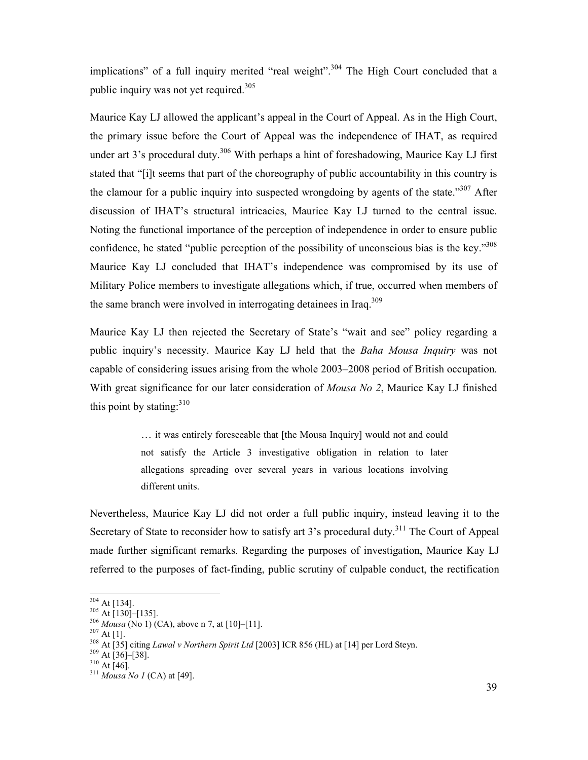implications" of a full inquiry merited "real weight".[304] The High Court concluded that a public inquiry was not yet required.[305]

Maurice Kay LJ allowed the applicant's appeal in the Court of Appeal. As in the High Court, the primary issue before the Court of Appeal was the independence of IHAT, as required under art 3's procedural duty.[306] With perhaps a hint of foreshadowing, Maurice Kay LJ first stated that "[i]t seems that part of the choreography of public accountability in this country is the clamour for a public inquiry into suspected wrongdoing by agents of the state."[307] After discussion of IHAT's structural intricacies, Maurice Kay LJ turned to the central issue. Noting the functional importance of the perception of independence in order to ensure public confidence, he stated "public perception of the possibility of unconscious bias is the key."[308] Maurice Kay LJ concluded that IHAT's independence was compromised by its use of Military Police members to investigate allegations which, if true, occurred when members of the same branch were involved in interrogating detainees in Iraq.[309]

Maurice Kay LJ then rejected the Secretary of State's "wait and see" policy regarding a public inquiry's necessity. Maurice Kay LJ held that the *Baha Mousa Inquiry* was not capable of considering issues arising from the whole 2003–2008 period of British occupation. With great significance for our later consideration of *Mousa No 2*, Maurice Kay LJ finished this point by stating:[310]

> … it was entirely foreseeable that [the Mousa Inquiry] would not and could not satisfy the Article 3 investigative obligation in relation to later allegations spreading over several years in various locations involving different units.

Nevertheless, Maurice Kay LJ did not order a full public inquiry, instead leaving it to the Secretary of State to reconsider how to satisfy art 3's procedural duty.[311] The Court of Appeal made further significant remarks. Regarding the purposes of investigation, Maurice Kay LJ referred to the purposes of fact-finding, public scrutiny of culpable conduct, the rectification

---

[304] At [134].
[305] At [130]–[135].
[306] *Mousa* (No 1) (CA), above n 7, at [10]–[11].
[307] At [1].
[308] At [35] citing *Lawal v Northern Spirit Ltd* [2003] ICR 856 (HL) at [14] per Lord Steyn.
[309] At [36]–[38].
[310] At [46].
[311] *Mousa No 1* (CA) at [49].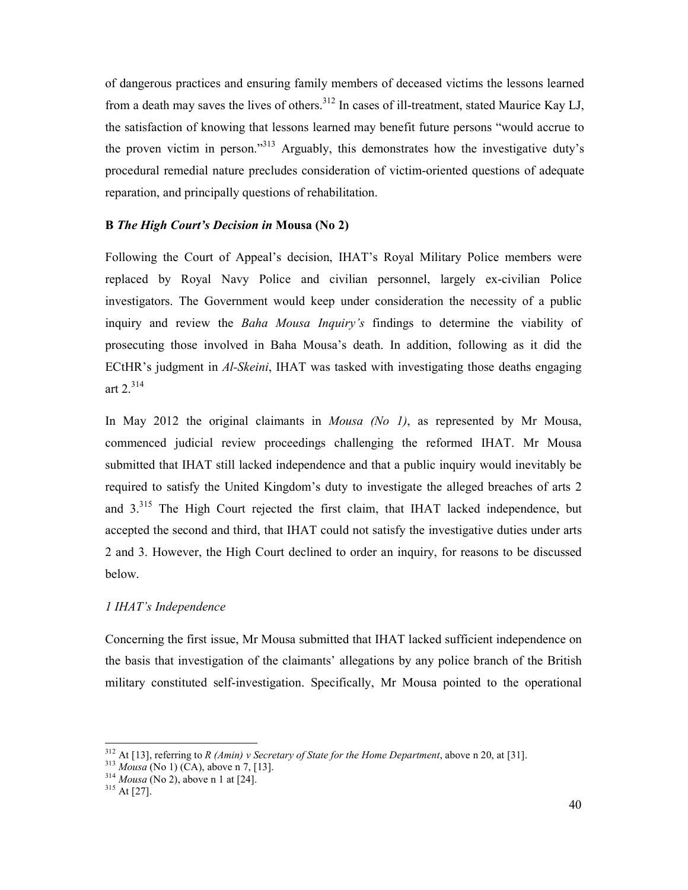of dangerous practices and ensuring family members of deceased victims the lessons learned from a death may saves the lives of others.[312] In cases of ill-treatment, stated Maurice Kay LJ, the satisfaction of knowing that lessons learned may benefit future persons "would accrue to the proven victim in person."[313] Arguably, this demonstrates how the investigative duty's procedural remedial nature precludes consideration of victim-oriented questions of adequate reparation, and principally questions of rehabilitation.

### B *The High Court's Decision in* Mousa (No 2)

Following the Court of Appeal's decision, IHAT's Royal Military Police members were replaced by Royal Navy Police and civilian personnel, largely ex-civilian Police investigators. The Government would keep under consideration the necessity of a public inquiry and review the *Baha Mousa Inquiry's* findings to determine the viability of prosecuting those involved in Baha Mousa's death. In addition, following as it did the ECtHR's judgment in *Al-Skeini*, IHAT was tasked with investigating those deaths engaging art 2.[314]

In May 2012 the original claimants in *Mousa (No 1)*, as represented by Mr Mousa, commenced judicial review proceedings challenging the reformed IHAT. Mr Mousa submitted that IHAT still lacked independence and that a public inquiry would inevitably be required to satisfy the United Kingdom's duty to investigate the alleged breaches of arts 2 and 3.[315] The High Court rejected the first claim, that IHAT lacked independence, but accepted the second and third, that IHAT could not satisfy the investigative duties under arts 2 and 3. However, the High Court declined to order an inquiry, for reasons to be discussed below.

#### *1 IHAT's Independence*

Concerning the first issue, Mr Mousa submitted that IHAT lacked sufficient independence on the basis that investigation of the claimants' allegations by any police branch of the British military constituted self-investigation. Specifically, Mr Mousa pointed to the operational

---

[312] At [13], referring to *R (Amin) v Secretary of State for the Home Department*, above n 20, at [31].

[313] *Mousa* (No 1) (CA), above n 7, [13].

[314] *Mousa* (No 2), above n 1 at [24].

[315] At [27].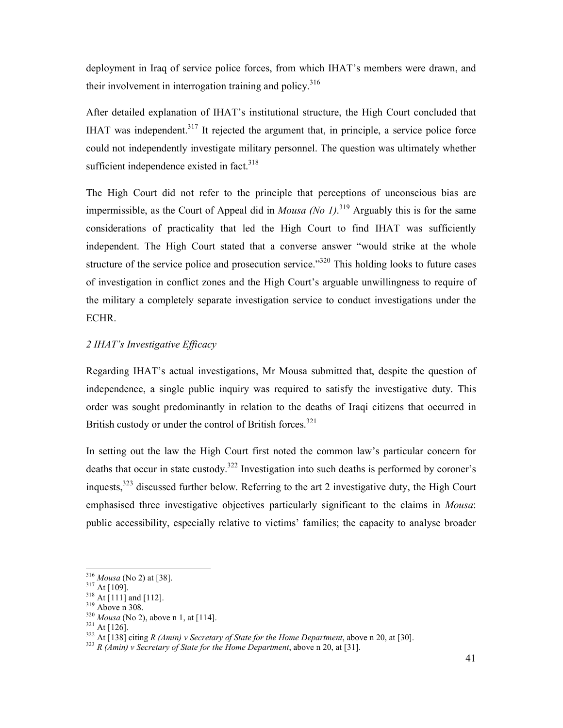deployment in Iraq of service police forces, from which IHAT's members were drawn, and their involvement in interrogation training and policy.[316]

After detailed explanation of IHAT's institutional structure, the High Court concluded that IHAT was independent.[317] It rejected the argument that, in principle, a service police force could not independently investigate military personnel. The question was ultimately whether sufficient independence existed in fact.[318]

The High Court did not refer to the principle that perceptions of unconscious bias are impermissible, as the Court of Appeal did in *Mousa (No 1)*.[319] Arguably this is for the same considerations of practicality that led the High Court to find IHAT was sufficiently independent. The High Court stated that a converse answer "would strike at the whole structure of the service police and prosecution service."[320] This holding looks to future cases of investigation in conflict zones and the High Court's arguable unwillingness to require of the military a completely separate investigation service to conduct investigations under the ECHR.

*2 IHAT's Investigative Efficacy*

Regarding IHAT's actual investigations, Mr Mousa submitted that, despite the question of independence, a single public inquiry was required to satisfy the investigative duty. This order was sought predominantly in relation to the deaths of Iraqi citizens that occurred in British custody or under the control of British forces.[321]

In setting out the law the High Court first noted the common law's particular concern for deaths that occur in state custody.[322] Investigation into such deaths is performed by coroner's inquests,[323] discussed further below. Referring to the art 2 investigative duty, the High Court emphasised three investigative objectives particularly significant to the claims in *Mousa*: public accessibility, especially relative to victims' families; the capacity to analyse broader

---

[316] *Mousa* (No 2) at [38].

[317] At [109].

[318] At [111] and [112].

[319] Above n 308.

[320] *Mousa* (No 2), above n 1, at [114].

[321] At [126].

[322] At [138] citing *R (Amin) v Secretary of State for the Home Department*, above n 20, at [30].

[323] *R (Amin) v Secretary of State for the Home Department*, above n 20, at [31].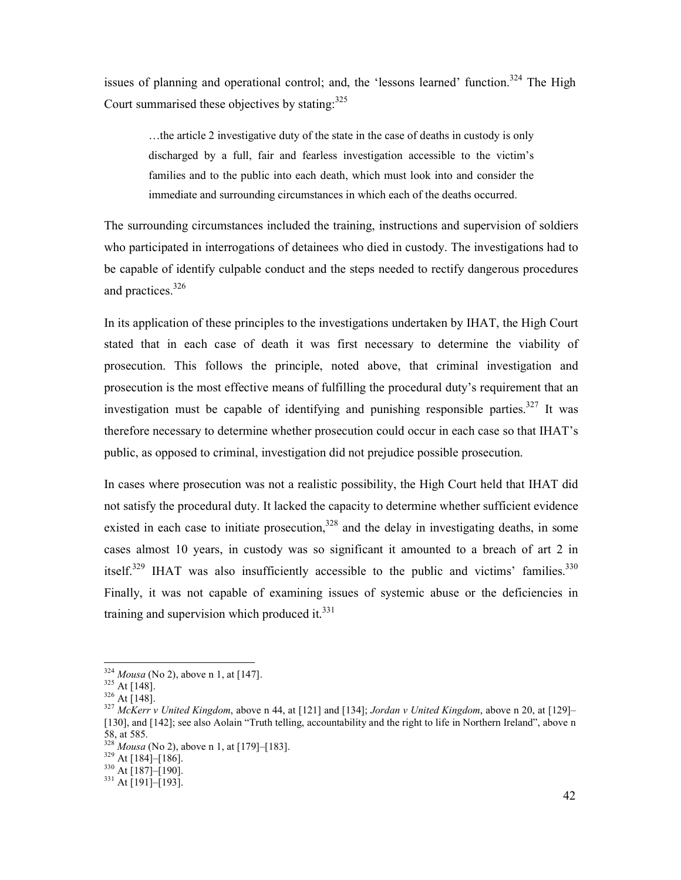issues of planning and operational control; and, the 'lessons learned' function.[324] The High Court summarised these objectives by stating:[325]

> …the article 2 investigative duty of the state in the case of deaths in custody is only discharged by a full, fair and fearless investigation accessible to the victim's families and to the public into each death, which must look into and consider the immediate and surrounding circumstances in which each of the deaths occurred.

The surrounding circumstances included the training, instructions and supervision of soldiers who participated in interrogations of detainees who died in custody. The investigations had to be capable of identify culpable conduct and the steps needed to rectify dangerous procedures and practices.[326]

In its application of these principles to the investigations undertaken by IHAT, the High Court stated that in each case of death it was first necessary to determine the viability of prosecution. This follows the principle, noted above, that criminal investigation and prosecution is the most effective means of fulfilling the procedural duty's requirement that an investigation must be capable of identifying and punishing responsible parties.[327] It was therefore necessary to determine whether prosecution could occur in each case so that IHAT's public, as opposed to criminal, investigation did not prejudice possible prosecution.

In cases where prosecution was not a realistic possibility, the High Court held that IHAT did not satisfy the procedural duty. It lacked the capacity to determine whether sufficient evidence existed in each case to initiate prosecution,[328] and the delay in investigating deaths, in some cases almost 10 years, in custody was so significant it amounted to a breach of art 2 in itself.[329] IHAT was also insufficiently accessible to the public and victims' families.[330] Finally, it was not capable of examining issues of systemic abuse or the deficiencies in training and supervision which produced it.[331]

---

[324] *Mousa* (No 2), above n 1, at [147].
[325] At [148].
[326] At [148].
[327] *McKerr v United Kingdom*, above n 44, at [121] and [134]; *Jordan v United Kingdom*, above n 20, at [129]–[130], and [142]; see also Aolain "Truth telling, accountability and the right to life in Northern Ireland", above n 58, at 585.
[328] *Mousa* (No 2), above n 1, at [179]–[183].
[329] At [184]–[186].
[330] At [187]–[190].
[331] At [191]–[193].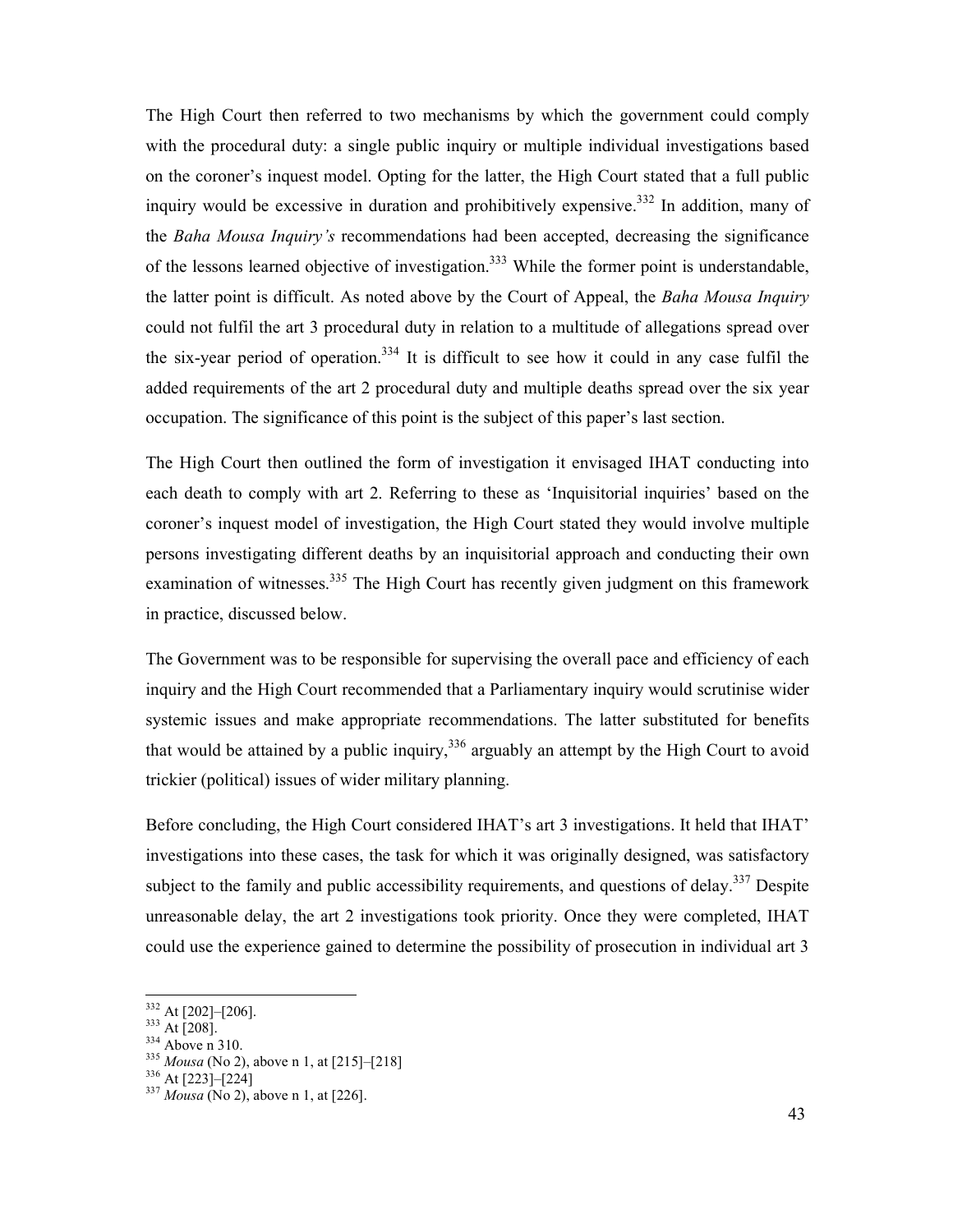The High Court then referred to two mechanisms by which the government could comply with the procedural duty: a single public inquiry or multiple individual investigations based on the coroner's inquest model. Opting for the latter, the High Court stated that a full public inquiry would be excessive in duration and prohibitively expensive.[332] In addition, many of the *Baha Mousa Inquiry's* recommendations had been accepted, decreasing the significance of the lessons learned objective of investigation.[333] While the former point is understandable, the latter point is difficult. As noted above by the Court of Appeal, the *Baha Mousa Inquiry* could not fulfil the art 3 procedural duty in relation to a multitude of allegations spread over the six-year period of operation.[334] It is difficult to see how it could in any case fulfil the added requirements of the art 2 procedural duty and multiple deaths spread over the six year occupation. The significance of this point is the subject of this paper's last section.

The High Court then outlined the form of investigation it envisaged IHAT conducting into each death to comply with art 2. Referring to these as 'Inquisitorial inquiries' based on the coroner's inquest model of investigation, the High Court stated they would involve multiple persons investigating different deaths by an inquisitorial approach and conducting their own examination of witnesses.[335] The High Court has recently given judgment on this framework in practice, discussed below.

The Government was to be responsible for supervising the overall pace and efficiency of each inquiry and the High Court recommended that a Parliamentary inquiry would scrutinise wider systemic issues and make appropriate recommendations. The latter substituted for benefits that would be attained by a public inquiry,[336] arguably an attempt by the High Court to avoid trickier (political) issues of wider military planning.

Before concluding, the High Court considered IHAT's art 3 investigations. It held that IHAT' investigations into these cases, the task for which it was originally designed, was satisfactory subject to the family and public accessibility requirements, and questions of delay.[337] Despite unreasonable delay, the art 2 investigations took priority. Once they were completed, IHAT could use the experience gained to determine the possibility of prosecution in individual art 3

---

[332] At [202]–[206].

[333] At [208].

[334] Above n 310.

[335] *Mousa* (No 2), above n 1, at [215]–[218]

[336] At [223]–[224]

[337] *Mousa* (No 2), above n 1, at [226].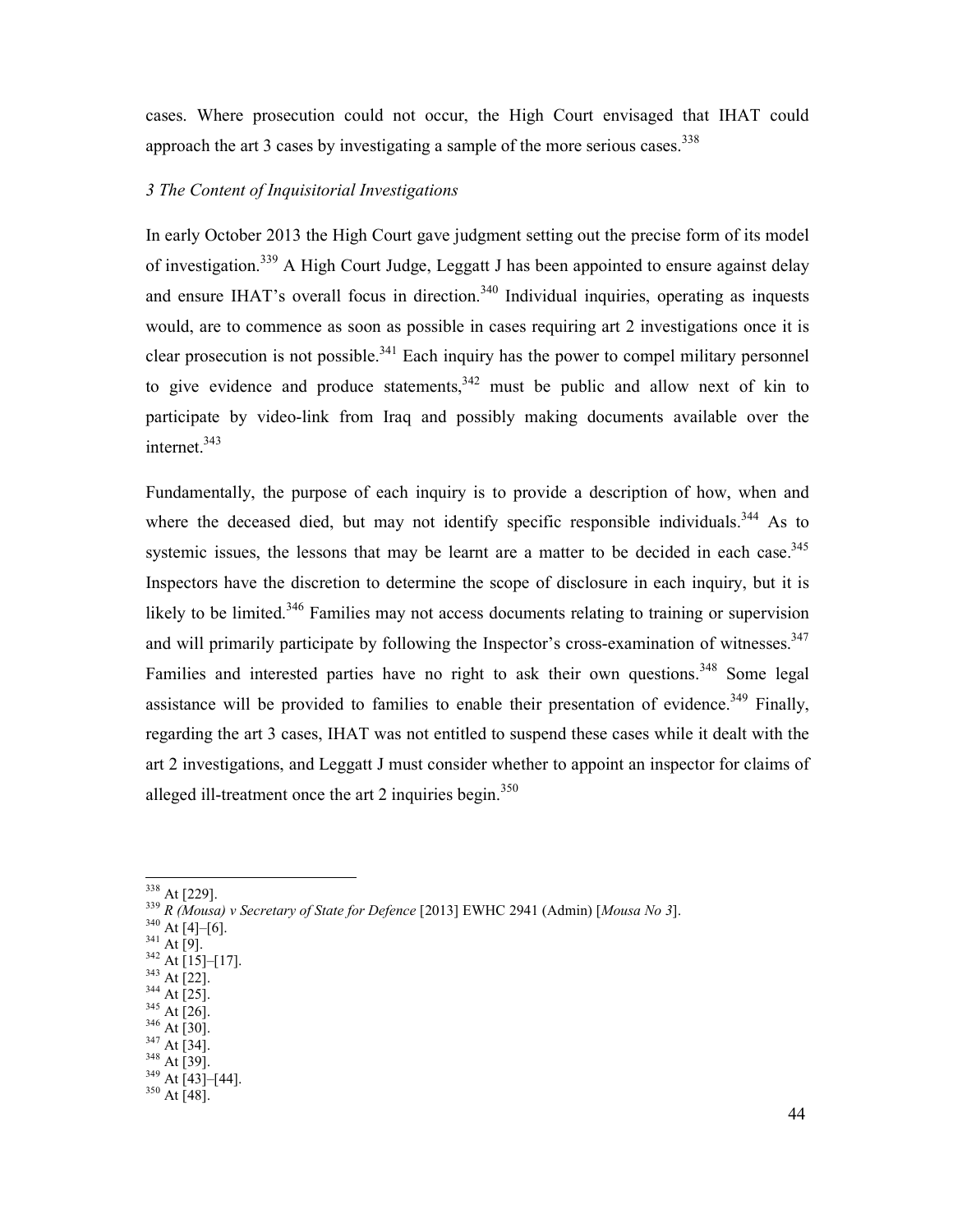cases. Where prosecution could not occur, the High Court envisaged that IHAT could approach the art 3 cases by investigating a sample of the more serious cases.[338]

### *3 The Content of Inquisitorial Investigations*

In early October 2013 the High Court gave judgment setting out the precise form of its model of investigation.[339] A High Court Judge, Leggatt J has been appointed to ensure against delay and ensure IHAT's overall focus in direction.[340] Individual inquiries, operating as inquests would, are to commence as soon as possible in cases requiring art 2 investigations once it is clear prosecution is not possible.[341] Each inquiry has the power to compel military personnel to give evidence and produce statements,[342] must be public and allow next of kin to participate by video-link from Iraq and possibly making documents available over the internet.[343]

Fundamentally, the purpose of each inquiry is to provide a description of how, when and where the deceased died, but may not identify specific responsible individuals.[344] As to systemic issues, the lessons that may be learnt are a matter to be decided in each case.[345] Inspectors have the discretion to determine the scope of disclosure in each inquiry, but it is likely to be limited.[346] Families may not access documents relating to training or supervision and will primarily participate by following the Inspector's cross-examination of witnesses.[347] Families and interested parties have no right to ask their own questions.[348] Some legal assistance will be provided to families to enable their presentation of evidence.[349] Finally, regarding the art 3 cases, IHAT was not entitled to suspend these cases while it dealt with the art 2 investigations, and Leggatt J must consider whether to appoint an inspector for claims of alleged ill-treatment once the art 2 inquiries begin.[350]

---

[338] At [229].
[339] *R (Mousa) v Secretary of State for Defence* [2013] EWHC 2941 (Admin) [*Mousa No 3*].
[340] At [4]–[6].
[341] At [9].
[342] At [15]–[17].
[343] At [22].
[344] At [25].
[345] At [26].
[346] At [30].
[347] At [34].
[348] At [39].
[349] At [43]–[44].
[350] At [48].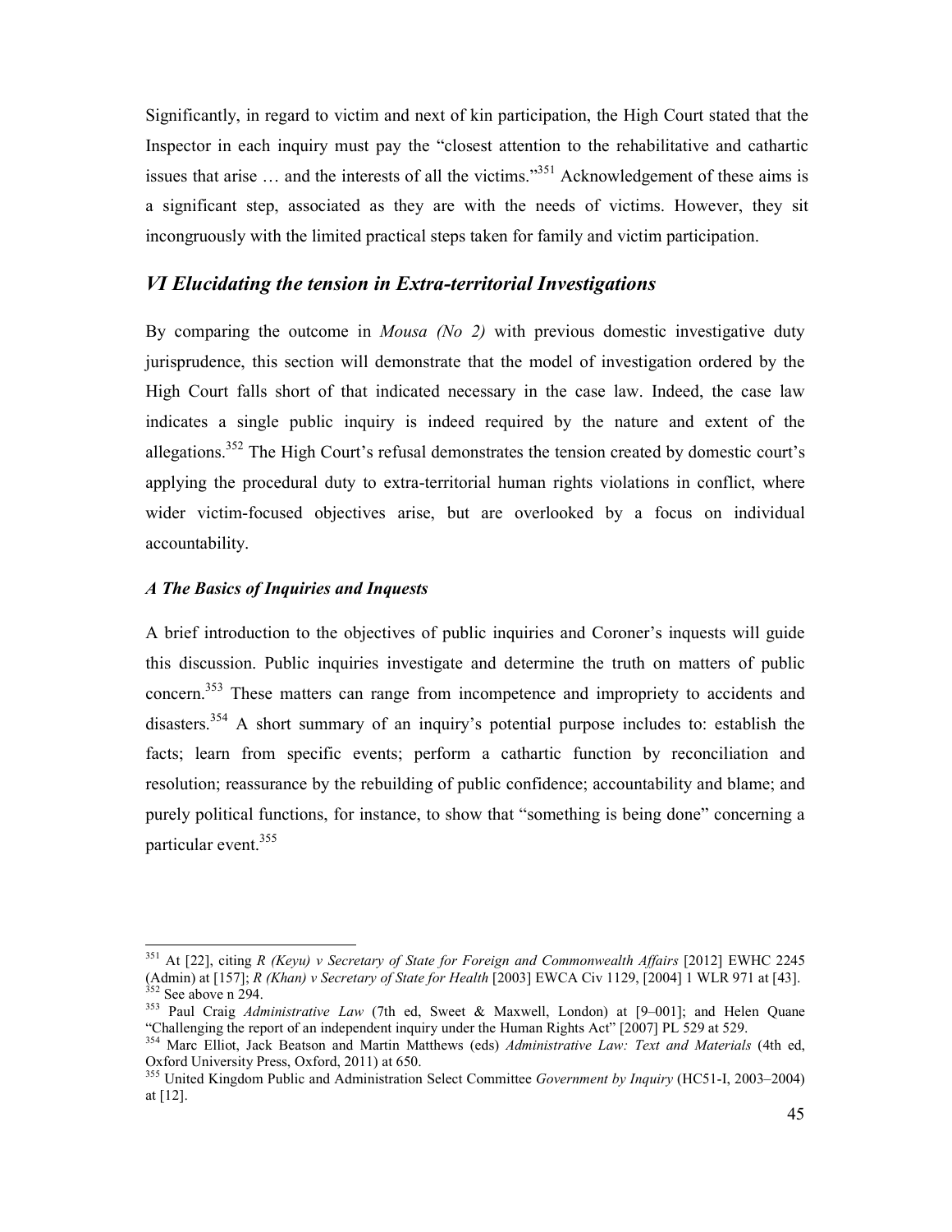Significantly, in regard to victim and next of kin participation, the High Court stated that the Inspector in each inquiry must pay the "closest attention to the rehabilitative and cathartic issues that arise … and the interests of all the victims."[351] Acknowledgement of these aims is a significant step, associated as they are with the needs of victims. However, they sit incongruously with the limited practical steps taken for family and victim participation.

## *VI Elucidating the tension in Extra-territorial Investigations*

By comparing the outcome in *Mousa (No 2)* with previous domestic investigative duty jurisprudence, this section will demonstrate that the model of investigation ordered by the High Court falls short of that indicated necessary in the case law. Indeed, the case law indicates a single public inquiry is indeed required by the nature and extent of the allegations.[352] The High Court's refusal demonstrates the tension created by domestic court's applying the procedural duty to extra-territorial human rights violations in conflict, where wider victim-focused objectives arise, but are overlooked by a focus on individual accountability.

### *A The Basics of Inquiries and Inquests*

A brief introduction to the objectives of public inquiries and Coroner's inquests will guide this discussion. Public inquiries investigate and determine the truth on matters of public concern.[353] These matters can range from incompetence and impropriety to accidents and disasters.[354] A short summary of an inquiry's potential purpose includes to: establish the facts; learn from specific events; perform a cathartic function by reconciliation and resolution; reassurance by the rebuilding of public confidence; accountability and blame; and purely political functions, for instance, to show that "something is being done" concerning a particular event.[355]

---

[351] At [22], citing *R (Keyu) v Secretary of State for Foreign and Commonwealth Affairs* [2012] EWHC 2245 (Admin) at [157]; *R (Khan) v Secretary of State for Health* [2003] EWCA Civ 1129, [2004] 1 WLR 971 at [43].

[352] See above n 294.

[353] Paul Craig *Administrative Law* (7th ed, Sweet & Maxwell, London) at [9–001]; and Helen Quane "Challenging the report of an independent inquiry under the Human Rights Act" [2007] PL 529 at 529.

[354] Marc Elliot, Jack Beatson and Martin Matthews (eds) *Administrative Law: Text and Materials* (4th ed, Oxford University Press, Oxford, 2011) at 650.

[355] United Kingdom Public and Administration Select Committee *Government by Inquiry* (HC51-I, 2003–2004) at [12].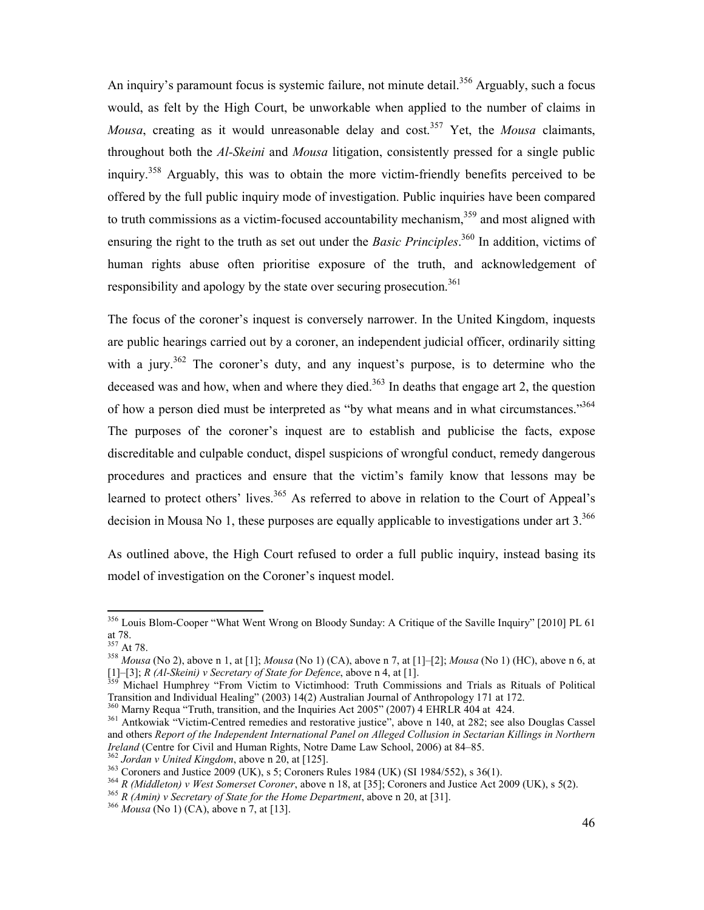An inquiry's paramount focus is systemic failure, not minute detail.[356] Arguably, such a focus would, as felt by the High Court, be unworkable when applied to the number of claims in *Mousa*, creating as it would unreasonable delay and cost.[357] Yet, the *Mousa* claimants, throughout both the *Al-Skeini* and *Mousa* litigation, consistently pressed for a single public inquiry.[358] Arguably, this was to obtain the more victim-friendly benefits perceived to be offered by the full public inquiry mode of investigation. Public inquiries have been compared to truth commissions as a victim-focused accountability mechanism,[359] and most aligned with ensuring the right to the truth as set out under the *Basic Principles*.[360] In addition, victims of human rights abuse often prioritise exposure of the truth, and acknowledgement of responsibility and apology by the state over securing prosecution.[361]

The focus of the coroner's inquest is conversely narrower. In the United Kingdom, inquests are public hearings carried out by a coroner, an independent judicial officer, ordinarily sitting with a jury.[362] The coroner's duty, and any inquest's purpose, is to determine who the deceased was and how, when and where they died.[363] In deaths that engage art 2, the question of how a person died must be interpreted as "by what means and in what circumstances."[364] The purposes of the coroner's inquest are to establish and publicise the facts, expose discreditable and culpable conduct, dispel suspicions of wrongful conduct, remedy dangerous procedures and practices and ensure that the victim's family know that lessons may be learned to protect others' lives.[365] As referred to above in relation to the Court of Appeal's decision in Mousa No 1, these purposes are equally applicable to investigations under art 3.[366]

As outlined above, the High Court refused to order a full public inquiry, instead basing its model of investigation on the Coroner's inquest model.

---

[356] Louis Blom-Cooper "What Went Wrong on Bloody Sunday: A Critique of the Saville Inquiry" [2010] PL 61 at 78.

[357] At 78.

[358] *Mousa* (No 2), above n 1, at [1]; *Mousa* (No 1) (CA), above n 7, at [1]–[2]; *Mousa* (No 1) (HC), above n 6, at [1]–[3]; *R (Al-Skeini) v Secretary of State for Defence*, above n 4, at [1].

[359] Michael Humphrey "From Victim to Victimhood: Truth Commissions and Trials as Rituals of Political Transition and Individual Healing" (2003) 14(2) Australian Journal of Anthropology 171 at 172.

[360] Marny Requa "Truth, transition, and the Inquiries Act 2005" (2007) 4 EHRLR 404 at 424.

[361] Antkowiak "Victim-Centred remedies and restorative justice", above n 140, at 282; see also Douglas Cassel and others *Report of the Independent International Panel on Alleged Collusion in Sectarian Killings in Northern Ireland* (Centre for Civil and Human Rights, Notre Dame Law School, 2006) at 84–85.

[362] *Jordan v United Kingdom*, above n 20, at [125].

[363] Coroners and Justice 2009 (UK), s 5; Coroners Rules 1984 (UK) (SI 1984/552), s 36(1).

[364] *R (Middleton) v West Somerset Coroner*, above n 18, at [35]; Coroners and Justice Act 2009 (UK), s 5(2).

[365] *R (Amin) v Secretary of State for the Home Department*, above n 20, at [31].

[366] *Mousa* (No 1) (CA), above n 7, at [13].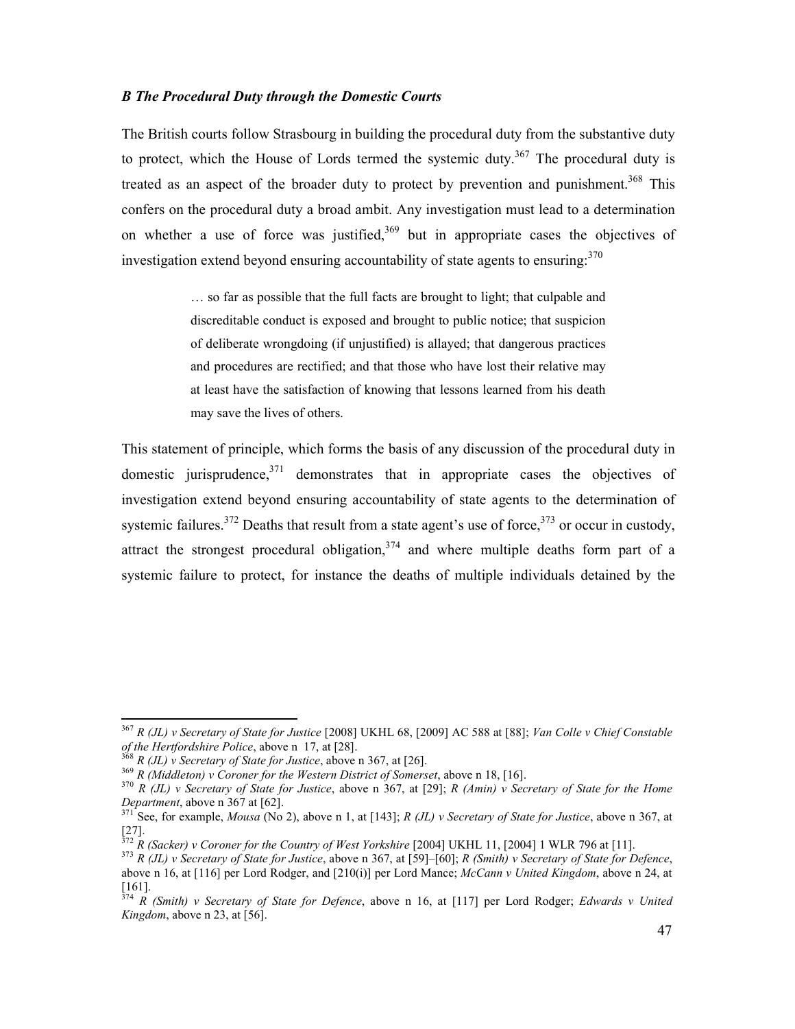### *B The Procedural Duty through the Domestic Courts*

The British courts follow Strasbourg in building the procedural duty from the substantive duty to protect, which the House of Lords termed the systemic duty.[367] The procedural duty is treated as an aspect of the broader duty to protect by prevention and punishment.[368] This confers on the procedural duty a broad ambit. Any investigation must lead to a determination on whether a use of force was justified,[369] but in appropriate cases the objectives of investigation extend beyond ensuring accountability of state agents to ensuring:[370]

> … so far as possible that the full facts are brought to light; that culpable and discreditable conduct is exposed and brought to public notice; that suspicion of deliberate wrongdoing (if unjustified) is allayed; that dangerous practices and procedures are rectified; and that those who have lost their relative may at least have the satisfaction of knowing that lessons learned from his death may save the lives of others.

This statement of principle, which forms the basis of any discussion of the procedural duty in domestic jurisprudence,[371] demonstrates that in appropriate cases the objectives of investigation extend beyond ensuring accountability of state agents to the determination of systemic failures.[372] Deaths that result from a state agent's use of force,[373] or occur in custody, attract the strongest procedural obligation,[374] and where multiple deaths form part of a systemic failure to protect, for instance the deaths of multiple individuals detained by the

---

[367] *R (JL) v Secretary of State for Justice* [2008] UKHL 68, [2009] AC 588 at [88]; *Van Colle v Chief Constable of the Hertfordshire Police*, above n 17, at [28].

[368] *R (JL) v Secretary of State for Justice*, above n 367, at [26].

[369] *R (Middleton) v Coroner for the Western District of Somerset*, above n 18, [16].

[370] *R (JL) v Secretary of State for Justice*, above n 367, at [29]; *R (Amin) v Secretary of State for the Home Department*, above n 367 at [62].

[371] See, for example, *Mousa* (No 2), above n 1, at [143]; *R (JL) v Secretary of State for Justice*, above n 367, at [27].

[372] *R (Sacker) v Coroner for the Country of West Yorkshire* [2004] UKHL 11, [2004] 1 WLR 796 at [11].

[373] *R (JL) v Secretary of State for Justice*, above n 367, at [59]–[60]; *R (Smith) v Secretary of State for Defence*, above n 16, at [116] per Lord Rodger, and [210(i)] per Lord Mance; *McCann v United Kingdom*, above n 24, at [161].

[374] *R (Smith) v Secretary of State for Defence*, above n 16, at [117] per Lord Rodger; *Edwards v United Kingdom*, above n 23, at [56].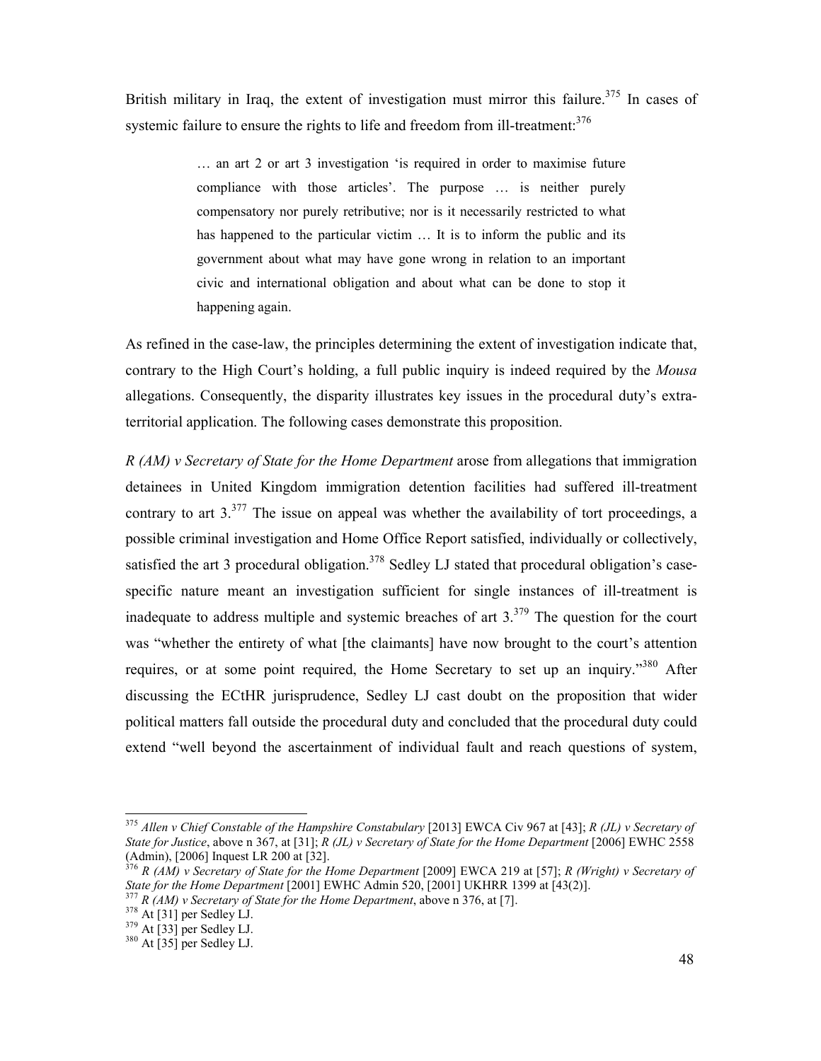British military in Iraq, the extent of investigation must mirror this failure.[375] In cases of systemic failure to ensure the rights to life and freedom from ill-treatment:[376]

> … an art 2 or art 3 investigation 'is required in order to maximise future compliance with those articles'. The purpose … is neither purely compensatory nor purely retributive; nor is it necessarily restricted to what has happened to the particular victim … It is to inform the public and its government about what may have gone wrong in relation to an important civic and international obligation and about what can be done to stop it happening again.

As refined in the case-law, the principles determining the extent of investigation indicate that, contrary to the High Court's holding, a full public inquiry is indeed required by the *Mousa* allegations. Consequently, the disparity illustrates key issues in the procedural duty's extra-territorial application. The following cases demonstrate this proposition.

*R (AM) v Secretary of State for the Home Department* arose from allegations that immigration detainees in United Kingdom immigration detention facilities had suffered ill-treatment contrary to art 3.[377] The issue on appeal was whether the availability of tort proceedings, a possible criminal investigation and Home Office Report satisfied, individually or collectively, satisfied the art 3 procedural obligation.[378] Sedley LJ stated that procedural obligation's case-specific nature meant an investigation sufficient for single instances of ill-treatment is inadequate to address multiple and systemic breaches of art 3.[379] The question for the court was "whether the entirety of what [the claimants] have now brought to the court's attention requires, or at some point required, the Home Secretary to set up an inquiry."[380] After discussing the ECtHR jurisprudence, Sedley LJ cast doubt on the proposition that wider political matters fall outside the procedural duty and concluded that the procedural duty could extend "well beyond the ascertainment of individual fault and reach questions of system,

---

[375] *Allen v Chief Constable of the Hampshire Constabulary* [2013] EWCA Civ 967 at [43]; *R (JL) v Secretary of State for Justice*, above n 367, at [31]; *R (JL) v Secretary of State for the Home Department* [2006] EWHC 2558 (Admin), [2006] Inquest LR 200 at [32].

[376] *R (AM) v Secretary of State for the Home Department* [2009] EWCA 219 at [57]; *R (Wright) v Secretary of State for the Home Department* [2001] EWHC Admin 520, [2001] UKHRR 1399 at [43(2)].

[377] *R (AM) v Secretary of State for the Home Department*, above n 376, at [7].

[378] At [31] per Sedley LJ.

[379] At [33] per Sedley LJ.

[380] At [35] per Sedley LJ.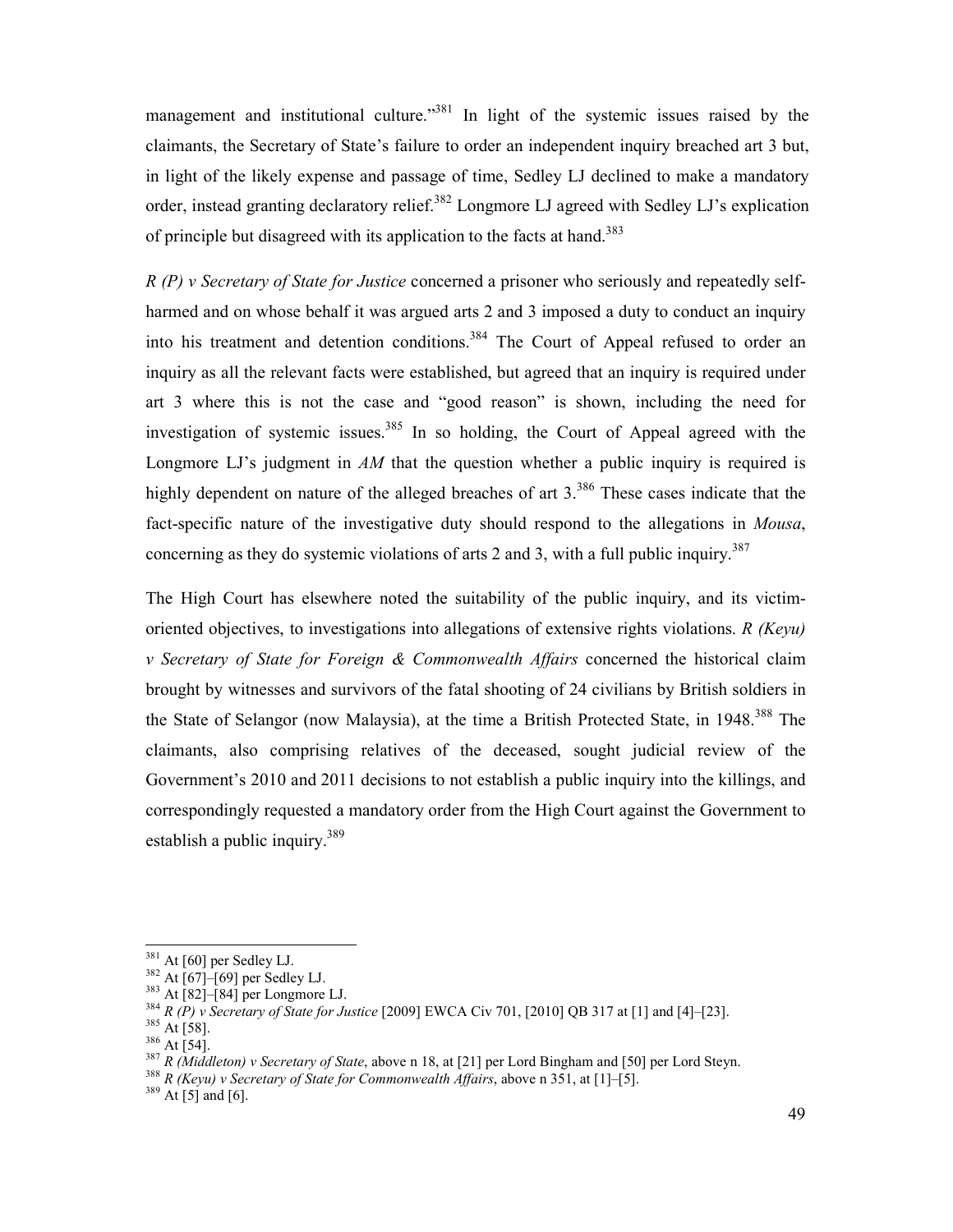management and institutional culture."[381] In light of the systemic issues raised by the claimants, the Secretary of State's failure to order an independent inquiry breached art 3 but, in light of the likely expense and passage of time, Sedley LJ declined to make a mandatory order, instead granting declaratory relief.[382] Longmore LJ agreed with Sedley LJ's explication of principle but disagreed with its application to the facts at hand.[383]

*R (P) v Secretary of State for Justice* concerned a prisoner who seriously and repeatedly self-harmed and on whose behalf it was argued arts 2 and 3 imposed a duty to conduct an inquiry into his treatment and detention conditions.[384] The Court of Appeal refused to order an inquiry as all the relevant facts were established, but agreed that an inquiry is required under art 3 where this is not the case and "good reason" is shown, including the need for investigation of systemic issues.[385] In so holding, the Court of Appeal agreed with the Longmore LJ's judgment in *AM* that the question whether a public inquiry is required is highly dependent on nature of the alleged breaches of art 3.[386] These cases indicate that the fact-specific nature of the investigative duty should respond to the allegations in *Mousa*, concerning as they do systemic violations of arts 2 and 3, with a full public inquiry.[387]

The High Court has elsewhere noted the suitability of the public inquiry, and its victim-oriented objectives, to investigations into allegations of extensive rights violations. *R (Keyu) v Secretary of State for Foreign & Commonwealth Affairs* concerned the historical claim brought by witnesses and survivors of the fatal shooting of 24 civilians by British soldiers in the State of Selangor (now Malaysia), at the time a British Protected State, in 1948.[388] The claimants, also comprising relatives of the deceased, sought judicial review of the Government's 2010 and 2011 decisions to not establish a public inquiry into the killings, and correspondingly requested a mandatory order from the High Court against the Government to establish a public inquiry.[389]

---

[381] At [60] per Sedley LJ.

[382] At [67]–[69] per Sedley LJ.

[383] At [82]–[84] per Longmore LJ.

[384] *R (P) v Secretary of State for Justice* [2009] EWCA Civ 701, [2010] QB 317 at [1] and [4]–[23].

[385] At [58].

[386] At [54].

[387] *R (Middleton) v Secretary of State*, above n 18, at [21] per Lord Bingham and [50] per Lord Steyn.

[388] *R (Keyu) v Secretary of State for Commonwealth Affairs*, above n 351, at [1]–[5].

[389] At [5] and [6].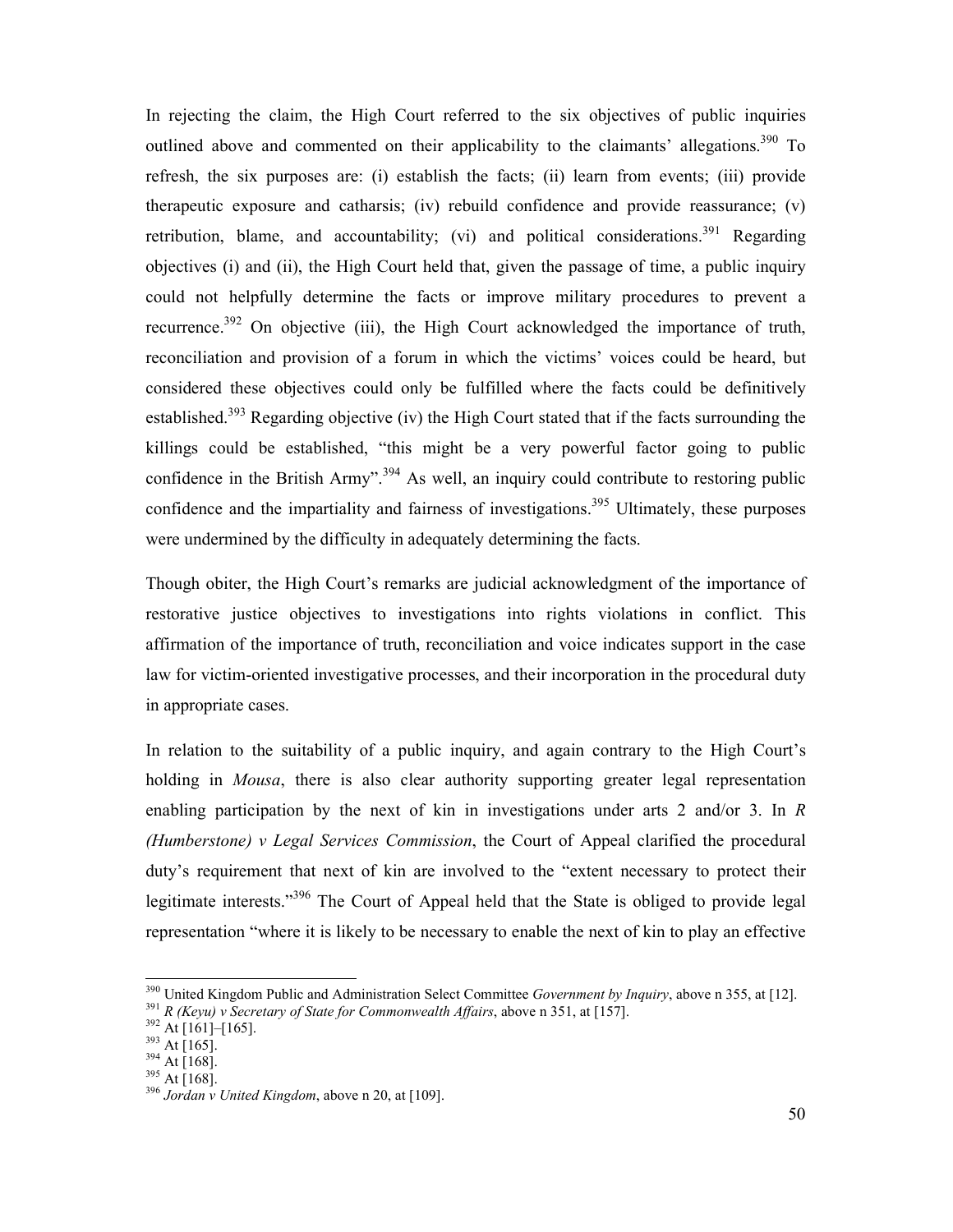In rejecting the claim, the High Court referred to the six objectives of public inquiries outlined above and commented on their applicability to the claimants' allegations.[390] To refresh, the six purposes are: (i) establish the facts; (ii) learn from events; (iii) provide therapeutic exposure and catharsis; (iv) rebuild confidence and provide reassurance; (v) retribution, blame, and accountability; (vi) and political considerations.[391] Regarding objectives (i) and (ii), the High Court held that, given the passage of time, a public inquiry could not helpfully determine the facts or improve military procedures to prevent a recurrence.[392] On objective (iii), the High Court acknowledged the importance of truth, reconciliation and provision of a forum in which the victims' voices could be heard, but considered these objectives could only be fulfilled where the facts could be definitively established.[393] Regarding objective (iv) the High Court stated that if the facts surrounding the killings could be established, "this might be a very powerful factor going to public confidence in the British Army".[394] As well, an inquiry could contribute to restoring public confidence and the impartiality and fairness of investigations.[395] Ultimately, these purposes were undermined by the difficulty in adequately determining the facts.

Though obiter, the High Court's remarks are judicial acknowledgment of the importance of restorative justice objectives to investigations into rights violations in conflict. This affirmation of the importance of truth, reconciliation and voice indicates support in the case law for victim-oriented investigative processes, and their incorporation in the procedural duty in appropriate cases.

In relation to the suitability of a public inquiry, and again contrary to the High Court's holding in *Mousa*, there is also clear authority supporting greater legal representation enabling participation by the next of kin in investigations under arts 2 and/or 3. In *R (Humberstone) v Legal Services Commission*, the Court of Appeal clarified the procedural duty's requirement that next of kin are involved to the "extent necessary to protect their legitimate interests."[396] The Court of Appeal held that the State is obliged to provide legal representation "where it is likely to be necessary to enable the next of kin to play an effective

---

[390] United Kingdom Public and Administration Select Committee *Government by Inquiry*, above n 355, at [12].

[391] *R (Keyu) v Secretary of State for Commonwealth Affairs*, above n 351, at [157].

[392] At [161]–[165].

[393] At [165].

[394] At [168].

[395] At [168].

[396] *Jordan v United Kingdom*, above n 20, at [109].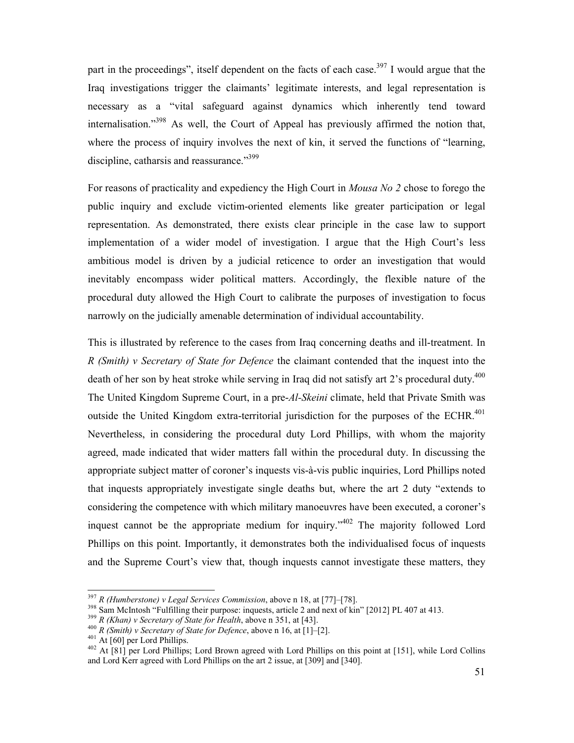part in the proceedings", itself dependent on the facts of each case.[397] I would argue that the Iraq investigations trigger the claimants' legitimate interests, and legal representation is necessary as a "vital safeguard against dynamics which inherently tend toward internalisation."[398] As well, the Court of Appeal has previously affirmed the notion that, where the process of inquiry involves the next of kin, it served the functions of "learning, discipline, catharsis and reassurance."[399]

For reasons of practicality and expediency the High Court in *Mousa No 2* chose to forego the public inquiry and exclude victim-orientated elements like greater participation or legal representation. As demonstrated, there exists clear principle in the case law to support implementation of a wider model of investigation. I argue that the High Court's less ambitious model is driven by a judicial reticence to order an investigation that would inevitably encompass wider political matters. Accordingly, the flexible nature of the procedural duty allowed the High Court to calibrate the purposes of investigation to focus narrowly on the judicially amenable determination of individual accountability.

This is illustrated by reference to the cases from Iraq concerning deaths and ill-treatment. In *R (Smith) v Secretary of State for Defence* the claimant contended that the inquest into the death of her son by heat stroke while serving in Iraq did not satisfy art 2's procedural duty.[400] The United Kingdom Supreme Court, in a pre-*Al-Skeini* climate, held that Private Smith was outside the United Kingdom extra-territorial jurisdiction for the purposes of the ECHR.[401] Nevertheless, in considering the procedural duty Lord Phillips, with whom the majority agreed, made indicated that wider matters fall within the procedural duty. In discussing the appropriate subject matter of coroner's inquests vis-à-vis public inquiries, Lord Phillips noted that inquests appropriately investigate single deaths but, where the art 2 duty "extends to considering the competence with which military manoeuvres have been executed, a coroner's inquest cannot be the appropriate medium for inquiry."[402] The majority followed Lord Phillips on this point. Importantly, it demonstrates both the individualised focus of inquests and the Supreme Court's view that, though inquests cannot investigate these matters, they

---

[397] *R (Humberstone) v Legal Services Commission*, above n 18, at [77]–[78].

[398] Sam McIntosh "Fulfilling their purpose: inquests, article 2 and next of kin" [2012] PL 407 at 413.

[399] *R (Khan) v Secretary of State for Health*, above n 351, at [43].

[400] *R (Smith) v Secretary of State for Defence*, above n 16, at [1]–[2].

[401] At [60] per Lord Phillips.

[402] At [81] per Lord Phillips; Lord Brown agreed with Lord Phillips on this point at [151], while Lord Collins and Lord Kerr agreed with Lord Phillips on the art 2 issue, at [309] and [340].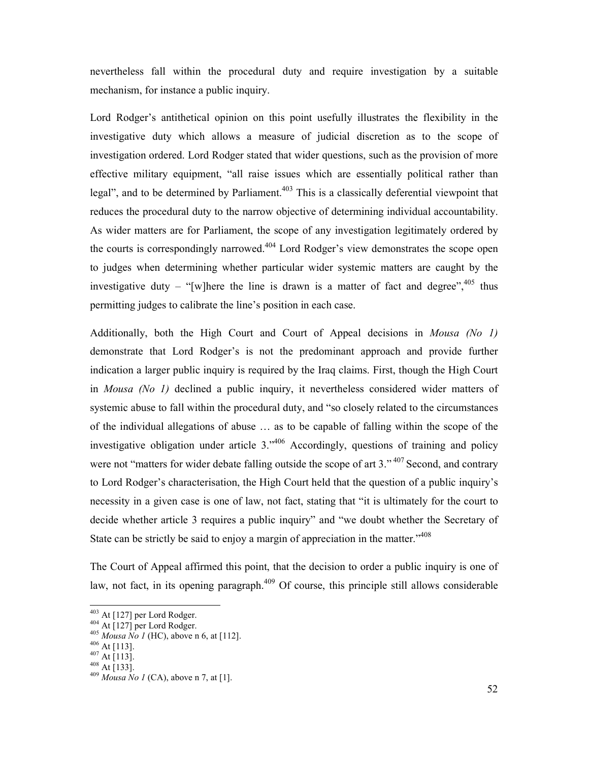nevertheless fall within the procedural duty and require investigation by a suitable mechanism, for instance a public inquiry.

Lord Rodger's antithetical opinion on this point usefully illustrates the flexibility in the investigative duty which allows a measure of judicial discretion as to the scope of investigation ordered. Lord Rodger stated that wider questions, such as the provision of more effective military equipment, "all raise issues which are essentially political rather than legal", and to be determined by Parliament.[403] This is a classically deferential viewpoint that reduces the procedural duty to the narrow objective of determining individual accountability. As wider matters are for Parliament, the scope of any investigation legitimately ordered by the courts is correspondingly narrowed.[404] Lord Rodger's view demonstrates the scope open to judges when determining whether particular wider systemic matters are caught by the investigative duty – "[w]here the line is drawn is a matter of fact and degree",[405] thus permitting judges to calibrate the line's position in each case.

Additionally, both the High Court and Court of Appeal decisions in *Mousa (No 1)* demonstrate that Lord Rodger's is not the predominant approach and provide further indication a larger public inquiry is required by the Iraq claims. First, though the High Court in *Mousa (No 1)* declined a public inquiry, it nevertheless considered wider matters of systemic abuse to fall within the procedural duty, and "so closely related to the circumstances of the individual allegations of abuse … as to be capable of falling within the scope of the investigative obligation under article 3."[406] Accordingly, questions of training and policy were not "matters for wider debate falling outside the scope of art 3."[407] Second, and contrary to Lord Rodger's characterisation, the High Court held that the question of a public inquiry's necessity in a given case is one of law, not fact, stating that "it is ultimately for the court to decide whether article 3 requires a public inquiry" and "we doubt whether the Secretary of State can be strictly be said to enjoy a margin of appreciation in the matter."[408]

The Court of Appeal affirmed this point, that the decision to order a public inquiry is one of law, not fact, in its opening paragraph.[409] Of course, this principle still allows considerable

---

[403] At [127] per Lord Rodger.
[404] At [127] per Lord Rodger.
[405] *Mousa No 1* (HC), above n 6, at [112].
[406] At [113].
[407] At [113].
[408] At [133].
[409] *Mousa No 1* (CA), above n 7, at [1].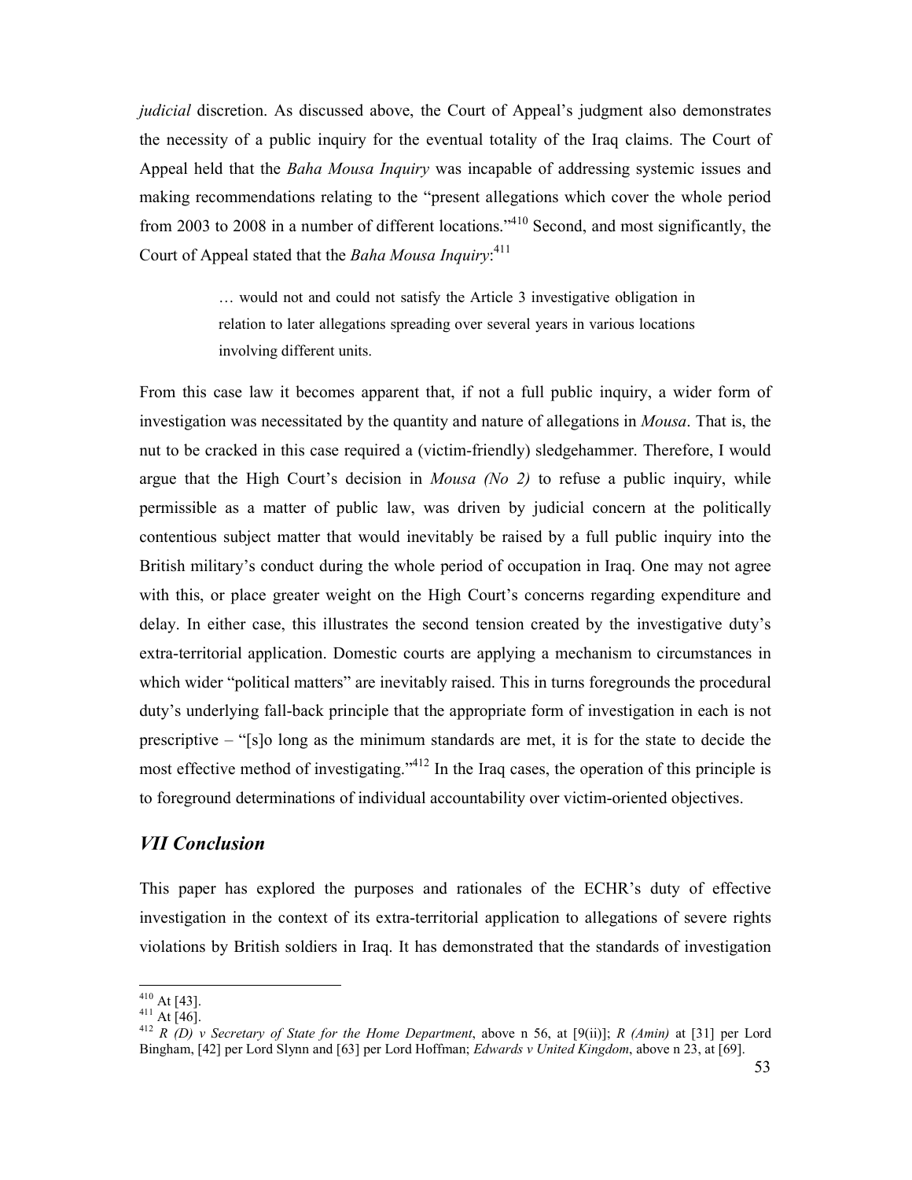*judicial* discretion. As discussed above, the Court of Appeal's judgment also demonstrates the necessity of a public inquiry for the eventual totality of the Iraq claims. The Court of Appeal held that the *Baha Mousa Inquiry* was incapable of addressing systemic issues and making recommendations relating to the "present allegations which cover the whole period from 2003 to 2008 in a number of different locations."[410] Second, and most significantly, the Court of Appeal stated that the *Baha Mousa Inquiry*:[411]

> … would not and could not satisfy the Article 3 investigative obligation in relation to later allegations spreading over several years in various locations involving different units.

From this case law it becomes apparent that, if not a full public inquiry, a wider form of investigation was necessitated by the quantity and nature of allegations in *Mousa*. That is, the nut to be cracked in this case required a (victim-friendly) sledgehammer. Therefore, I would argue that the High Court's decision in *Mousa (No 2)* to refuse a public inquiry, while permissible as a matter of public law, was driven by judicial concern at the politically contentious subject matter that would inevitably be raised by a full public inquiry into the British military's conduct during the whole period of occupation in Iraq. One may not agree with this, or place greater weight on the High Court's concerns regarding expenditure and delay. In either case, this illustrates the second tension created by the investigative duty's extra-territorial application. Domestic courts are applying a mechanism to circumstances in which wider "political matters" are inevitably raised. This in turns foregrounds the procedural duty's underlying fall-back principle that the appropriate form of investigation in each is not prescriptive – "[s]o long as the minimum standards are met, it is for the state to decide the most effective method of investigating."[412] In the Iraq cases, the operation of this principle is to foreground determinations of individual accountability over victim-oriented objectives.

## *VII Conclusion*

This paper has explored the purposes and rationales of the ECHR's duty of effective investigation in the context of its extra-territorial application to allegations of severe rights violations by British soldiers in Iraq. It has demonstrated that the standards of investigation

---

[410] At [43].

[411] At [46].

[412] *R (D) v Secretary of State for the Home Department*, above n 56, at [9(ii)]; *R (Amin)* at [31] per Lord Bingham, [42] per Lord Slynn and [63] per Lord Hoffman; *Edwards v United Kingdom*, above n 23, at [69].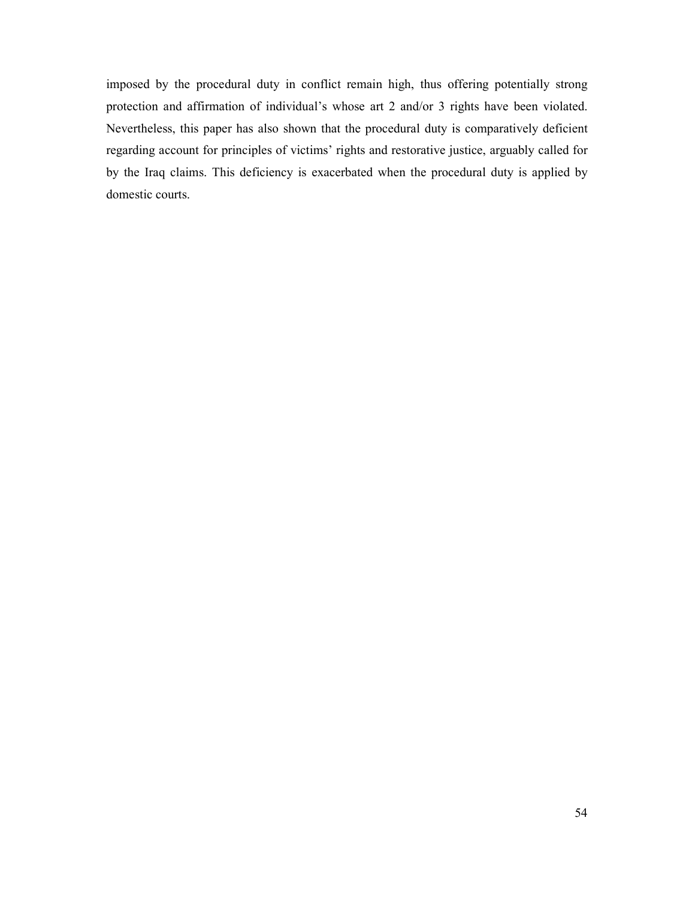imposed by the procedural duty in conflict remain high, thus offering potentially strong protection and affirmation of individual's whose art 2 and/or 3 rights have been violated. Nevertheless, this paper has also shown that the procedural duty is comparatively deficient regarding account for principles of victims' rights and restorative justice, arguably called for by the Iraq claims. This deficiency is exacerbated when the procedural duty is applied by domestic courts.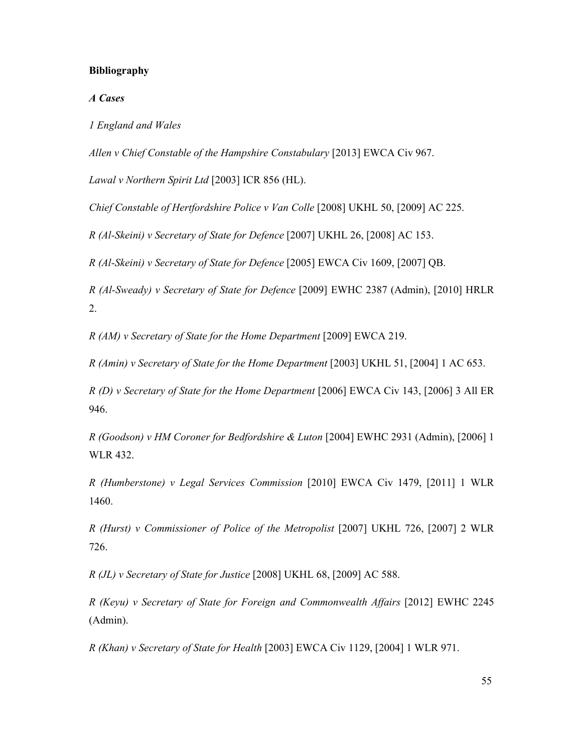**Bibliography**

***A Cases***

*1 England and Wales*

*Allen v Chief Constable of the Hampshire Constabulary* [2013] EWCA Civ 967.

*Lawal v Northern Spirit Ltd* [2003] ICR 856 (HL).

*Chief Constable of Hertfordshire Police v Van Colle* [2008] UKHL 50, [2009] AC 225.

*R (Al-Skeini) v Secretary of State for Defence* [2007] UKHL 26, [2008] AC 153.

*R (Al-Skeini) v Secretary of State for Defence* [2005] EWCA Civ 1609, [2007] QB.

*R (Al-Sweady) v Secretary of State for Defence* [2009] EWHC 2387 (Admin), [2010] HRLR 2.

*R (AM) v Secretary of State for the Home Department* [2009] EWCA 219.

*R (Amin) v Secretary of State for the Home Department* [2003] UKHL 51, [2004] 1 AC 653.

*R (D) v Secretary of State for the Home Department* [2006] EWCA Civ 143, [2006] 3 All ER 946.

*R (Goodson) v HM Coroner for Bedfordshire & Luton* [2004] EWHC 2931 (Admin), [2006] 1 WLR 432.

*R (Humberstone) v Legal Services Commission* [2010] EWCA Civ 1479, [2011] 1 WLR 1460.

*R (Hurst) v Commissioner of Police of the Metropolist* [2007] UKHL 726, [2007] 2 WLR 726.

*R (JL) v Secretary of State for Justice* [2008] UKHL 68, [2009] AC 588.

*R (Keyu) v Secretary of State for Foreign and Commonwealth Affairs* [2012] EWHC 2245 (Admin).

*R (Khan) v Secretary of State for Health* [2003] EWCA Civ 1129, [2004] 1 WLR 971.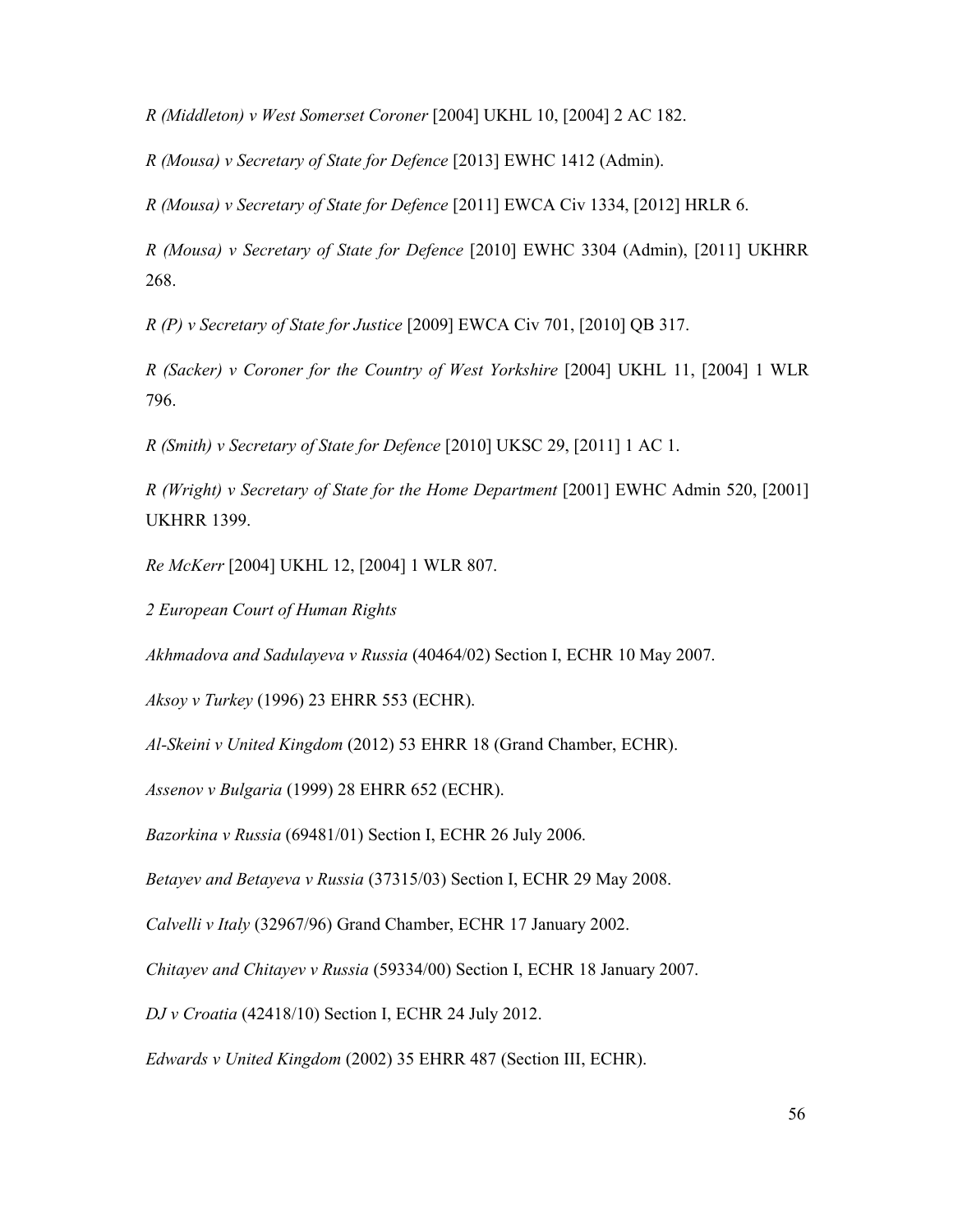*R (Middleton) v West Somerset Coroner* [2004] UKHL 10, [2004] 2 AC 182.

*R (Mousa) v Secretary of State for Defence* [2013] EWHC 1412 (Admin).

*R (Mousa) v Secretary of State for Defence* [2011] EWCA Civ 1334, [2012] HRLR 6.

*R (Mousa) v Secretary of State for Defence* [2010] EWHC 3304 (Admin), [2011] UKHRR 268.

*R (P) v Secretary of State for Justice* [2009] EWCA Civ 701, [2010] QB 317.

*R (Sacker) v Coroner for the Country of West Yorkshire* [2004] UKHL 11, [2004] 1 WLR 796.

*R (Smith) v Secretary of State for Defence* [2010] UKSC 29, [2011] 1 AC 1.

*R (Wright) v Secretary of State for the Home Department* [2001] EWHC Admin 520, [2001] UKHRR 1399.

*Re McKerr* [2004] UKHL 12, [2004] 1 WLR 807.

*2 European Court of Human Rights*

*Akhmadova and Sadulayeva v Russia* (40464/02) Section I, ECHR 10 May 2007.

*Aksoy v Turkey* (1996) 23 EHRR 553 (ECHR).

*Al-Skeini v United Kingdom* (2012) 53 EHRR 18 (Grand Chamber, ECHR).

*Assenov v Bulgaria* (1999) 28 EHRR 652 (ECHR).

*Bazorkina v Russia* (69481/01) Section I, ECHR 26 July 2006.

*Betayev and Betayeva v Russia* (37315/03) Section I, ECHR 29 May 2008.

*Calvelli v Italy* (32967/96) Grand Chamber, ECHR 17 January 2002.

*Chitayev and Chitayev v Russia* (59334/00) Section I, ECHR 18 January 2007.

*DJ v Croatia* (42418/10) Section I, ECHR 24 July 2012.

*Edwards v United Kingdom* (2002) 35 EHRR 487 (Section III, ECHR).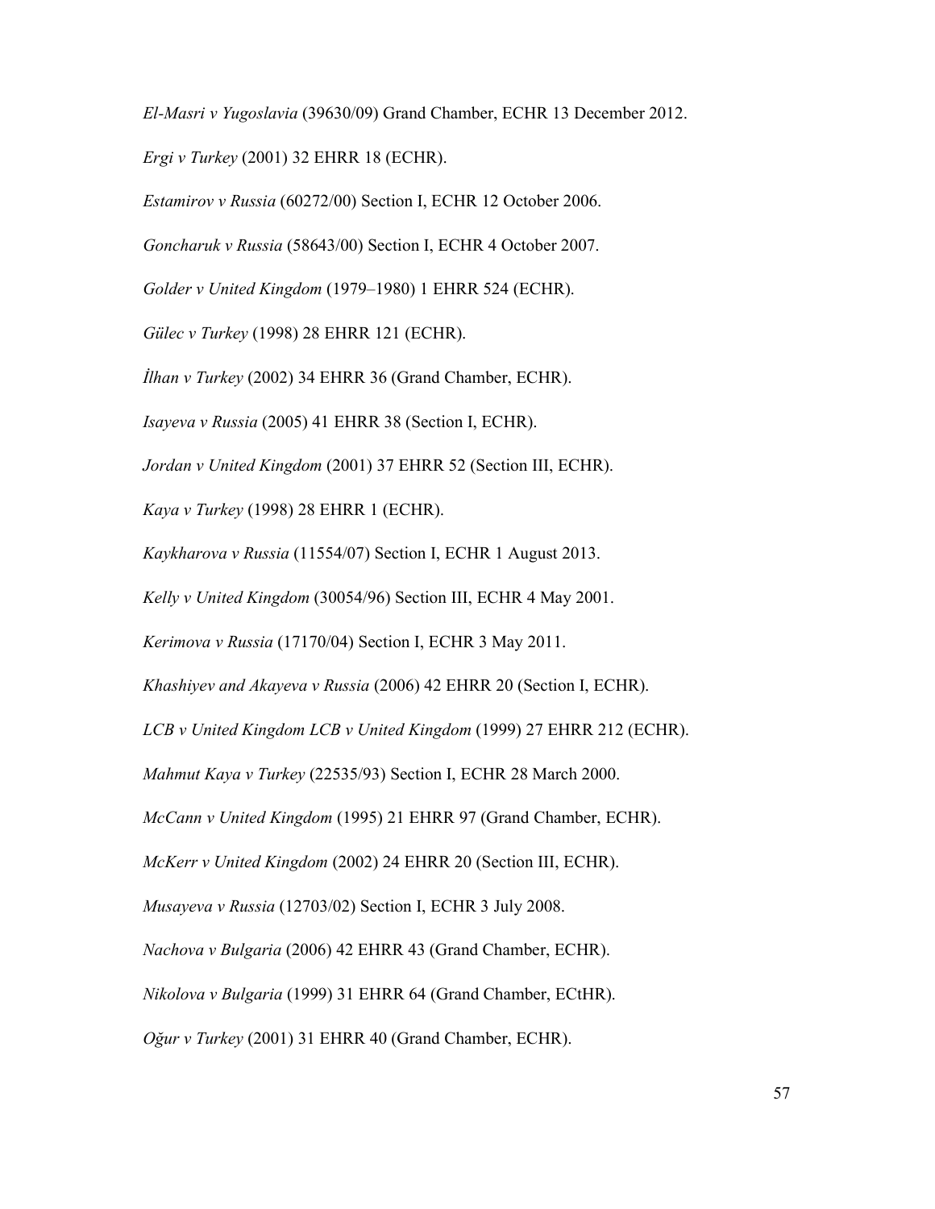*El-Masri v Yugoslavia* (39630/09) Grand Chamber, ECHR 13 December 2012.

*Ergi v Turkey* (2001) 32 EHRR 18 (ECHR).

*Estamirov v Russia* (60272/00) Section I, ECHR 12 October 2006.

*Goncharuk v Russia* (58643/00) Section I, ECHR 4 October 2007.

*Golder v United Kingdom* (1979–1980) 1 EHRR 524 (ECHR).

*Gülec v Turkey* (1998) 28 EHRR 121 (ECHR).

*İlhan v Turkey* (2002) 34 EHRR 36 (Grand Chamber, ECHR).

*Isayeva v Russia* (2005) 41 EHRR 38 (Section I, ECHR).

*Jordan v United Kingdom* (2001) 37 EHRR 52 (Section III, ECHR).

*Kaya v Turkey* (1998) 28 EHRR 1 (ECHR).

*Kaykharova v Russia* (11554/07) Section I, ECHR 1 August 2013.

*Kelly v United Kingdom* (30054/96) Section III, ECHR 4 May 2001.

*Kerimova v Russia* (17170/04) Section I, ECHR 3 May 2011.

*Khashiyev and Akayeva v Russia* (2006) 42 EHRR 20 (Section I, ECHR).

*LCB v United Kingdom LCB v United Kingdom* (1999) 27 EHRR 212 (ECHR).

*Mahmut Kaya v Turkey* (22535/93) Section I, ECHR 28 March 2000.

*McCann v United Kingdom* (1995) 21 EHRR 97 (Grand Chamber, ECHR).

*McKerr v United Kingdom* (2002) 24 EHRR 20 (Section III, ECHR).

*Musayeva v Russia* (12703/02) Section I, ECHR 3 July 2008.

*Nachova v Bulgaria* (2006) 42 EHRR 43 (Grand Chamber, ECHR).

*Nikolova v Bulgaria* (1999) 31 EHRR 64 (Grand Chamber, ECtHR).

*Oğur v Turkey* (2001) 31 EHRR 40 (Grand Chamber, ECHR).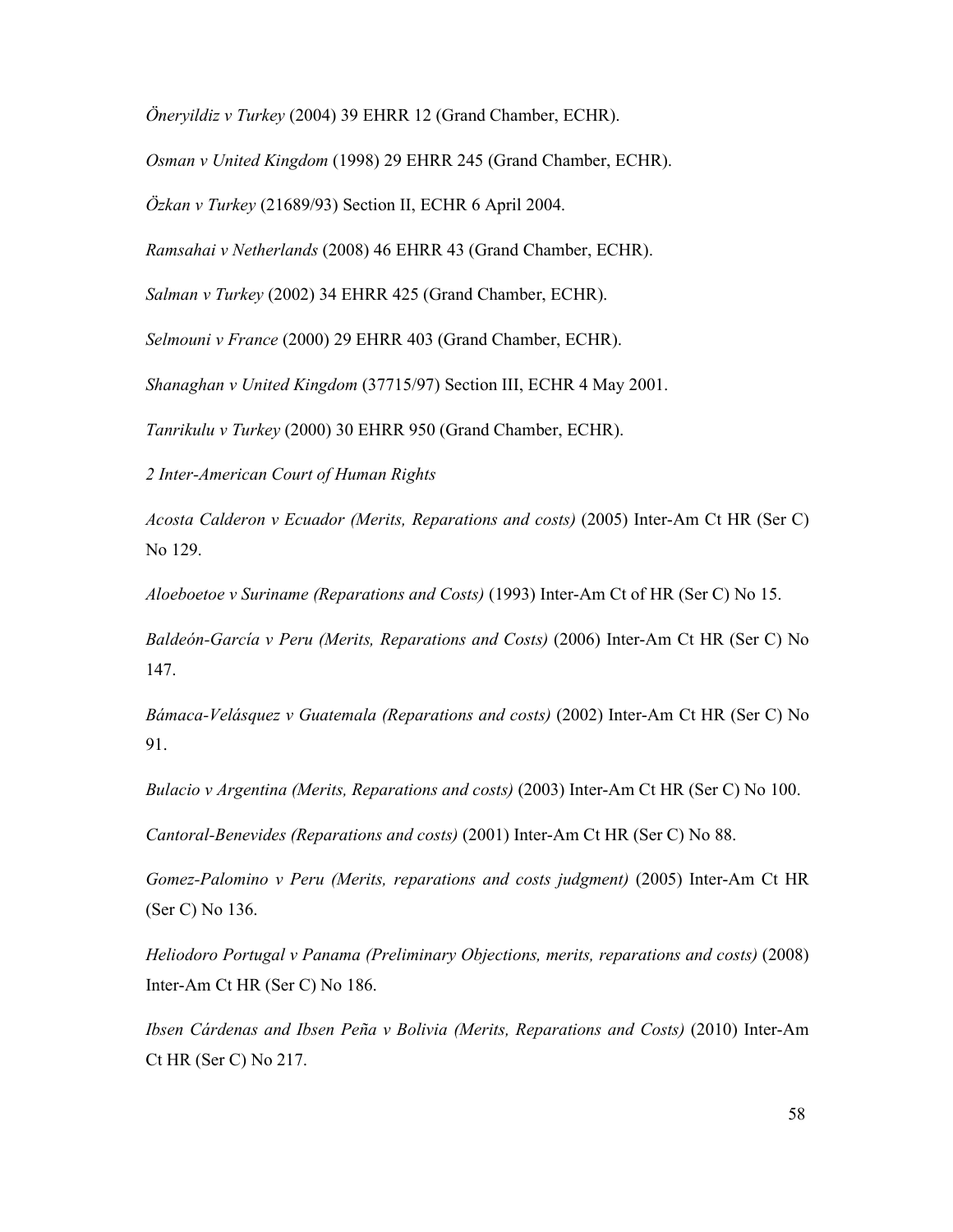*Öneryildiz v Turkey* (2004) 39 EHRR 12 (Grand Chamber, ECHR).

*Osman v United Kingdom* (1998) 29 EHRR 245 (Grand Chamber, ECHR).

*Özkan v Turkey* (21689/93) Section II, ECHR 6 April 2004.

*Ramsahai v Netherlands* (2008) 46 EHRR 43 (Grand Chamber, ECHR).

*Salman v Turkey* (2002) 34 EHRR 425 (Grand Chamber, ECHR).

*Selmouni v France* (2000) 29 EHRR 403 (Grand Chamber, ECHR).

*Shanaghan v United Kingdom* (37715/97) Section III, ECHR 4 May 2001.

*Tanrikulu v Turkey* (2000) 30 EHRR 950 (Grand Chamber, ECHR).

*2 Inter-American Court of Human Rights*

*Acosta Calderon v Ecuador (Merits, Reparations and costs)* (2005) Inter-Am Ct HR (Ser C) No 129.

*Aloeboetoe v Suriname (Reparations and Costs)* (1993) Inter-Am Ct of HR (Ser C) No 15.

*Baldeón-García v Peru (Merits, Reparations and Costs)* (2006) Inter-Am Ct HR (Ser C) No 147.

*Bámaca-Velásquez v Guatemala (Reparations and costs)* (2002) Inter-Am Ct HR (Ser C) No 91.

*Bulacio v Argentina (Merits, Reparations and costs)* (2003) Inter-Am Ct HR (Ser C) No 100.

*Cantoral-Benevides (Reparations and costs)* (2001) Inter-Am Ct HR (Ser C) No 88.

*Gomez-Palomino v Peru (Merits, reparations and costs judgment)* (2005) Inter-Am Ct HR (Ser C) No 136.

*Heliodoro Portugal v Panama (Preliminary Objections, merits, reparations and costs)* (2008) Inter-Am Ct HR (Ser C) No 186.

*Ibsen Cárdenas and Ibsen Peña v Bolivia (Merits, Reparations and Costs)* (2010) Inter-Am Ct HR (Ser C) No 217.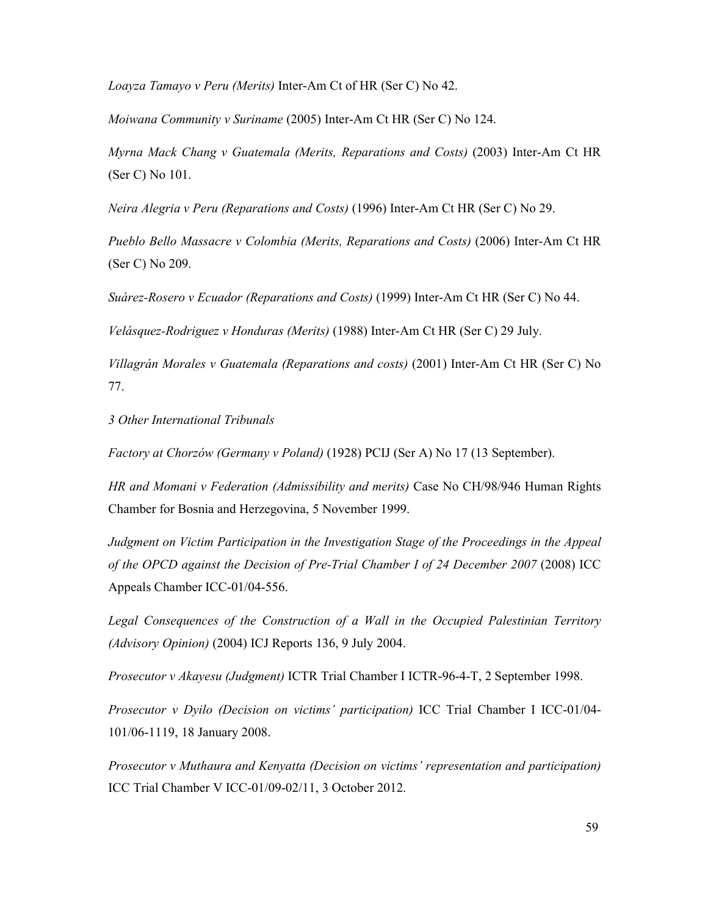*Loayza Tamayo v Peru (Merits)* Inter-Am Ct of HR (Ser C) No 42.

*Moiwana Community v Suriname* (2005) Inter-Am Ct HR (Ser C) No 124.

*Myrna Mack Chang v Guatemala (Merits, Reparations and Costs)* (2003) Inter-Am Ct HR (Ser C) No 101.

*Neira Alegria v Peru (Reparations and Costs)* (1996) Inter-Am Ct HR (Ser C) No 29.

*Pueblo Bello Massacre v Colombia (Merits, Reparations and Costs)* (2006) Inter-Am Ct HR (Ser C) No 209.

*Suárez-Rosero v Ecuador (Reparations and Costs)* (1999) Inter-Am Ct HR (Ser C) No 44.

*Velásquez-Rodriguez v Honduras (Merits)* (1988) Inter-Am Ct HR (Ser C) 29 July.

*Villagrán Morales v Guatemala (Reparations and costs)* (2001) Inter-Am Ct HR (Ser C) No 77.

*3 Other International Tribunals*

*Factory at Chorzów (Germany v Poland)* (1928) PCIJ (Ser A) No 17 (13 September).

*HR and Momani v Federation (Admissibility and merits)* Case No CH/98/946 Human Rights Chamber for Bosnia and Herzegovina, 5 November 1999.

*Judgment on Victim Participation in the Investigation Stage of the Proceedings in the Appeal of the OPCD against the Decision of Pre-Trial Chamber I of 24 December 2007* (2008) ICC Appeals Chamber ICC-01/04-556.

*Legal Consequences of the Construction of a Wall in the Occupied Palestinian Territory (Advisory Opinion)* (2004) ICJ Reports 136, 9 July 2004.

*Prosecutor v Akayesu (Judgment)* ICTR Trial Chamber I ICTR-96-4-T, 2 September 1998.

*Prosecutor v Dyilo (Decision on victims' participation)* ICC Trial Chamber I ICC-01/04-101/06-1119, 18 January 2008.

*Prosecutor v Muthaura and Kenyatta (Decision on victims' representation and participation)* ICC Trial Chamber V ICC-01/09-02/11, 3 October 2012.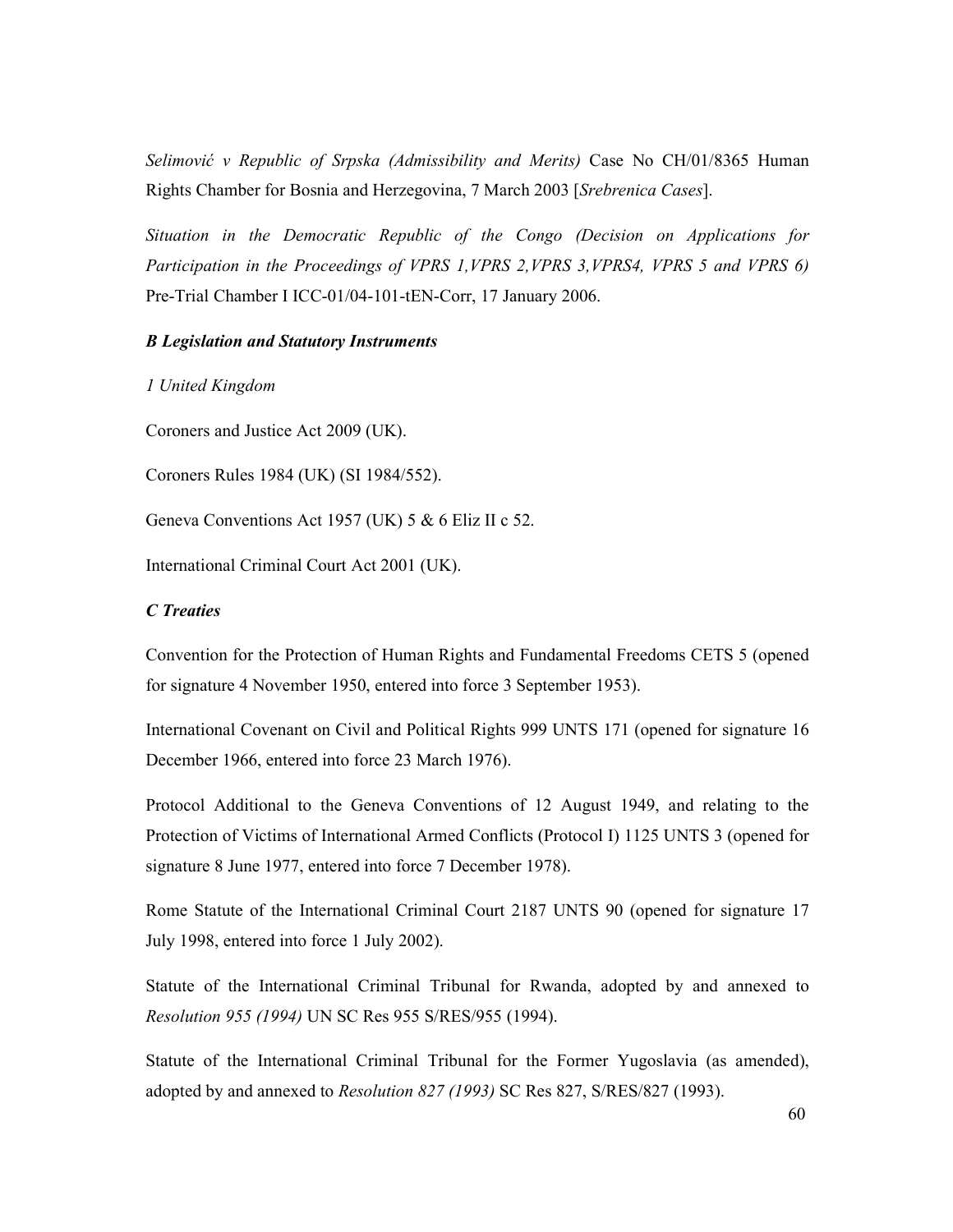*Selimović v Republic of Srpska (Admissibility and Merits)* Case No CH/01/8365 Human Rights Chamber for Bosnia and Herzegovina, 7 March 2003 [*Srebrenica Cases*].

*Situation in the Democratic Republic of the Congo (Decision on Applications for Participation in the Proceedings of VPRS 1,VPRS 2,VPRS 3,VPRS4, VPRS 5 and VPRS 6)* Pre-Trial Chamber I ICC-01/04-101-tEN-Corr, 17 January 2006.

***B Legislation and Statutory Instruments***

*1 United Kingdom*

Coroners and Justice Act 2009 (UK).

Coroners Rules 1984 (UK) (SI 1984/552).

Geneva Conventions Act 1957 (UK) 5 & 6 Eliz II c 52.

International Criminal Court Act 2001 (UK).

***C Treaties***

Convention for the Protection of Human Rights and Fundamental Freedoms CETS 5 (opened for signature 4 November 1950, entered into force 3 September 1953).

International Covenant on Civil and Political Rights 999 UNTS 171 (opened for signature 16 December 1966, entered into force 23 March 1976).

Protocol Additional to the Geneva Conventions of 12 August 1949, and relating to the Protection of Victims of International Armed Conflicts (Protocol I) 1125 UNTS 3 (opened for signature 8 June 1977, entered into force 7 December 1978).

Rome Statute of the International Criminal Court 2187 UNTS 90 (opened for signature 17 July 1998, entered into force 1 July 2002).

Statute of the International Criminal Tribunal for Rwanda, adopted by and annexed to *Resolution 955 (1994)* UN SC Res 955 S/RES/955 (1994).

Statute of the International Criminal Tribunal for the Former Yugoslavia (as amended), adopted by and annexed to *Resolution 827 (1993)* SC Res 827, S/RES/827 (1993).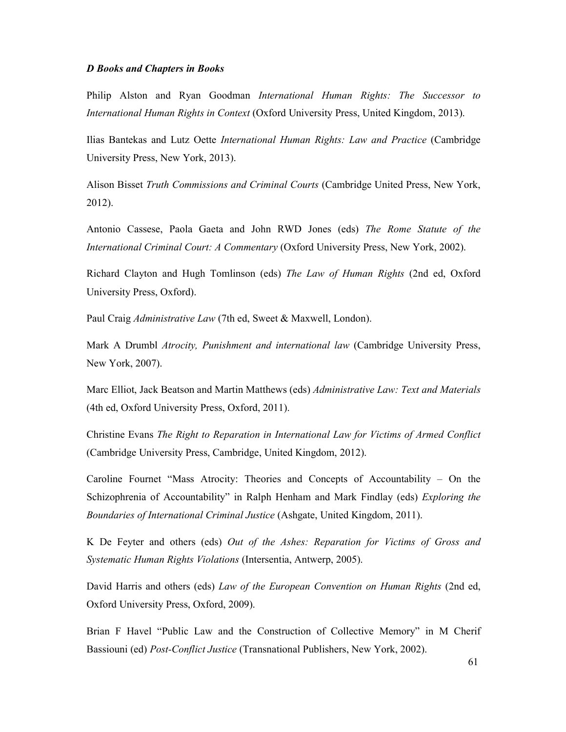### *D Books and Chapters in Books*

Philip Alston and Ryan Goodman *International Human Rights: The Successor to International Human Rights in Context* (Oxford University Press, United Kingdom, 2013).

Ilias Bantekas and Lutz Oette *International Human Rights: Law and Practice* (Cambridge University Press, New York, 2013).

Alison Bisset *Truth Commissions and Criminal Courts* (Cambridge United Press, New York, 2012).

Antonio Cassese, Paola Gaeta and John RWD Jones (eds) *The Rome Statute of the International Criminal Court: A Commentary* (Oxford University Press, New York, 2002).

Richard Clayton and Hugh Tomlinson (eds) *The Law of Human Rights* (2nd ed, Oxford University Press, Oxford).

Paul Craig *Administrative Law* (7th ed, Sweet & Maxwell, London).

Mark A Drumbl *Atrocity, Punishment and international law* (Cambridge University Press, New York, 2007).

Marc Elliot, Jack Beatson and Martin Matthews (eds) *Administrative Law: Text and Materials* (4th ed, Oxford University Press, Oxford, 2011).

Christine Evans *The Right to Reparation in International Law for Victims of Armed Conflict* (Cambridge University Press, Cambridge, United Kingdom, 2012).

Caroline Fournet "Mass Atrocity: Theories and Concepts of Accountability – On the Schizophrenia of Accountability" in Ralph Henham and Mark Findlay (eds) *Exploring the Boundaries of International Criminal Justice* (Ashgate, United Kingdom, 2011).

K De Feyter and others (eds) *Out of the Ashes: Reparation for Victims of Gross and Systematic Human Rights Violations* (Intersentia, Antwerp, 2005).

David Harris and others (eds) *Law of the European Convention on Human Rights* (2nd ed, Oxford University Press, Oxford, 2009).

Brian F Havel "Public Law and the Construction of Collective Memory" in M Cherif Bassiouni (ed) *Post-Conflict Justice* (Transnational Publishers, New York, 2002).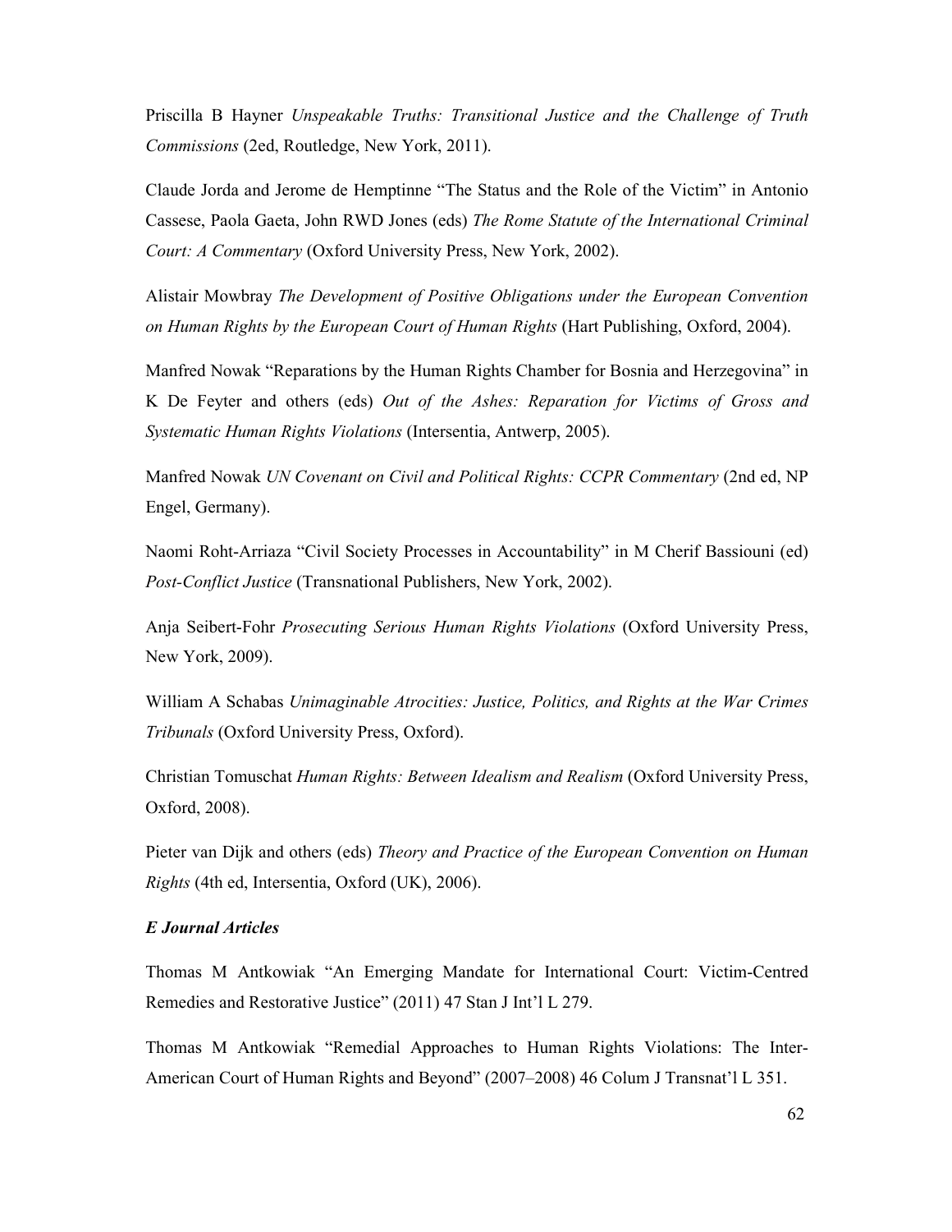Priscilla B Hayner *Unspeakable Truths: Transitional Justice and the Challenge of Truth Commissions* (2ed, Routledge, New York, 2011).

Claude Jorda and Jerome de Hemptinne "The Status and the Role of the Victim" in Antonio Cassese, Paola Gaeta, John RWD Jones (eds) *The Rome Statute of the International Criminal Court: A Commentary* (Oxford University Press, New York, 2002).

Alistair Mowbray *The Development of Positive Obligations under the European Convention on Human Rights by the European Court of Human Rights* (Hart Publishing, Oxford, 2004).

Manfred Nowak "Reparations by the Human Rights Chamber for Bosnia and Herzegovina" in K De Feyter and others (eds) *Out of the Ashes: Reparation for Victims of Gross and Systematic Human Rights Violations* (Intersentia, Antwerp, 2005).

Manfred Nowak *UN Covenant on Civil and Political Rights: CCPR Commentary* (2nd ed, NP Engel, Germany).

Naomi Roht-Arriaza "Civil Society Processes in Accountability" in M Cherif Bassiouni (ed) *Post-Conflict Justice* (Transnational Publishers, New York, 2002).

Anja Seibert-Fohr *Prosecuting Serious Human Rights Violations* (Oxford University Press, New York, 2009).

William A Schabas *Unimaginable Atrocities: Justice, Politics, and Rights at the War Crimes Tribunals* (Oxford University Press, Oxford).

Christian Tomuschat *Human Rights: Between Idealism and Realism* (Oxford University Press, Oxford, 2008).

Pieter van Dijk and others (eds) *Theory and Practice of the European Convention on Human Rights* (4th ed, Intersentia, Oxford (UK), 2006).

***E Journal Articles***

Thomas M Antkowiak "An Emerging Mandate for International Court: Victim-Centred Remedies and Restorative Justice" (2011) 47 Stan J Int'l L 279.

Thomas M Antkowiak "Remedial Approaches to Human Rights Violations: The Inter-American Court of Human Rights and Beyond" (2007–2008) 46 Colum J Transnat'l L 351.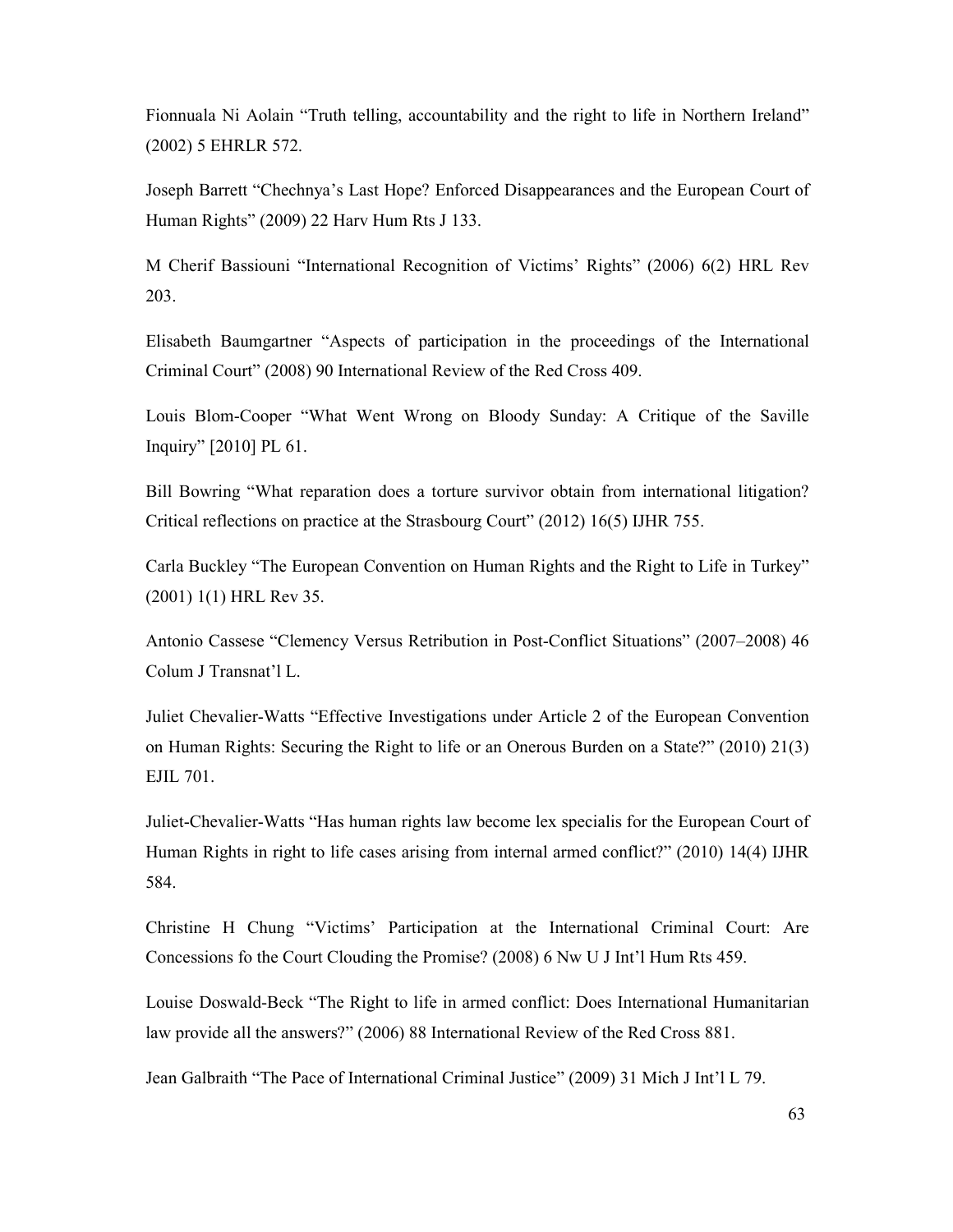Fionnuala Ni Aolain "Truth telling, accountability and the right to life in Northern Ireland" (2002) 5 EHRLR 572.

Joseph Barrett "Chechnya's Last Hope? Enforced Disappearances and the European Court of Human Rights" (2009) 22 Harv Hum Rts J 133.

M Cherif Bassiouni "International Recognition of Victims' Rights" (2006) 6(2) HRL Rev 203.

Elisabeth Baumgartner "Aspects of participation in the proceedings of the International Criminal Court" (2008) 90 International Review of the Red Cross 409.

Louis Blom-Cooper "What Went Wrong on Bloody Sunday: A Critique of the Saville Inquiry" [2010] PL 61.

Bill Bowring "What reparation does a torture survivor obtain from international litigation? Critical reflections on practice at the Strasbourg Court" (2012) 16(5) IJHR 755.

Carla Buckley "The European Convention on Human Rights and the Right to Life in Turkey" (2001) 1(1) HRL Rev 35.

Antonio Cassese "Clemency Versus Retribution in Post-Conflict Situations" (2007–2008) 46 Colum J Transnat'l L.

Juliet Chevalier-Watts "Effective Investigations under Article 2 of the European Convention on Human Rights: Securing the Right to life or an Onerous Burden on a State?" (2010) 21(3) EJIL 701.

Juliet-Chevalier-Watts "Has human rights law become lex specialis for the European Court of Human Rights in right to life cases arising from internal armed conflict?" (2010) 14(4) IJHR 584.

Christine H Chung "Victims' Participation at the International Criminal Court: Are Concessions fo the Court Clouding the Promise? (2008) 6 Nw U J Int'l Hum Rts 459.

Louise Doswald-Beck "The Right to life in armed conflict: Does International Humanitarian law provide all the answers?" (2006) 88 International Review of the Red Cross 881.

Jean Galbraith "The Pace of International Criminal Justice" (2009) 31 Mich J Int'l L 79.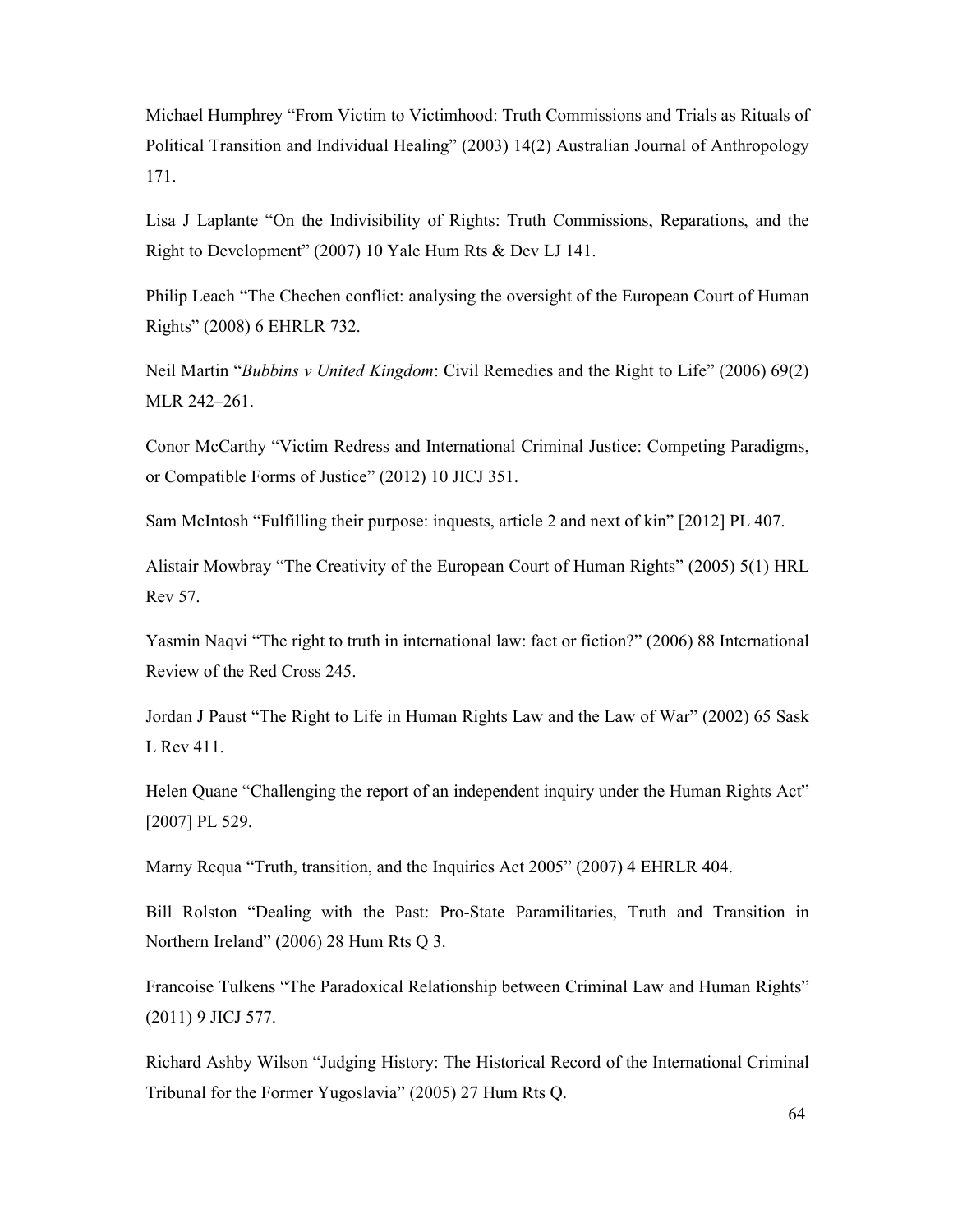Michael Humphrey "From Victim to Victimhood: Truth Commissions and Trials as Rituals of Political Transition and Individual Healing" (2003) 14(2) Australian Journal of Anthropology 171.

Lisa J Laplante "On the Indivisibility of Rights: Truth Commissions, Reparations, and the Right to Development" (2007) 10 Yale Hum Rts & Dev LJ 141.

Philip Leach "The Chechen conflict: analysing the oversight of the European Court of Human Rights" (2008) 6 EHRLR 732.

Neil Martin "*Bubbins v United Kingdom*: Civil Remedies and the Right to Life" (2006) 69(2) MLR 242–261.

Conor McCarthy "Victim Redress and International Criminal Justice: Competing Paradigms, or Compatible Forms of Justice" (2012) 10 JICJ 351.

Sam McIntosh "Fulfilling their purpose: inquests, article 2 and next of kin" [2012] PL 407.

Alistair Mowbray "The Creativity of the European Court of Human Rights" (2005) 5(1) HRL Rev 57.

Yasmin Naqvi "The right to truth in international law: fact or fiction?" (2006) 88 International Review of the Red Cross 245.

Jordan J Paust "The Right to Life in Human Rights Law and the Law of War" (2002) 65 Sask L Rev 411.

Helen Quane "Challenging the report of an independent inquiry under the Human Rights Act" [2007] PL 529.

Marny Requa "Truth, transition, and the Inquiries Act 2005" (2007) 4 EHRLR 404.

Bill Rolston "Dealing with the Past: Pro-State Paramilitaries, Truth and Transition in Northern Ireland" (2006) 28 Hum Rts Q 3.

Francoise Tulkens "The Paradoxical Relationship between Criminal Law and Human Rights" (2011) 9 JICJ 577.

Richard Ashby Wilson "Judging History: The Historical Record of the International Criminal Tribunal for the Former Yugoslavia" (2005) 27 Hum Rts Q.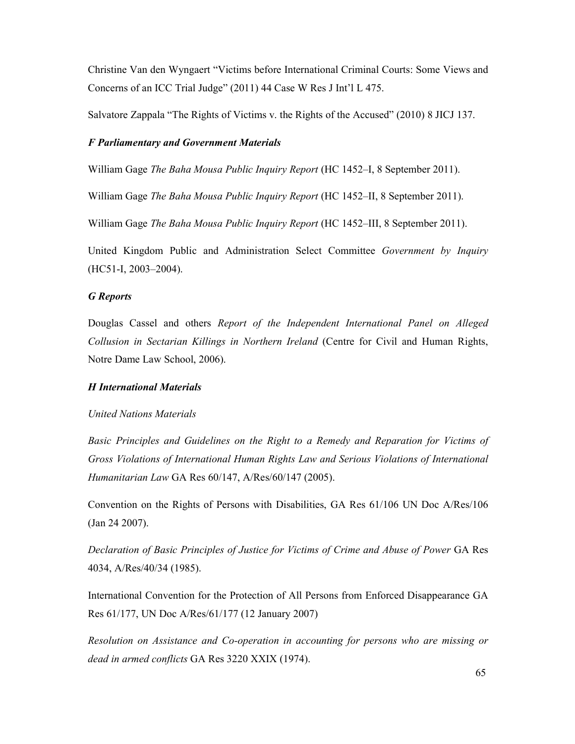Christine Van den Wyngaert "Victims before International Criminal Courts: Some Views and Concerns of an ICC Trial Judge" (2011) 44 Case W Res J Int'l L 475.

Salvatore Zappala "The Rights of Victims v. the Rights of the Accused" (2010) 8 JICJ 137.

### *F Parliamentary and Government Materials*

William Gage *The Baha Mousa Public Inquiry Report* (HC 1452–I, 8 September 2011).

William Gage *The Baha Mousa Public Inquiry Report* (HC 1452–II, 8 September 2011).

William Gage *The Baha Mousa Public Inquiry Report* (HC 1452–III, 8 September 2011).

United Kingdom Public and Administration Select Committee *Government by Inquiry* (HC51-I, 2003–2004).

### *G Reports*

Douglas Cassel and others *Report of the Independent International Panel on Alleged Collusion in Sectarian Killings in Northern Ireland* (Centre for Civil and Human Rights, Notre Dame Law School, 2006).

### *H International Materials*

*United Nations Materials*

*Basic Principles and Guidelines on the Right to a Remedy and Reparation for Victims of Gross Violations of International Human Rights Law and Serious Violations of International Humanitarian Law* GA Res 60/147, A/Res/60/147 (2005).

Convention on the Rights of Persons with Disabilities, GA Res 61/106 UN Doc A/Res/106 (Jan 24 2007).

*Declaration of Basic Principles of Justice for Victims of Crime and Abuse of Power* GA Res 4034, A/Res/40/34 (1985).

International Convention for the Protection of All Persons from Enforced Disappearance GA Res 61/177, UN Doc A/Res/61/177 (12 January 2007)

*Resolution on Assistance and Co-operation in accounting for persons who are missing or dead in armed conflicts* GA Res 3220 XXIX (1974).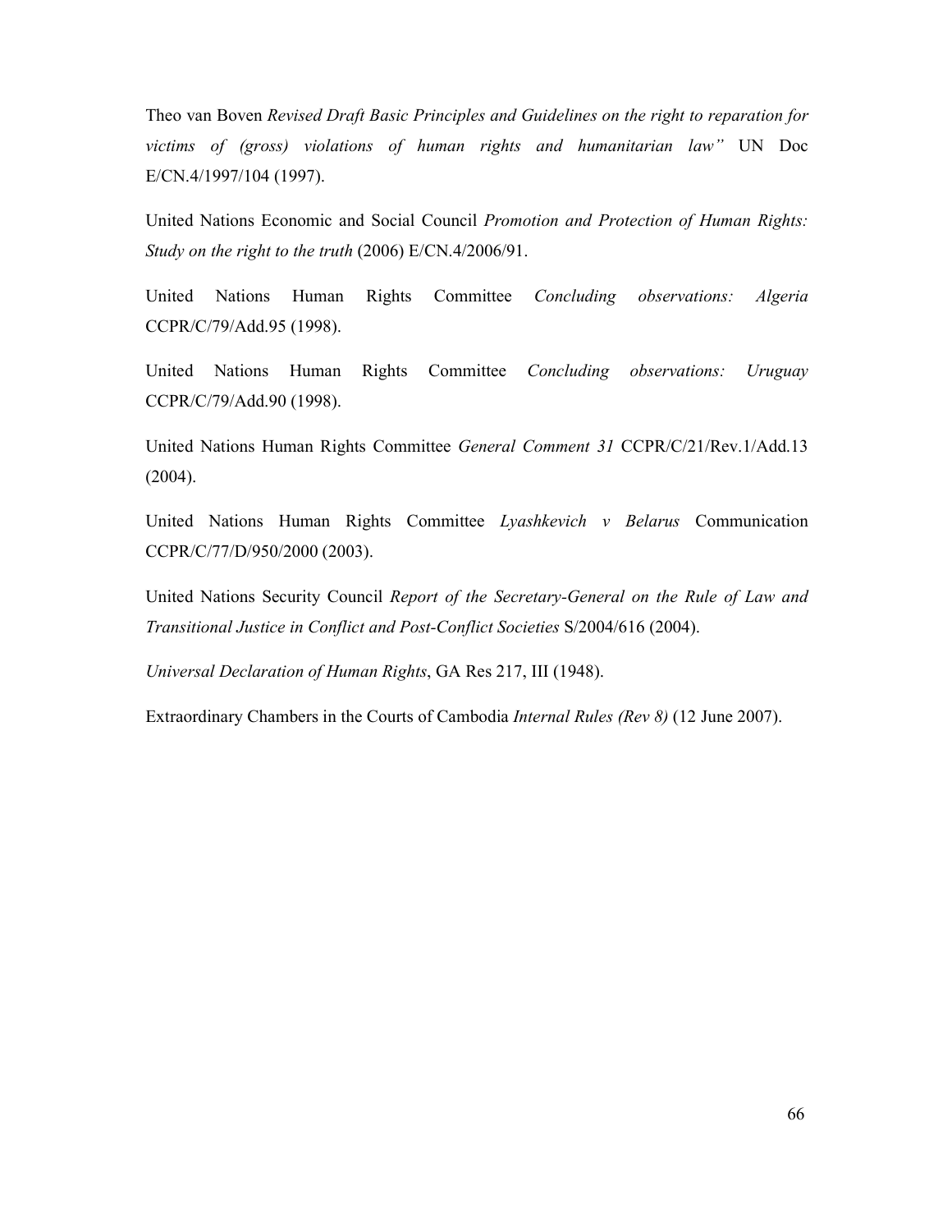Theo van Boven *Revised Draft Basic Principles and Guidelines on the right to reparation for victims of (gross) violations of human rights and humanitarian law"* UN Doc E/CN.4/1997/104 (1997).

United Nations Economic and Social Council *Promotion and Protection of Human Rights: Study on the right to the truth* (2006) E/CN.4/2006/91.

United Nations Human Rights Committee *Concluding observations: Algeria* CCPR/C/79/Add.95 (1998).

United Nations Human Rights Committee *Concluding observations: Uruguay* CCPR/C/79/Add.90 (1998).

United Nations Human Rights Committee *General Comment 31* CCPR/C/21/Rev.1/Add.13 (2004).

United Nations Human Rights Committee *Lyashkevich v Belarus* Communication CCPR/C/77/D/950/2000 (2003).

United Nations Security Council *Report of the Secretary-General on the Rule of Law and Transitional Justice in Conflict and Post-Conflict Societies* S/2004/616 (2004).

*Universal Declaration of Human Rights*, GA Res 217, III (1948).

Extraordinary Chambers in the Courts of Cambodia *Internal Rules (Rev 8)* (12 June 2007).